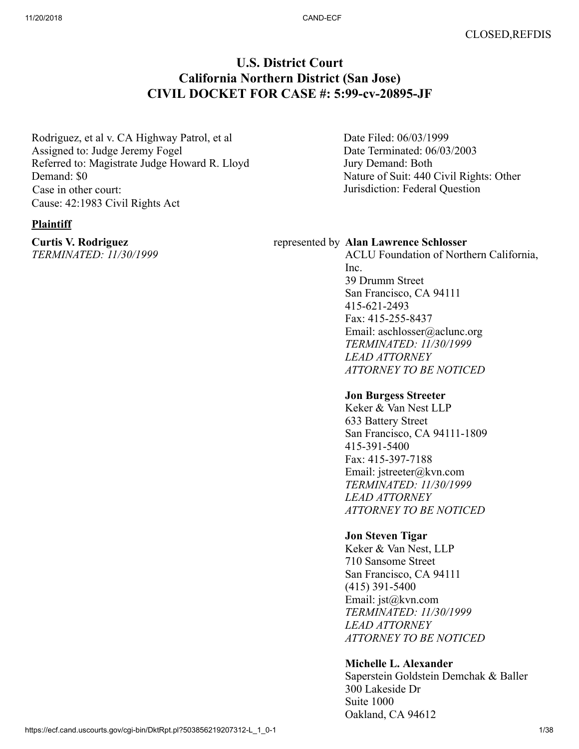CLOSED,REFDIS

# U.S. District Court
# California Northern District (San Jose)
# CIVIL DOCKET FOR CASE #: 5:99-cv-20895-JF

Rodriguez, et al v. CA Highway Patrol, et al
Assigned to: Judge Jeremy Fogel
Referred to: Magistrate Judge Howard R. Lloyd
Demand: $0
Case in other court:
Cause: 42:1983 Civil Rights Act

Date Filed: 06/03/1999
Date Terminated: 06/03/2003
Jury Demand: Both
Nature of Suit: 440 Civil Rights: Other
Jurisdiction: Federal Question

**Plaintiff**

**Curtis V. Rodriguez**
*TERMINATED: 11/30/1999*

represented by **Alan Lawrence Schlosser**
ACLU Foundation of Northern California, Inc.
39 Drumm Street
San Francisco, CA 94111
415-621-2493
Fax: 415-255-8437
Email: aschlosser@aclunc.org
*TERMINATED: 11/30/1999*
*LEAD ATTORNEY*
*ATTORNEY TO BE NOTICED*

**Jon Burgess Streeter**
Keker & Van Nest LLP
633 Battery Street
San Francisco, CA 94111-1809
415-391-5400
Fax: 415-397-7188
Email: jstreeter@kvn.com
*TERMINATED: 11/30/1999*
*LEAD ATTORNEY*
*ATTORNEY TO BE NOTICED*

**Jon Steven Tigar**
Keker & Van Nest, LLP
710 Sansome Street
San Francisco, CA 94111
(415) 391-5400
Email: jst@kvn.com
*TERMINATED: 11/30/1999*
*LEAD ATTORNEY*
*ATTORNEY TO BE NOTICED*

**Michelle L. Alexander**
Saperstein Goldstein Demchak & Baller
300 Lakeside Dr
Suite 1000
Oakland, CA 94612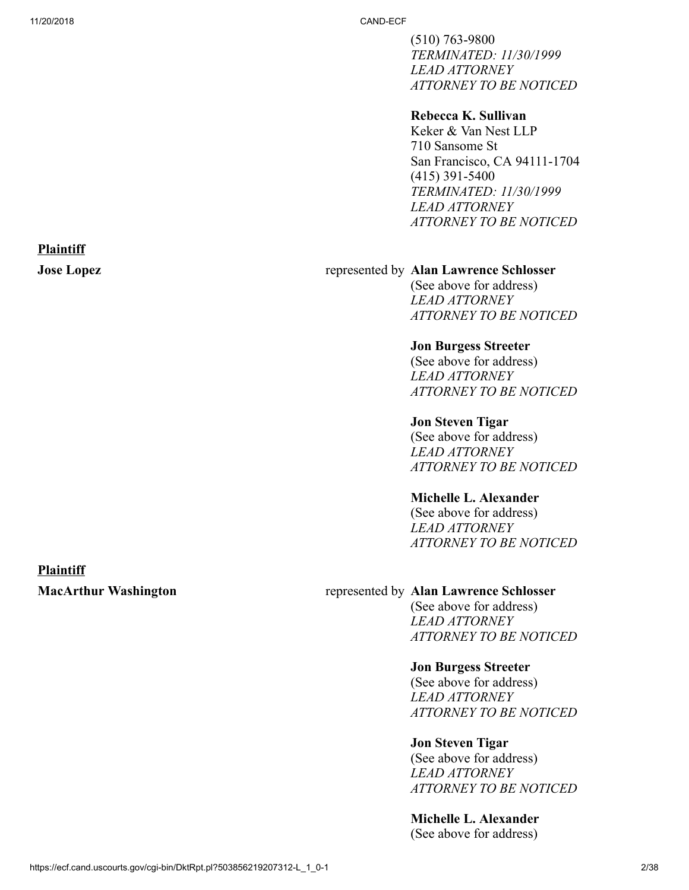(510) 763-9800
*TERMINATED: 11/30/1999*
*LEAD ATTORNEY*
*ATTORNEY TO BE NOTICED*

**Rebecca K. Sullivan**
Keker & Van Nest LLP
710 Sansome St
San Francisco, CA 94111-1704
(415) 391-5400
*TERMINATED: 11/30/1999*
*LEAD ATTORNEY*
*ATTORNEY TO BE NOTICED*

**Plaintiff**

**Jose Lopez** represented by **Alan Lawrence Schlosser**
(See above for address)
*LEAD ATTORNEY*
*ATTORNEY TO BE NOTICED*

**Jon Burgess Streeter**
(See above for address)
*LEAD ATTORNEY*
*ATTORNEY TO BE NOTICED*

**Jon Steven Tigar**
(See above for address)
*LEAD ATTORNEY*
*ATTORNEY TO BE NOTICED*

**Michelle L. Alexander**
(See above for address)
*LEAD ATTORNEY*
*ATTORNEY TO BE NOTICED*

**Plaintiff**

**MacArthur Washington** represented by **Alan Lawrence Schlosser**
(See above for address)
*LEAD ATTORNEY*
*ATTORNEY TO BE NOTICED*

**Jon Burgess Streeter**
(See above for address)
*LEAD ATTORNEY*
*ATTORNEY TO BE NOTICED*

**Jon Steven Tigar**
(See above for address)
*LEAD ATTORNEY*
*ATTORNEY TO BE NOTICED*

**Michelle L. Alexander**
(See above for address)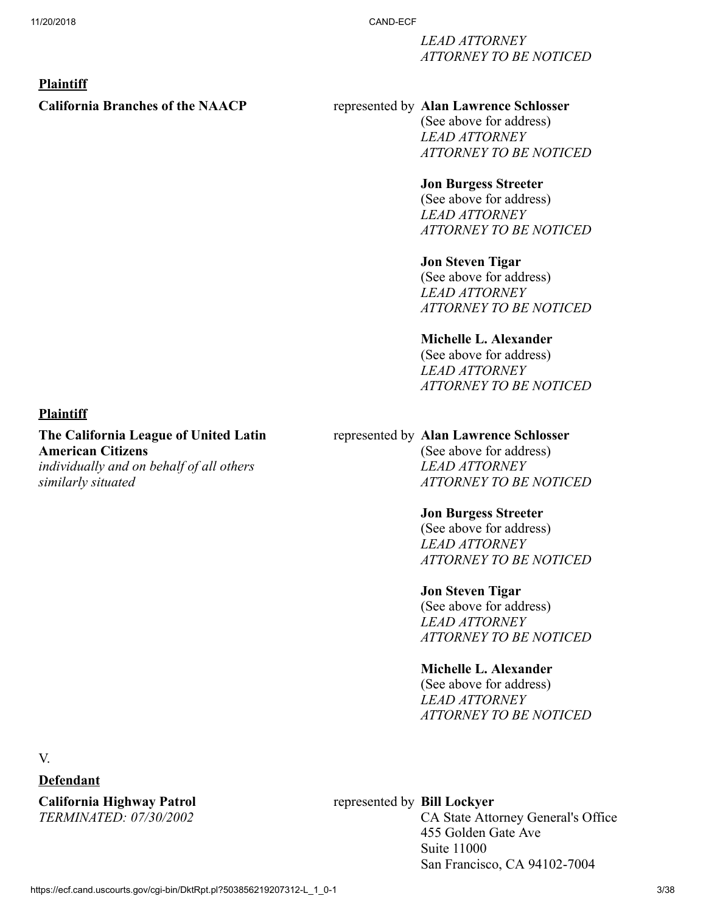*LEAD ATTORNEY*
*ATTORNEY TO BE NOTICED*

**Plaintiff**

**California Branches of the NAACP** represented by **Alan Lawrence Schlosser**
(See above for address)
*LEAD ATTORNEY*
*ATTORNEY TO BE NOTICED*

**Jon Burgess Streeter**
(See above for address)
*LEAD ATTORNEY*
*ATTORNEY TO BE NOTICED*

**Jon Steven Tigar**
(See above for address)
*LEAD ATTORNEY*
*ATTORNEY TO BE NOTICED*

**Michelle L. Alexander**
(See above for address)
*LEAD ATTORNEY*
*ATTORNEY TO BE NOTICED*

**Plaintiff**

**The California League of United Latin American Citizens**
*individually and on behalf of all others similarly situated*
represented by **Alan Lawrence Schlosser**
(See above for address)
*LEAD ATTORNEY*
*ATTORNEY TO BE NOTICED*

**Jon Burgess Streeter**
(See above for address)
*LEAD ATTORNEY*
*ATTORNEY TO BE NOTICED*

**Jon Steven Tigar**
(See above for address)
*LEAD ATTORNEY*
*ATTORNEY TO BE NOTICED*

**Michelle L. Alexander**
(See above for address)
*LEAD ATTORNEY*
*ATTORNEY TO BE NOTICED*

V.

**Defendant**

**California Highway Patrol**
*TERMINATED: 07/30/2002*
represented by **Bill Lockyer**
CA State Attorney General's Office
455 Golden Gate Ave
Suite 11000
San Francisco, CA 94102-7004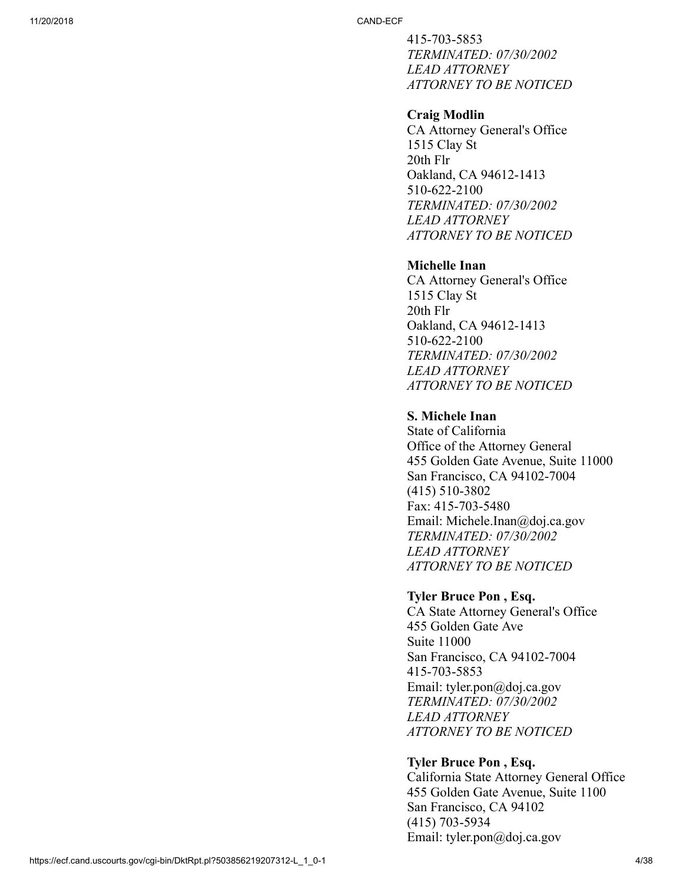415-703-5853
*TERMINATED: 07/30/2002*
*LEAD ATTORNEY*
*ATTORNEY TO BE NOTICED*

**Craig Modlin**
CA Attorney General's Office
1515 Clay St
20th Flr
Oakland, CA 94612-1413
510-622-2100
*TERMINATED: 07/30/2002*
*LEAD ATTORNEY*
*ATTORNEY TO BE NOTICED*

**Michelle Inan**
CA Attorney General's Office
1515 Clay St
20th Flr
Oakland, CA 94612-1413
510-622-2100
*TERMINATED: 07/30/2002*
*LEAD ATTORNEY*
*ATTORNEY TO BE NOTICED*

**S. Michele Inan**
State of California
Office of the Attorney General
455 Golden Gate Avenue, Suite 11000
San Francisco, CA 94102-7004
(415) 510-3802
Fax: 415-703-5480
Email: Michele.Inan@doj.ca.gov
*TERMINATED: 07/30/2002*
*LEAD ATTORNEY*
*ATTORNEY TO BE NOTICED*

**Tyler Bruce Pon , Esq.**
CA State Attorney General's Office
455 Golden Gate Ave
Suite 11000
San Francisco, CA 94102-7004
415-703-5853
Email: tyler.pon@doj.ca.gov
*TERMINATED: 07/30/2002*
*LEAD ATTORNEY*
*ATTORNEY TO BE NOTICED*

**Tyler Bruce Pon , Esq.**
California State Attorney General Office
455 Golden Gate Avenue, Suite 1100
San Francisco, CA 94102
(415) 703-5934
Email: tyler.pon@doj.ca.gov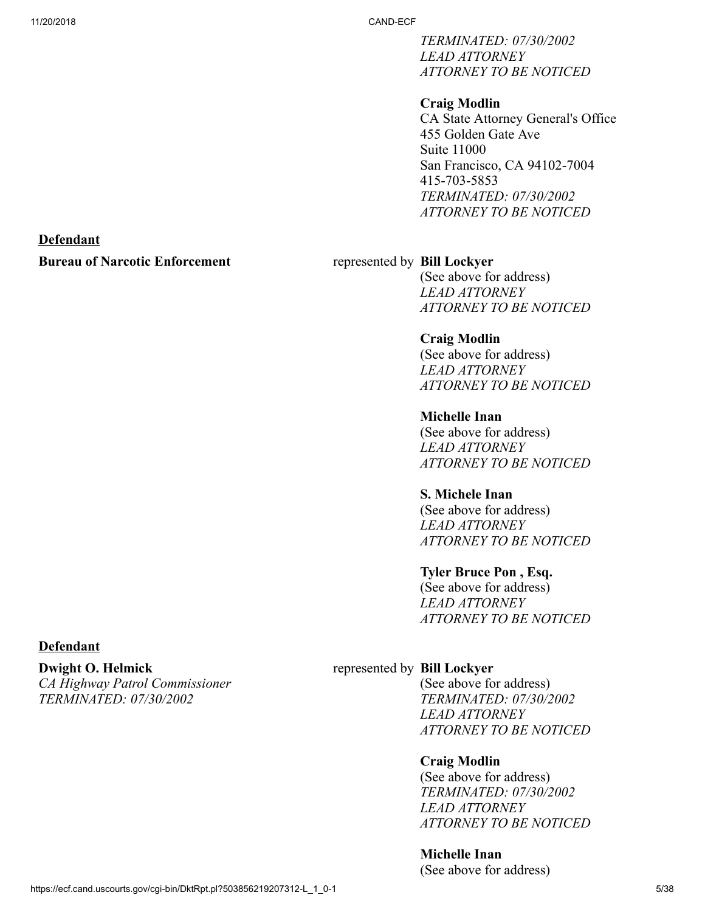*TERMINATED: 07/30/2002*
*LEAD ATTORNEY*
*ATTORNEY TO BE NOTICED*

**Craig Modlin**
CA State Attorney General's Office
455 Golden Gate Ave
Suite 11000
San Francisco, CA 94102-7004
415-703-5853
*TERMINATED: 07/30/2002*
*ATTORNEY TO BE NOTICED*

**Defendant**

**Bureau of Narcotic Enforcement** represented by **Bill Lockyer**
(See above for address)
*LEAD ATTORNEY*
*ATTORNEY TO BE NOTICED*

**Craig Modlin**
(See above for address)
*LEAD ATTORNEY*
*ATTORNEY TO BE NOTICED*

**Michelle Inan**
(See above for address)
*LEAD ATTORNEY*
*ATTORNEY TO BE NOTICED*

**S. Michele Inan**
(See above for address)
*LEAD ATTORNEY*
*ATTORNEY TO BE NOTICED*

**Tyler Bruce Pon , Esq.**
(See above for address)
*LEAD ATTORNEY*
*ATTORNEY TO BE NOTICED*

**Defendant**

**Dwight O. Helmick**
*CA Highway Patrol Commissioner*
*TERMINATED: 07/30/2002*

represented by **Bill Lockyer**
(See above for address)
*TERMINATED: 07/30/2002*
*LEAD ATTORNEY*
*ATTORNEY TO BE NOTICED*

**Craig Modlin**
(See above for address)
*TERMINATED: 07/30/2002*
*LEAD ATTORNEY*
*ATTORNEY TO BE NOTICED*

**Michelle Inan**
(See above for address)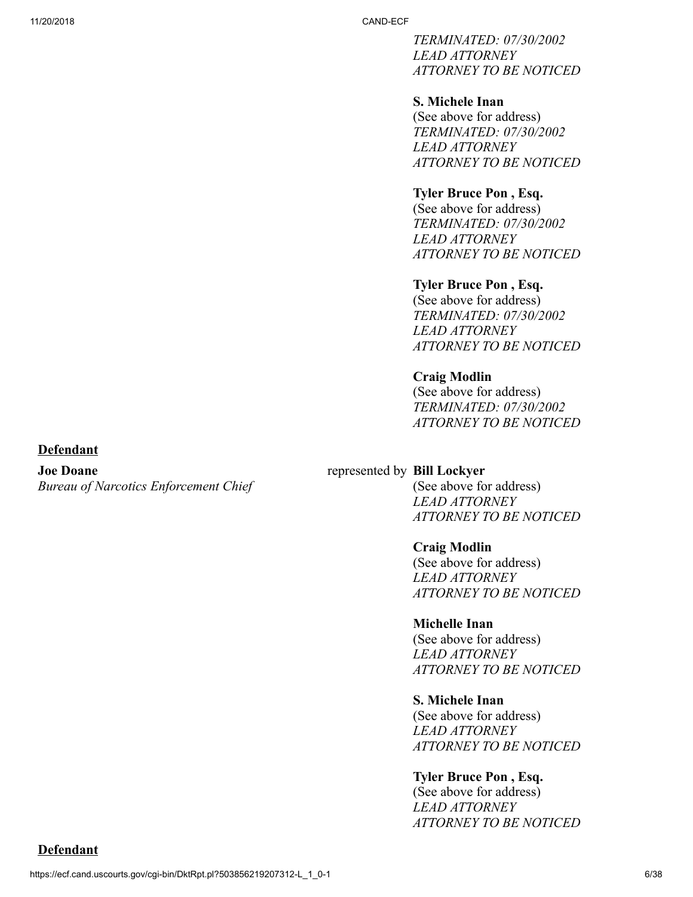*TERMINATED: 07/30/2002*
*LEAD ATTORNEY*
*ATTORNEY TO BE NOTICED*

**S. Michele Inan**
(See above for address)
*TERMINATED: 07/30/2002*
*LEAD ATTORNEY*
*ATTORNEY TO BE NOTICED*

**Tyler Bruce Pon , Esq.**
(See above for address)
*TERMINATED: 07/30/2002*
*LEAD ATTORNEY*
*ATTORNEY TO BE NOTICED*

**Tyler Bruce Pon , Esq.**
(See above for address)
*TERMINATED: 07/30/2002*
*LEAD ATTORNEY*
*ATTORNEY TO BE NOTICED*

**Craig Modlin**
(See above for address)
*TERMINATED: 07/30/2002*
*ATTORNEY TO BE NOTICED*

**Defendant**

**Joe Doane**
*Bureau of Narcotics Enforcement Chief*

represented by **Bill Lockyer**
(See above for address)
*LEAD ATTORNEY*
*ATTORNEY TO BE NOTICED*

**Craig Modlin**
(See above for address)
*LEAD ATTORNEY*
*ATTORNEY TO BE NOTICED*

**Michelle Inan**
(See above for address)
*LEAD ATTORNEY*
*ATTORNEY TO BE NOTICED*

**S. Michele Inan**
(See above for address)
*LEAD ATTORNEY*
*ATTORNEY TO BE NOTICED*

**Tyler Bruce Pon , Esq.**
(See above for address)
*LEAD ATTORNEY*
*ATTORNEY TO BE NOTICED*

**Defendant**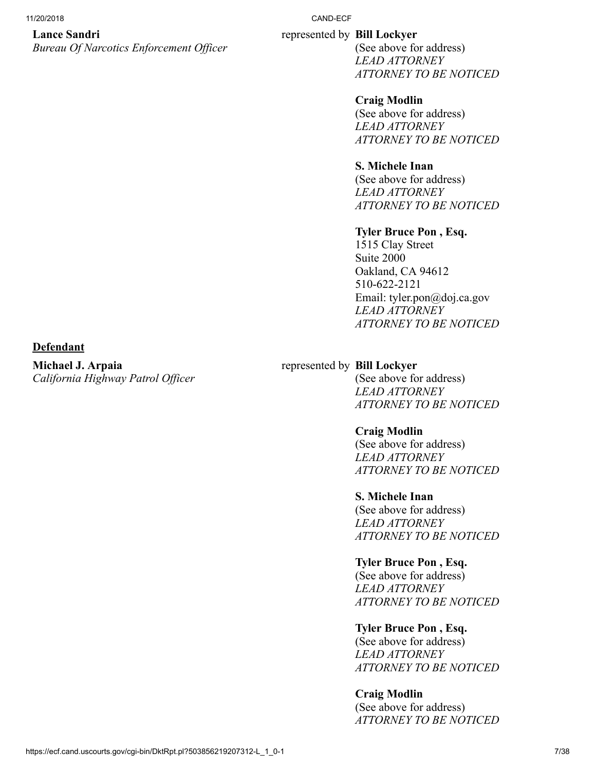**Lance Sandri**
*Bureau Of Narcotics Enforcement Officer*

represented by **Bill Lockyer**
(See above for address)
*LEAD ATTORNEY*
*ATTORNEY TO BE NOTICED*

**Craig Modlin**
(See above for address)
*LEAD ATTORNEY*
*ATTORNEY TO BE NOTICED*

**S. Michele Inan**
(See above for address)
*LEAD ATTORNEY*
*ATTORNEY TO BE NOTICED*

**Tyler Bruce Pon , Esq.**
1515 Clay Street
Suite 2000
Oakland, CA 94612
510-622-2121
Email: tyler.pon@doj.ca.gov
*LEAD ATTORNEY*
*ATTORNEY TO BE NOTICED*

**Defendant**

**Michael J. Arpaia**
*California Highway Patrol Officer*

represented by **Bill Lockyer**
(See above for address)
*LEAD ATTORNEY*
*ATTORNEY TO BE NOTICED*

**Craig Modlin**
(See above for address)
*LEAD ATTORNEY*
*ATTORNEY TO BE NOTICED*

**S. Michele Inan**
(See above for address)
*LEAD ATTORNEY*
*ATTORNEY TO BE NOTICED*

**Tyler Bruce Pon , Esq.**
(See above for address)
*LEAD ATTORNEY*
*ATTORNEY TO BE NOTICED*

**Tyler Bruce Pon , Esq.**
(See above for address)
*LEAD ATTORNEY*
*ATTORNEY TO BE NOTICED*

**Craig Modlin**
(See above for address)
*ATTORNEY TO BE NOTICED*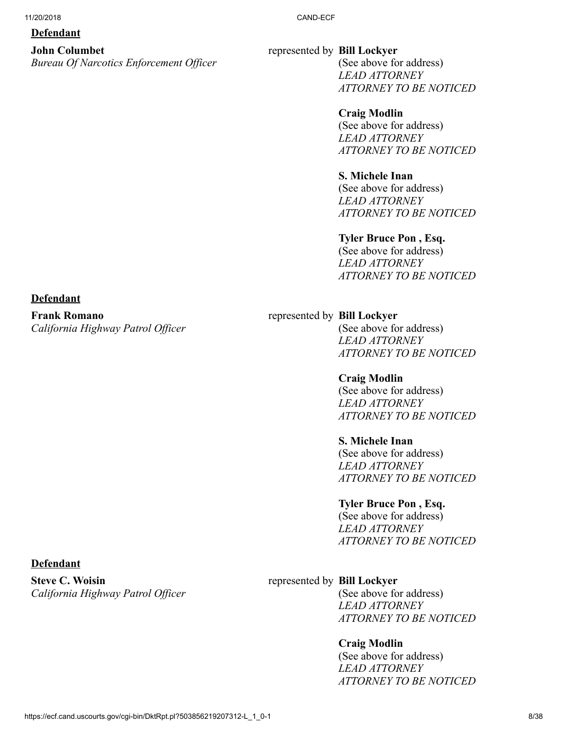**Defendant**

**John Columbet**
*Bureau Of Narcotics Enforcement Officer*

represented by **Bill Lockyer**
(See above for address)
*LEAD ATTORNEY*
*ATTORNEY TO BE NOTICED*

**Craig Modlin**
(See above for address)
*LEAD ATTORNEY*
*ATTORNEY TO BE NOTICED*

**S. Michele Inan**
(See above for address)
*LEAD ATTORNEY*
*ATTORNEY TO BE NOTICED*

**Tyler Bruce Pon , Esq.**
(See above for address)
*LEAD ATTORNEY*
*ATTORNEY TO BE NOTICED*

**Defendant**

**Frank Romano**
*California Highway Patrol Officer*

represented by **Bill Lockyer**
(See above for address)
*LEAD ATTORNEY*
*ATTORNEY TO BE NOTICED*

**Craig Modlin**
(See above for address)
*LEAD ATTORNEY*
*ATTORNEY TO BE NOTICED*

**S. Michele Inan**
(See above for address)
*LEAD ATTORNEY*
*ATTORNEY TO BE NOTICED*

**Tyler Bruce Pon , Esq.**
(See above for address)
*LEAD ATTORNEY*
*ATTORNEY TO BE NOTICED*

**Defendant**

**Steve C. Woisin**
*California Highway Patrol Officer*

represented by **Bill Lockyer**
(See above for address)
*LEAD ATTORNEY*
*ATTORNEY TO BE NOTICED*

**Craig Modlin**
(See above for address)
*LEAD ATTORNEY*
*ATTORNEY TO BE NOTICED*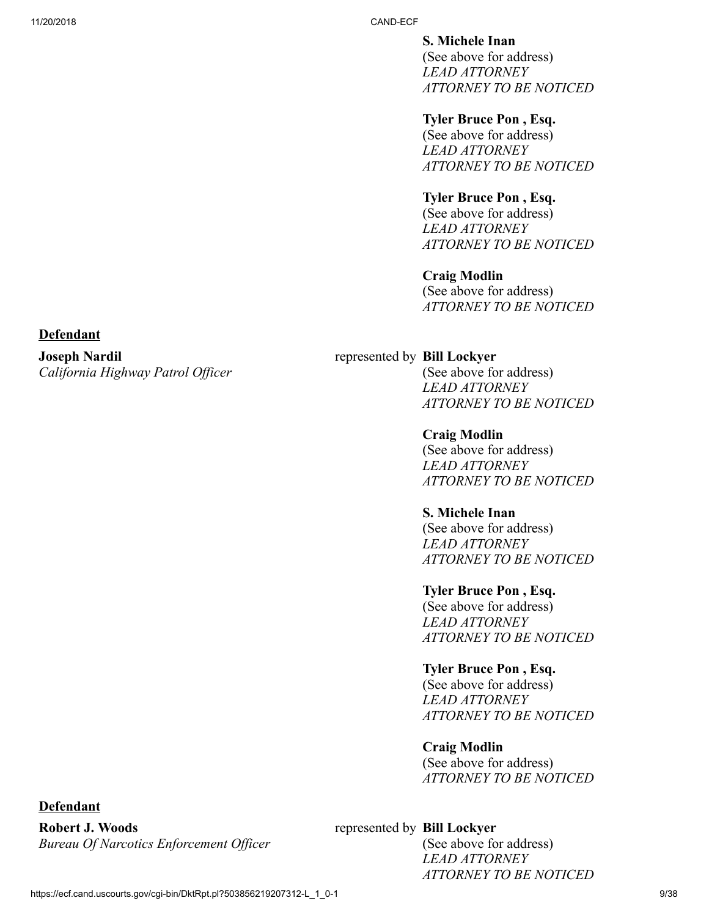**S. Michele Inan**
(See above for address)
*LEAD ATTORNEY*
*ATTORNEY TO BE NOTICED*

**Tyler Bruce Pon , Esq.**
(See above for address)
*LEAD ATTORNEY*
*ATTORNEY TO BE NOTICED*

**Tyler Bruce Pon , Esq.**
(See above for address)
*LEAD ATTORNEY*
*ATTORNEY TO BE NOTICED*

**Craig Modlin**
(See above for address)
*ATTORNEY TO BE NOTICED*

**Defendant**

**Joseph Nardil**
*California Highway Patrol Officer*

represented by **Bill Lockyer**
(See above for address)
*LEAD ATTORNEY*
*ATTORNEY TO BE NOTICED*

**Craig Modlin**
(See above for address)
*LEAD ATTORNEY*
*ATTORNEY TO BE NOTICED*

**S. Michele Inan**
(See above for address)
*LEAD ATTORNEY*
*ATTORNEY TO BE NOTICED*

**Tyler Bruce Pon , Esq.**
(See above for address)
*LEAD ATTORNEY*
*ATTORNEY TO BE NOTICED*

**Tyler Bruce Pon , Esq.**
(See above for address)
*LEAD ATTORNEY*
*ATTORNEY TO BE NOTICED*

**Craig Modlin**
(See above for address)
*ATTORNEY TO BE NOTICED*

**Defendant**

**Robert J. Woods**
*Bureau Of Narcotics Enforcement Officer*

represented by **Bill Lockyer**
(See above for address)
*LEAD ATTORNEY*
*ATTORNEY TO BE NOTICED*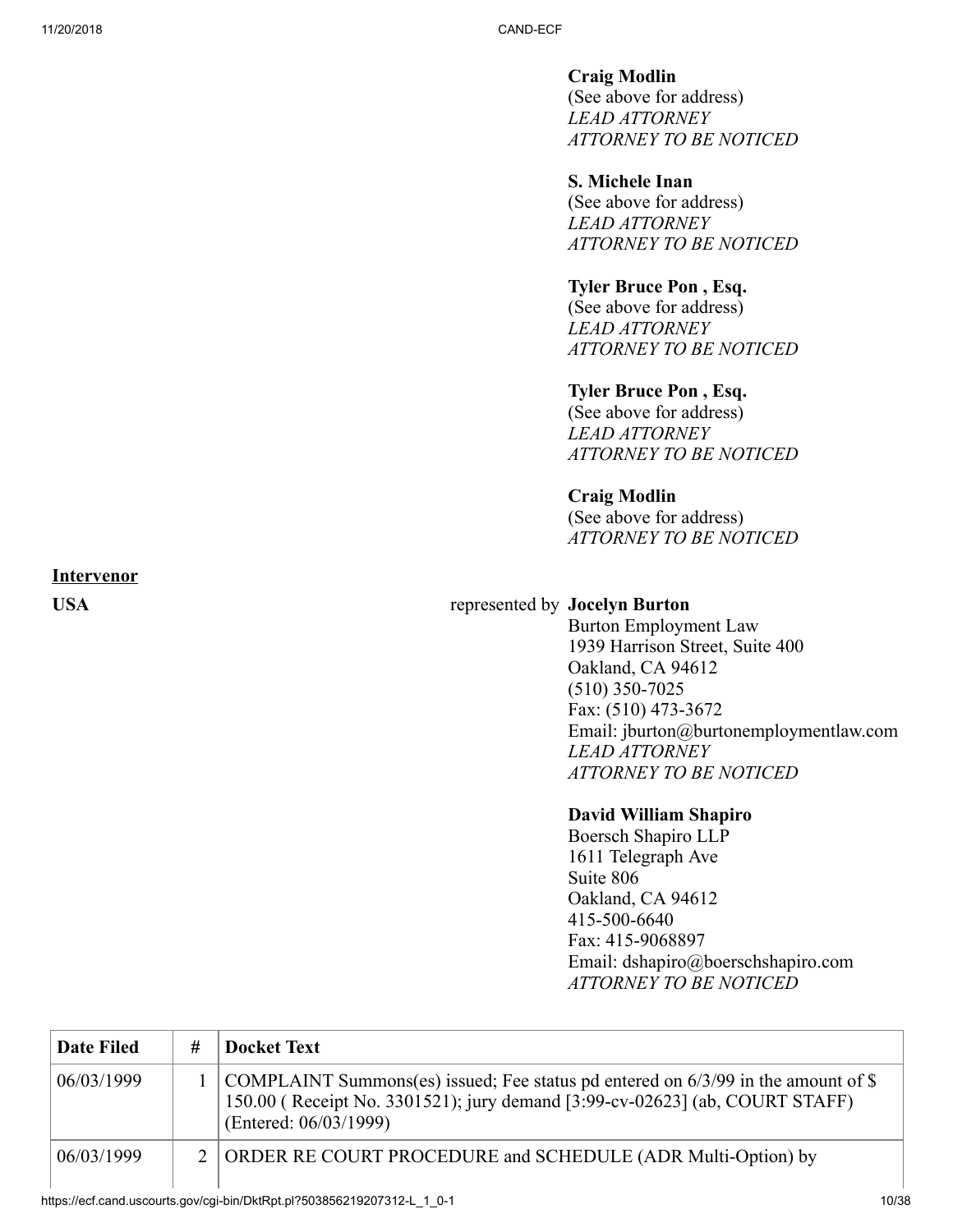**Craig Modlin**
(See above for address)
*LEAD ATTORNEY*
*ATTORNEY TO BE NOTICED*

**S. Michele Inan**
(See above for address)
*LEAD ATTORNEY*
*ATTORNEY TO BE NOTICED*

**Tyler Bruce Pon , Esq.**
(See above for address)
*LEAD ATTORNEY*
*ATTORNEY TO BE NOTICED*

**Tyler Bruce Pon , Esq.**
(See above for address)
*LEAD ATTORNEY*
*ATTORNEY TO BE NOTICED*

**Craig Modlin**
(See above for address)
*ATTORNEY TO BE NOTICED*

**Intervenor**

**USA** represented by **Jocelyn Burton**
Burton Employment Law
1939 Harrison Street, Suite 400
Oakland, CA 94612
(510) 350-7025
Fax: (510) 473-3672
Email: jburton@burtonemploymentlaw.com
*LEAD ATTORNEY*
*ATTORNEY TO BE NOTICED*

**David William Shapiro**
Boersch Shapiro LLP
1611 Telegraph Ave
Suite 806
Oakland, CA 94612
415-500-6640
Fax: 415-9068897
Email: dshapiro@boerschshapiro.com
*ATTORNEY TO BE NOTICED*

| Date Filed | # | Docket Text |
|---|---|---|
| 06/03/1999 | 1 | COMPLAINT Summons(es) issued; Fee status pd entered on 6/3/99 in the amount of $ 150.00 ( Receipt No. 3301521); jury demand [3:99-cv-02623] (ab, COURT STAFF) (Entered: 06/03/1999) |
| 06/03/1999 | 2 | ORDER RE COURT PROCEDURE and SCHEDULE (ADR Multi-Option) by |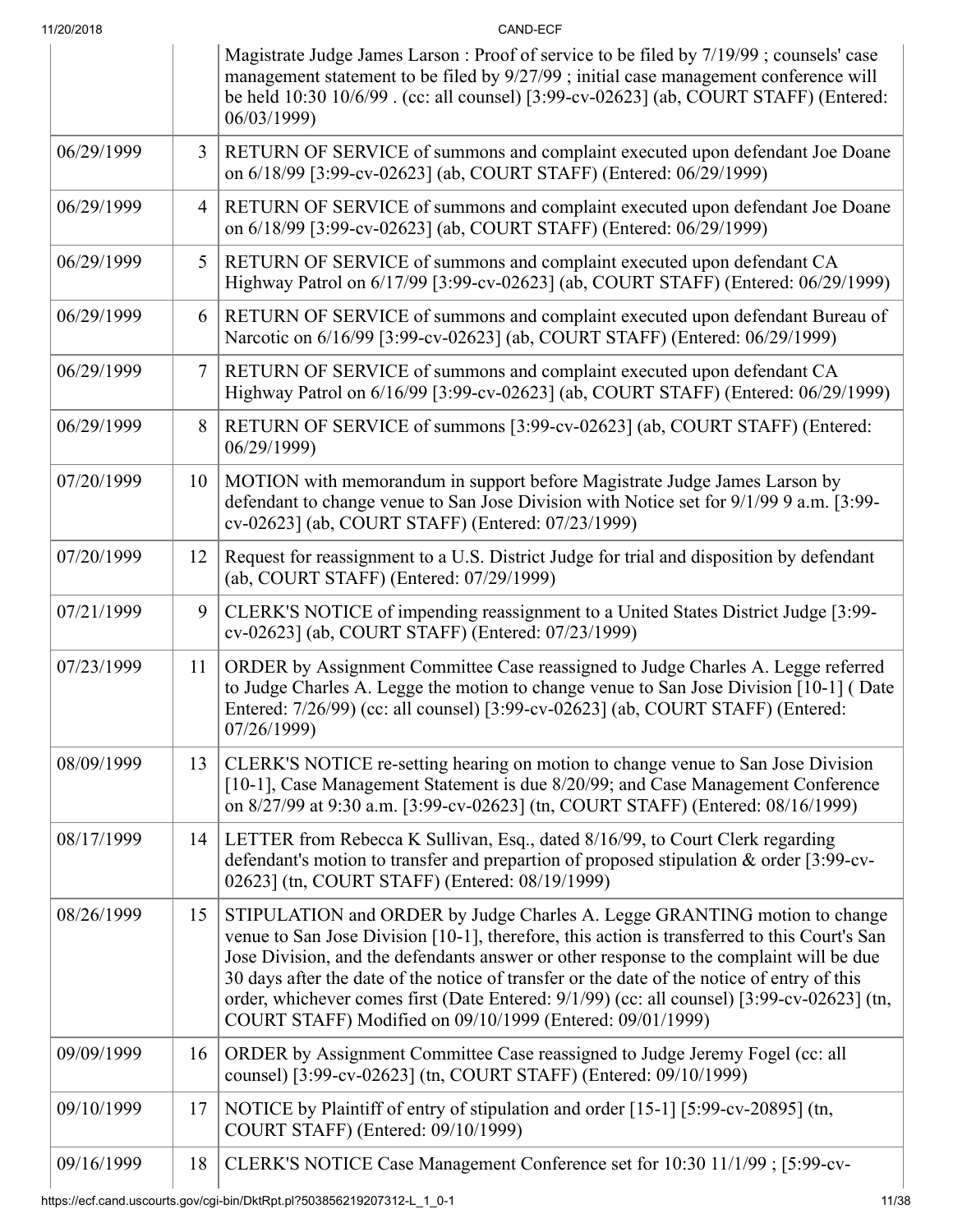| | | |
|---|---|---|
| | | Magistrate Judge James Larson : Proof of service to be filed by 7/19/99 ; counsels' case management statement to be filed by 9/27/99 ; initial case management conference will be held 10:30 10/6/99 . (cc: all counsel) [3:99-cv-02623] (ab, COURT STAFF) (Entered: 06/03/1999) |
| 06/29/1999 | 3 | RETURN OF SERVICE of summons and complaint executed upon defendant Joe Doane on 6/18/99 [3:99-cv-02623] (ab, COURT STAFF) (Entered: 06/29/1999) |
| 06/29/1999 | 4 | RETURN OF SERVICE of summons and complaint executed upon defendant Joe Doane on 6/18/99 [3:99-cv-02623] (ab, COURT STAFF) (Entered: 06/29/1999) |
| 06/29/1999 | 5 | RETURN OF SERVICE of summons and complaint executed upon defendant CA Highway Patrol on 6/17/99 [3:99-cv-02623] (ab, COURT STAFF) (Entered: 06/29/1999) |
| 06/29/1999 | 6 | RETURN OF SERVICE of summons and complaint executed upon defendant Bureau of Narcotic on 6/16/99 [3:99-cv-02623] (ab, COURT STAFF) (Entered: 06/29/1999) |
| 06/29/1999 | 7 | RETURN OF SERVICE of summons and complaint executed upon defendant CA Highway Patrol on 6/16/99 [3:99-cv-02623] (ab, COURT STAFF) (Entered: 06/29/1999) |
| 06/29/1999 | 8 | RETURN OF SERVICE of summons [3:99-cv-02623] (ab, COURT STAFF) (Entered: 06/29/1999) |
| 07/20/1999 | 10 | MOTION with memorandum in support before Magistrate Judge James Larson by defendant to change venue to San Jose Division with Notice set for 9/1/99 9 a.m. [3:99-cv-02623] (ab, COURT STAFF) (Entered: 07/23/1999) |
| 07/20/1999 | 12 | Request for reassignment to a U.S. District Judge for trial and disposition by defendant (ab, COURT STAFF) (Entered: 07/29/1999) |
| 07/21/1999 | 9 | CLERK'S NOTICE of impending reassignment to a United States District Judge [3:99-cv-02623] (ab, COURT STAFF) (Entered: 07/23/1999) |
| 07/23/1999 | 11 | ORDER by Assignment Committee Case reassigned to Judge Charles A. Legge referred to Judge Charles A. Legge the motion to change venue to San Jose Division [10-1] ( Date Entered: 7/26/99) (cc: all counsel) [3:99-cv-02623] (ab, COURT STAFF) (Entered: 07/26/1999) |
| 08/09/1999 | 13 | CLERK'S NOTICE re-setting hearing on motion to change venue to San Jose Division [10-1], Case Management Statement is due 8/20/99; and Case Management Conference on 8/27/99 at 9:30 a.m. [3:99-cv-02623] (tn, COURT STAFF) (Entered: 08/16/1999) |
| 08/17/1999 | 14 | LETTER from Rebecca K Sullivan, Esq., dated 8/16/99, to Court Clerk regarding defendant's motion to transfer and prepartion of proposed stipulation & order [3:99-cv-02623] (tn, COURT STAFF) (Entered: 08/19/1999) |
| 08/26/1999 | 15 | STIPULATION and ORDER by Judge Charles A. Legge GRANTING motion to change venue to San Jose Division [10-1], therefore, this action is transferred to this Court's San Jose Division, and the defendants answer or other response to the complaint will be due 30 days after the date of the notice of transfer or the date of the notice of entry of this order, whichever comes first (Date Entered: 9/1/99) (cc: all counsel) [3:99-cv-02623] (tn, COURT STAFF) Modified on 09/10/1999 (Entered: 09/01/1999) |
| 09/09/1999 | 16 | ORDER by Assignment Committee Case reassigned to Judge Jeremy Fogel (cc: all counsel) [3:99-cv-02623] (tn, COURT STAFF) (Entered: 09/10/1999) |
| 09/10/1999 | 17 | NOTICE by Plaintiff of entry of stipulation and order [15-1] [5:99-cv-20895] (tn, COURT STAFF) (Entered: 09/10/1999) |
| 09/16/1999 | 18 | CLERK'S NOTICE Case Management Conference set for 10:30 11/1/99 ; [5:99-cv- |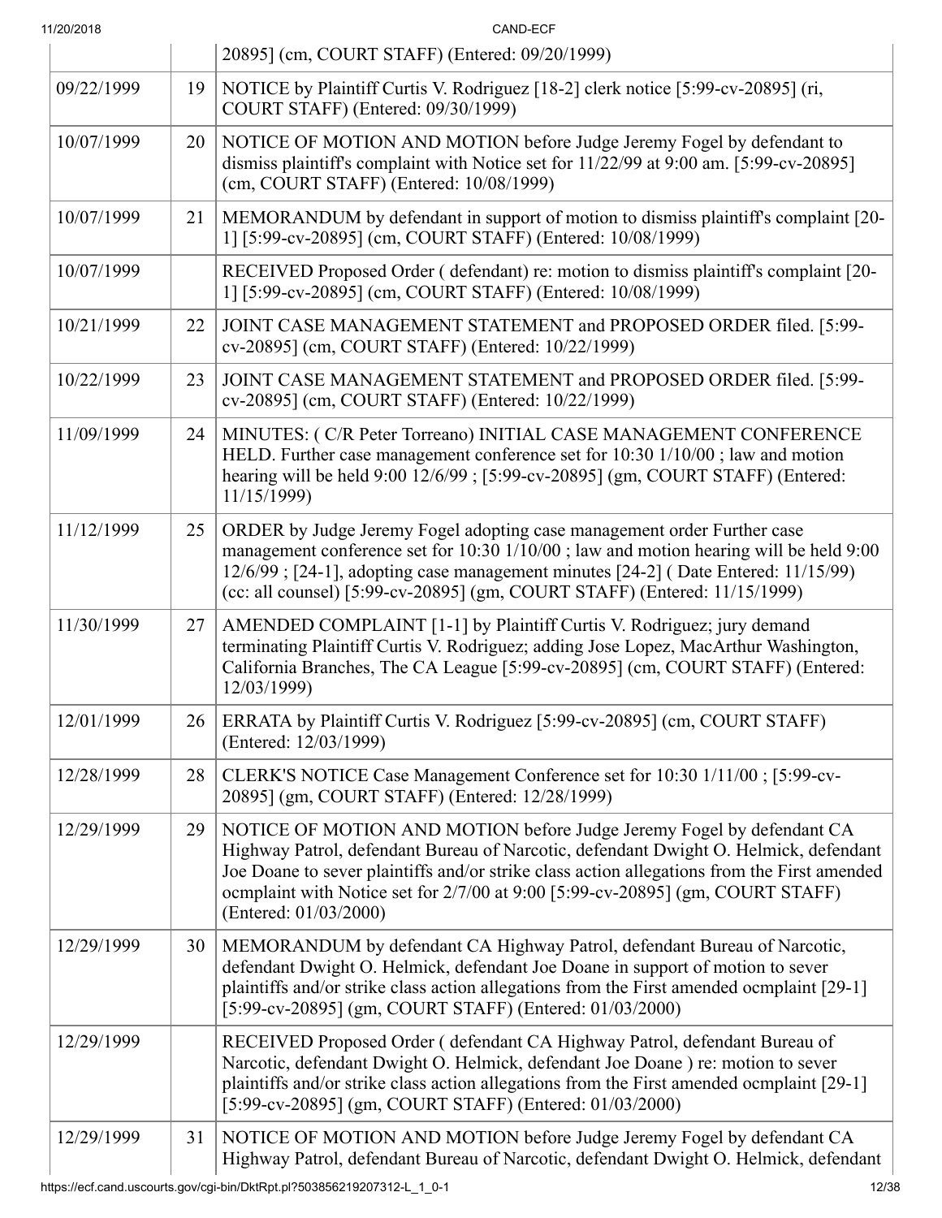| | | |
|---|---|---|
| | | 20895] (cm, COURT STAFF) (Entered: 09/20/1999) |
| 09/22/1999 | 19 | NOTICE by Plaintiff Curtis V. Rodriguez [18-2] clerk notice [5:99-cv-20895] (ri, COURT STAFF) (Entered: 09/30/1999) |
| 10/07/1999 | 20 | NOTICE OF MOTION AND MOTION before Judge Jeremy Fogel by defendant to dismiss plaintiff's complaint with Notice set for 11/22/99 at 9:00 am. [5:99-cv-20895] (cm, COURT STAFF) (Entered: 10/08/1999) |
| 10/07/1999 | 21 | MEMORANDUM by defendant in support of motion to dismiss plaintiff's complaint [20-1] [5:99-cv-20895] (cm, COURT STAFF) (Entered: 10/08/1999) |
| 10/07/1999 | | RECEIVED Proposed Order ( defendant) re: motion to dismiss plaintiff's complaint [20-1] [5:99-cv-20895] (cm, COURT STAFF) (Entered: 10/08/1999) |
| 10/21/1999 | 22 | JOINT CASE MANAGEMENT STATEMENT and PROPOSED ORDER filed. [5:99-cv-20895] (cm, COURT STAFF) (Entered: 10/22/1999) |
| 10/22/1999 | 23 | JOINT CASE MANAGEMENT STATEMENT and PROPOSED ORDER filed. [5:99-cv-20895] (cm, COURT STAFF) (Entered: 10/22/1999) |
| 11/09/1999 | 24 | MINUTES: ( C/R Peter Torreano) INITIAL CASE MANAGEMENT CONFERENCE HELD. Further case management conference set for 10:30 1/10/00 ; law and motion hearing will be held 9:00 12/6/99 ; [5:99-cv-20895] (gm, COURT STAFF) (Entered: 11/15/1999) |
| 11/12/1999 | 25 | ORDER by Judge Jeremy Fogel adopting case management order Further case management conference set for 10:30 1/10/00 ; law and motion hearing will be held 9:00 12/6/99 ; [24-1], adopting case management minutes [24-2] ( Date Entered: 11/15/99) (cc: all counsel) [5:99-cv-20895] (gm, COURT STAFF) (Entered: 11/15/1999) |
| 11/30/1999 | 27 | AMENDED COMPLAINT [1-1] by Plaintiff Curtis V. Rodriguez; jury demand terminating Plaintiff Curtis V. Rodriguez; adding Jose Lopez, MacArthur Washington, California Branches, The CA League [5:99-cv-20895] (cm, COURT STAFF) (Entered: 12/03/1999) |
| 12/01/1999 | 26 | ERRATA by Plaintiff Curtis V. Rodriguez [5:99-cv-20895] (cm, COURT STAFF) (Entered: 12/03/1999) |
| 12/28/1999 | 28 | CLERK'S NOTICE Case Management Conference set for 10:30 1/11/00 ; [5:99-cv-20895] (gm, COURT STAFF) (Entered: 12/28/1999) |
| 12/29/1999 | 29 | NOTICE OF MOTION AND MOTION before Judge Jeremy Fogel by defendant CA Highway Patrol, defendant Bureau of Narcotic, defendant Dwight O. Helmick, defendant Joe Doane to sever plaintiffs and/or strike class action allegations from the First amended ocmplaint with Notice set for 2/7/00 at 9:00 [5:99-cv-20895] (gm, COURT STAFF) (Entered: 01/03/2000) |
| 12/29/1999 | 30 | MEMORANDUM by defendant CA Highway Patrol, defendant Bureau of Narcotic, defendant Dwight O. Helmick, defendant Joe Doane in support of motion to sever plaintiffs and/or strike class action allegations from the First amended ocmplaint [29-1] [5:99-cv-20895] (gm, COURT STAFF) (Entered: 01/03/2000) |
| 12/29/1999 | | RECEIVED Proposed Order ( defendant CA Highway Patrol, defendant Bureau of Narcotic, defendant Dwight O. Helmick, defendant Joe Doane ) re: motion to sever plaintiffs and/or strike class action allegations from the First amended ocmplaint [29-1] [5:99-cv-20895] (gm, COURT STAFF) (Entered: 01/03/2000) |
| 12/29/1999 | 31 | NOTICE OF MOTION AND MOTION before Judge Jeremy Fogel by defendant CA Highway Patrol, defendant Bureau of Narcotic, defendant Dwight O. Helmick, defendant |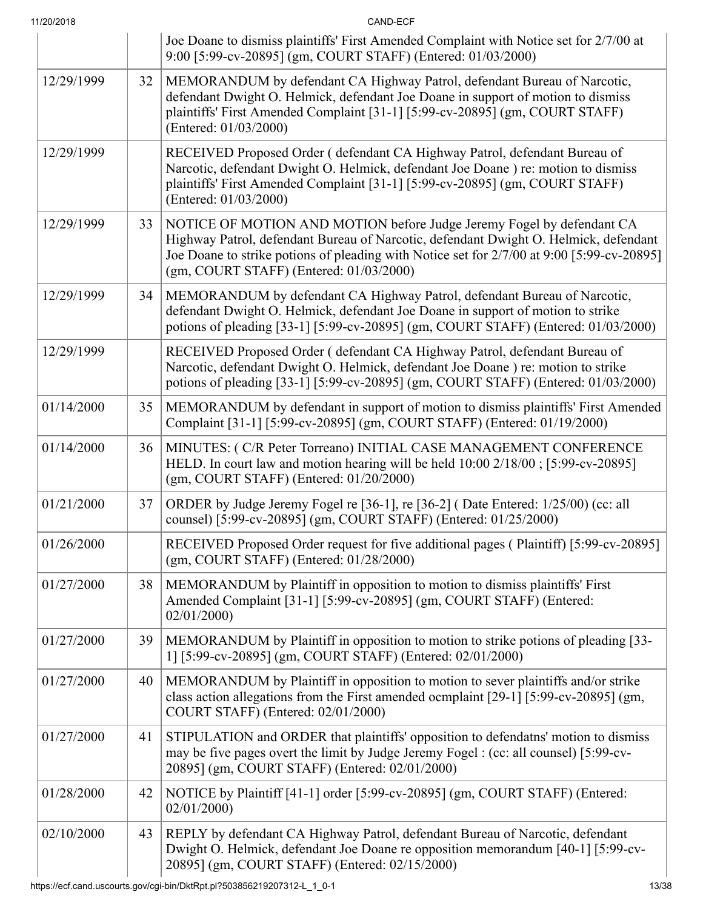| | | |
|---|---|---|
| | | Joe Doane to dismiss plaintiffs' First Amended Complaint with Notice set for 2/7/00 at 9:00 [5:99-cv-20895] (gm, COURT STAFF) (Entered: 01/03/2000) |
| 12/29/1999 | 32 | MEMORANDUM by defendant CA Highway Patrol, defendant Bureau of Narcotic, defendant Dwight O. Helmick, defendant Joe Doane in support of motion to dismiss plaintiffs' First Amended Complaint [31-1] [5:99-cv-20895] (gm, COURT STAFF) (Entered: 01/03/2000) |
| 12/29/1999 | | RECEIVED Proposed Order ( defendant CA Highway Patrol, defendant Bureau of Narcotic, defendant Dwight O. Helmick, defendant Joe Doane ) re: motion to dismiss plaintiffs' First Amended Complaint [31-1] [5:99-cv-20895] (gm, COURT STAFF) (Entered: 01/03/2000) |
| 12/29/1999 | 33 | NOTICE OF MOTION AND MOTION before Judge Jeremy Fogel by defendant CA Highway Patrol, defendant Bureau of Narcotic, defendant Dwight O. Helmick, defendant Joe Doane to strike potions of pleading with Notice set for 2/7/00 at 9:00 [5:99-cv-20895] (gm, COURT STAFF) (Entered: 01/03/2000) |
| 12/29/1999 | 34 | MEMORANDUM by defendant CA Highway Patrol, defendant Bureau of Narcotic, defendant Dwight O. Helmick, defendant Joe Doane in support of motion to strike potions of pleading [33-1] [5:99-cv-20895] (gm, COURT STAFF) (Entered: 01/03/2000) |
| 12/29/1999 | | RECEIVED Proposed Order ( defendant CA Highway Patrol, defendant Bureau of Narcotic, defendant Dwight O. Helmick, defendant Joe Doane ) re: motion to strike potions of pleading [33-1] [5:99-cv-20895] (gm, COURT STAFF) (Entered: 01/03/2000) |
| 01/14/2000 | 35 | MEMORANDUM by defendant in support of motion to dismiss plaintiffs' First Amended Complaint [31-1] [5:99-cv-20895] (gm, COURT STAFF) (Entered: 01/19/2000) |
| 01/14/2000 | 36 | MINUTES: ( C/R Peter Torreano) INITIAL CASE MANAGEMENT CONFERENCE HELD. In court law and motion hearing will be held 10:00 2/18/00 ; [5:99-cv-20895] (gm, COURT STAFF) (Entered: 01/20/2000) |
| 01/21/2000 | 37 | ORDER by Judge Jeremy Fogel re [36-1], re [36-2] ( Date Entered: 1/25/00) (cc: all counsel) [5:99-cv-20895] (gm, COURT STAFF) (Entered: 01/25/2000) |
| 01/26/2000 | | RECEIVED Proposed Order request for five additional pages ( Plaintiff) [5:99-cv-20895] (gm, COURT STAFF) (Entered: 01/28/2000) |
| 01/27/2000 | 38 | MEMORANDUM by Plaintiff in opposition to motion to dismiss plaintiffs' First Amended Complaint [31-1] [5:99-cv-20895] (gm, COURT STAFF) (Entered: 02/01/2000) |
| 01/27/2000 | 39 | MEMORANDUM by Plaintiff in opposition to motion to strike potions of pleading [33-1] [5:99-cv-20895] (gm, COURT STAFF) (Entered: 02/01/2000) |
| 01/27/2000 | 40 | MEMORANDUM by Plaintiff in opposition to motion to sever plaintiffs and/or strike class action allegations from the First amended ocmplaint [29-1] [5:99-cv-20895] (gm, COURT STAFF) (Entered: 02/01/2000) |
| 01/27/2000 | 41 | STIPULATION and ORDER that plaintiffs' opposition to defendatns' motion to dismiss may be five pages overt the limit by Judge Jeremy Fogel : (cc: all counsel) [5:99-cv-20895] (gm, COURT STAFF) (Entered: 02/01/2000) |
| 01/28/2000 | 42 | NOTICE by Plaintiff [41-1] order [5:99-cv-20895] (gm, COURT STAFF) (Entered: 02/01/2000) |
| 02/10/2000 | 43 | REPLY by defendant CA Highway Patrol, defendant Bureau of Narcotic, defendant Dwight O. Helmick, defendant Joe Doane re opposition memorandum [40-1] [5:99-cv-20895] (gm, COURT STAFF) (Entered: 02/15/2000) |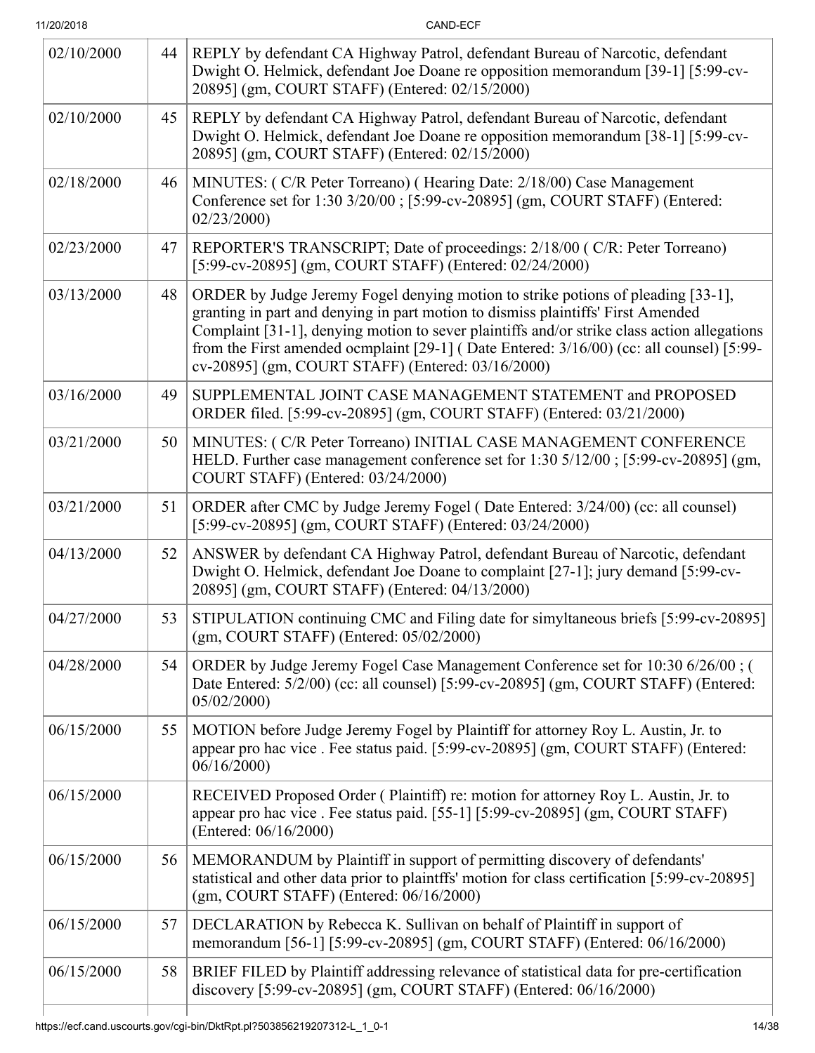| | | |
|---|---|---|
| 02/10/2000 | 44 | REPLY by defendant CA Highway Patrol, defendant Bureau of Narcotic, defendant Dwight O. Helmick, defendant Joe Doane re opposition memorandum [39-1] [5:99-cv-20895] (gm, COURT STAFF) (Entered: 02/15/2000) |
| 02/10/2000 | 45 | REPLY by defendant CA Highway Patrol, defendant Bureau of Narcotic, defendant Dwight O. Helmick, defendant Joe Doane re opposition memorandum [38-1] [5:99-cv-20895] (gm, COURT STAFF) (Entered: 02/15/2000) |
| 02/18/2000 | 46 | MINUTES: ( C/R Peter Torreano) ( Hearing Date: 2/18/00) Case Management Conference set for 1:30 3/20/00 ; [5:99-cv-20895] (gm, COURT STAFF) (Entered: 02/23/2000) |
| 02/23/2000 | 47 | REPORTER'S TRANSCRIPT; Date of proceedings: 2/18/00 ( C/R: Peter Torreano) [5:99-cv-20895] (gm, COURT STAFF) (Entered: 02/24/2000) |
| 03/13/2000 | 48 | ORDER by Judge Jeremy Fogel denying motion to strike potions of pleading [33-1], granting in part and denying in part motion to dismiss plaintiffs' First Amended Complaint [31-1], denying motion to sever plaintiffs and/or strike class action allegations from the First amended ocmplaint [29-1] ( Date Entered: 3/16/00) (cc: all counsel) [5:99-cv-20895] (gm, COURT STAFF) (Entered: 03/16/2000) |
| 03/16/2000 | 49 | SUPPLEMENTAL JOINT CASE MANAGEMENT STATEMENT and PROPOSED ORDER filed. [5:99-cv-20895] (gm, COURT STAFF) (Entered: 03/21/2000) |
| 03/21/2000 | 50 | MINUTES: ( C/R Peter Torreano) INITIAL CASE MANAGEMENT CONFERENCE HELD. Further case management conference set for 1:30 5/12/00 ; [5:99-cv-20895] (gm, COURT STAFF) (Entered: 03/24/2000) |
| 03/21/2000 | 51 | ORDER after CMC by Judge Jeremy Fogel ( Date Entered: 3/24/00) (cc: all counsel) [5:99-cv-20895] (gm, COURT STAFF) (Entered: 03/24/2000) |
| 04/13/2000 | 52 | ANSWER by defendant CA Highway Patrol, defendant Bureau of Narcotic, defendant Dwight O. Helmick, defendant Joe Doane to complaint [27-1]; jury demand [5:99-cv-20895] (gm, COURT STAFF) (Entered: 04/13/2000) |
| 04/27/2000 | 53 | STIPULATION continuing CMC and Filing date for simyltaneous briefs [5:99-cv-20895] (gm, COURT STAFF) (Entered: 05/02/2000) |
| 04/28/2000 | 54 | ORDER by Judge Jeremy Fogel Case Management Conference set for 10:30 6/26/00 ; ( Date Entered: 5/2/00) (cc: all counsel) [5:99-cv-20895] (gm, COURT STAFF) (Entered: 05/02/2000) |
| 06/15/2000 | 55 | MOTION before Judge Jeremy Fogel by Plaintiff for attorney Roy L. Austin, Jr. to appear pro hac vice . Fee status paid. [5:99-cv-20895] (gm, COURT STAFF) (Entered: 06/16/2000) |
| 06/15/2000 | | RECEIVED Proposed Order ( Plaintiff) re: motion for attorney Roy L. Austin, Jr. to appear pro hac vice . Fee status paid. [55-1] [5:99-cv-20895] (gm, COURT STAFF) (Entered: 06/16/2000) |
| 06/15/2000 | 56 | MEMORANDUM by Plaintiff in support of permitting discovery of defendants' statistical and other data prior to plaintffs' motion for class certification [5:99-cv-20895] (gm, COURT STAFF) (Entered: 06/16/2000) |
| 06/15/2000 | 57 | DECLARATION by Rebecca K. Sullivan on behalf of Plaintiff in support of memorandum [56-1] [5:99-cv-20895] (gm, COURT STAFF) (Entered: 06/16/2000) |
| 06/15/2000 | 58 | BRIEF FILED by Plaintiff addressing relevance of statistical data for pre-certification discovery [5:99-cv-20895] (gm, COURT STAFF) (Entered: 06/16/2000) |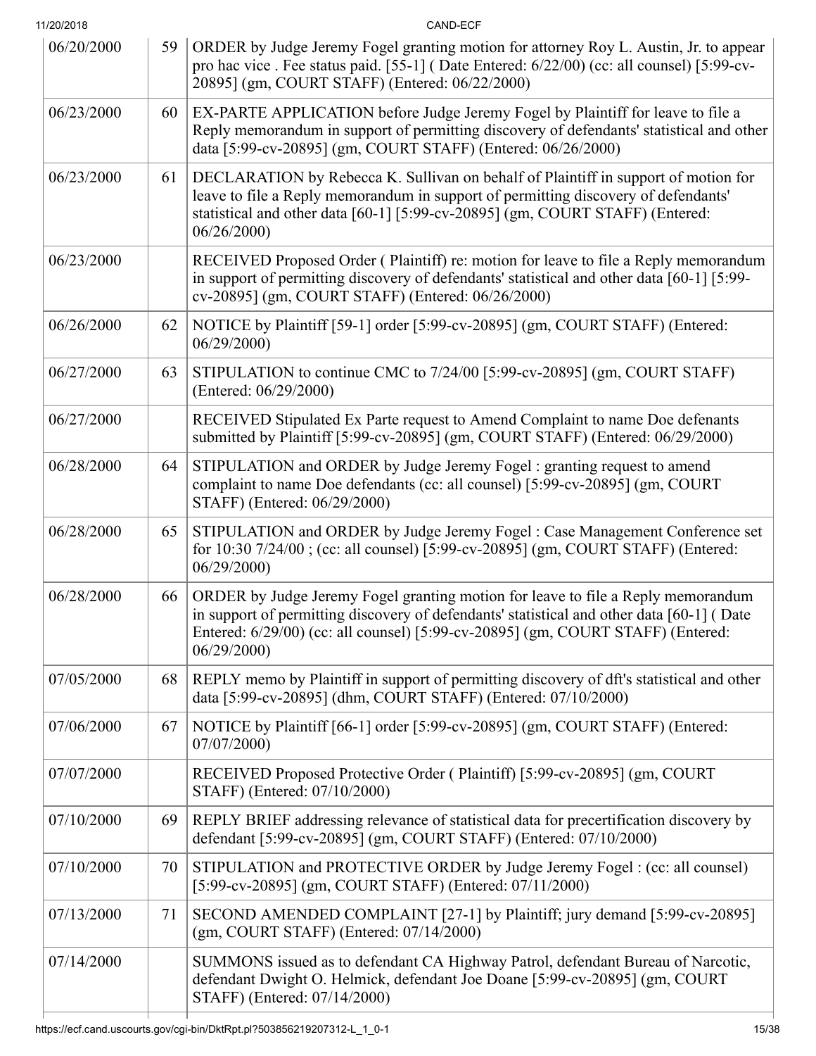| | | |
|---|---|---|
| 06/20/2000 | 59 | ORDER by Judge Jeremy Fogel granting motion for attorney Roy L. Austin, Jr. to appear pro hac vice . Fee status paid. [55-1] ( Date Entered: 6/22/00) (cc: all counsel) [5:99-cv-20895] (gm, COURT STAFF) (Entered: 06/22/2000) |
| 06/23/2000 | 60 | EX-PARTE APPLICATION before Judge Jeremy Fogel by Plaintiff for leave to file a Reply memorandum in support of permitting discovery of defendants' statistical and other data [5:99-cv-20895] (gm, COURT STAFF) (Entered: 06/26/2000) |
| 06/23/2000 | 61 | DECLARATION by Rebecca K. Sullivan on behalf of Plaintiff in support of motion for leave to file a Reply memorandum in support of permitting discovery of defendants' statistical and other data [60-1] [5:99-cv-20895] (gm, COURT STAFF) (Entered: 06/26/2000) |
| 06/23/2000 | | RECEIVED Proposed Order ( Plaintiff) re: motion for leave to file a Reply memorandum in support of permitting discovery of defendants' statistical and other data [60-1] [5:99-cv-20895] (gm, COURT STAFF) (Entered: 06/26/2000) |
| 06/26/2000 | 62 | NOTICE by Plaintiff [59-1] order [5:99-cv-20895] (gm, COURT STAFF) (Entered: 06/29/2000) |
| 06/27/2000 | 63 | STIPULATION to continue CMC to 7/24/00 [5:99-cv-20895] (gm, COURT STAFF) (Entered: 06/29/2000) |
| 06/27/2000 | | RECEIVED Stipulated Ex Parte request to Amend Complaint to name Doe defenants submitted by Plaintiff [5:99-cv-20895] (gm, COURT STAFF) (Entered: 06/29/2000) |
| 06/28/2000 | 64 | STIPULATION and ORDER by Judge Jeremy Fogel : granting request to amend complaint to name Doe defendants (cc: all counsel) [5:99-cv-20895] (gm, COURT STAFF) (Entered: 06/29/2000) |
| 06/28/2000 | 65 | STIPULATION and ORDER by Judge Jeremy Fogel : Case Management Conference set for 10:30 7/24/00 ; (cc: all counsel) [5:99-cv-20895] (gm, COURT STAFF) (Entered: 06/29/2000) |
| 06/28/2000 | 66 | ORDER by Judge Jeremy Fogel granting motion for leave to file a Reply memorandum in support of permitting discovery of defendants' statistical and other data [60-1] ( Date Entered: 6/29/00) (cc: all counsel) [5:99-cv-20895] (gm, COURT STAFF) (Entered: 06/29/2000) |
| 07/05/2000 | 68 | REPLY memo by Plaintiff in support of permitting discovery of dft's statistical and other data [5:99-cv-20895] (dhm, COURT STAFF) (Entered: 07/10/2000) |
| 07/06/2000 | 67 | NOTICE by Plaintiff [66-1] order [5:99-cv-20895] (gm, COURT STAFF) (Entered: 07/07/2000) |
| 07/07/2000 | | RECEIVED Proposed Protective Order ( Plaintiff) [5:99-cv-20895] (gm, COURT STAFF) (Entered: 07/10/2000) |
| 07/10/2000 | 69 | REPLY BRIEF addressing relevance of statistical data for precertification discovery by defendant [5:99-cv-20895] (gm, COURT STAFF) (Entered: 07/10/2000) |
| 07/10/2000 | 70 | STIPULATION and PROTECTIVE ORDER by Judge Jeremy Fogel : (cc: all counsel) [5:99-cv-20895] (gm, COURT STAFF) (Entered: 07/11/2000) |
| 07/13/2000 | 71 | SECOND AMENDED COMPLAINT [27-1] by Plaintiff; jury demand [5:99-cv-20895] (gm, COURT STAFF) (Entered: 07/14/2000) |
| 07/14/2000 | | SUMMONS issued as to defendant CA Highway Patrol, defendant Bureau of Narcotic, defendant Dwight O. Helmick, defendant Joe Doane [5:99-cv-20895] (gm, COURT STAFF) (Entered: 07/14/2000) |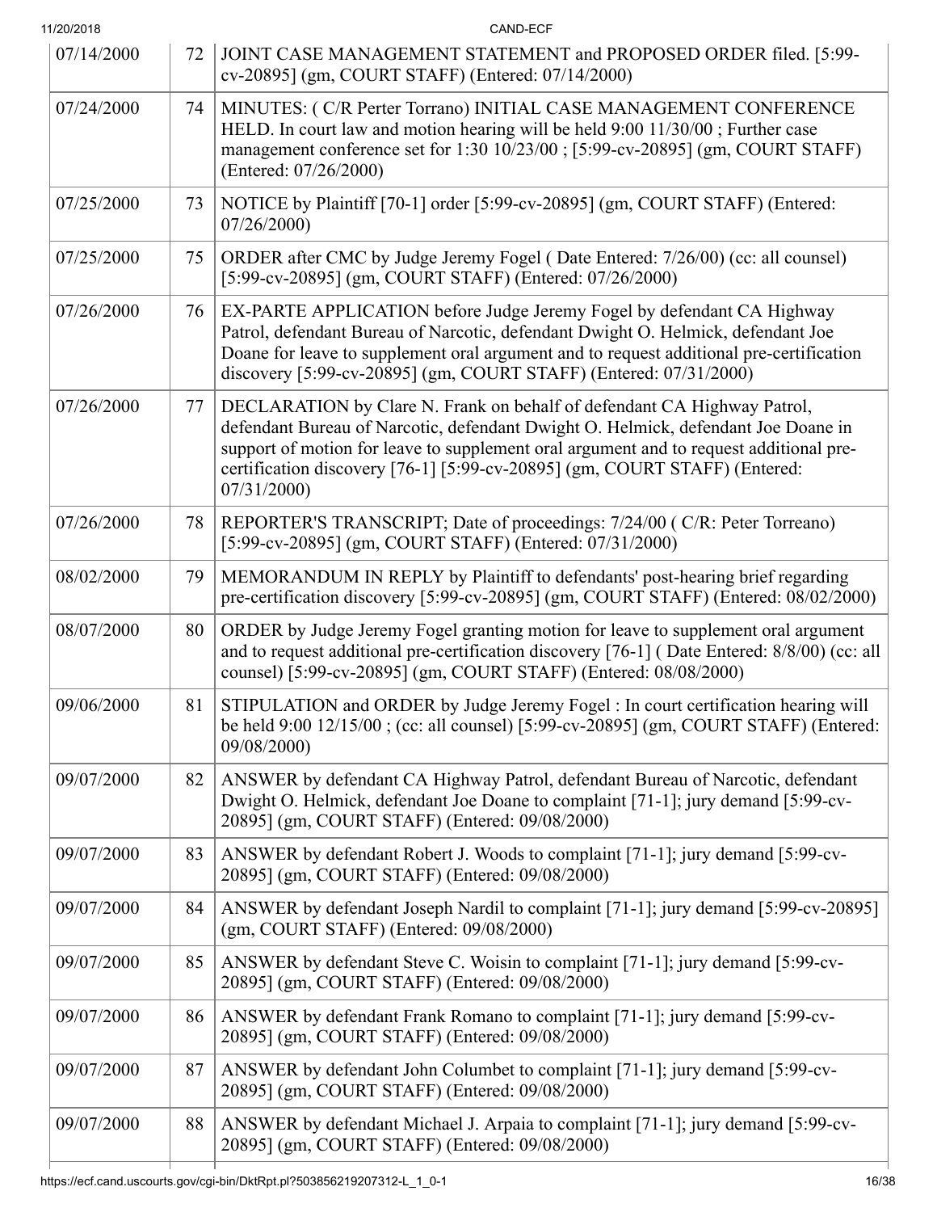| | | |
|---|---|---|
| 07/14/2000 | 72 | JOINT CASE MANAGEMENT STATEMENT and PROPOSED ORDER filed. [5:99-cv-20895] (gm, COURT STAFF) (Entered: 07/14/2000) |
| 07/24/2000 | 74 | MINUTES: ( C/R Perter Torrano) INITIAL CASE MANAGEMENT CONFERENCE HELD. In court law and motion hearing will be held 9:00 11/30/00 ; Further case management conference set for 1:30 10/23/00 ; [5:99-cv-20895] (gm, COURT STAFF) (Entered: 07/26/2000) |
| 07/25/2000 | 73 | NOTICE by Plaintiff [70-1] order [5:99-cv-20895] (gm, COURT STAFF) (Entered: 07/26/2000) |
| 07/25/2000 | 75 | ORDER after CMC by Judge Jeremy Fogel ( Date Entered: 7/26/00) (cc: all counsel) [5:99-cv-20895] (gm, COURT STAFF) (Entered: 07/26/2000) |
| 07/26/2000 | 76 | EX-PARTE APPLICATION before Judge Jeremy Fogel by defendant CA Highway Patrol, defendant Bureau of Narcotic, defendant Dwight O. Helmick, defendant Joe Doane for leave to supplement oral argument and to request additional pre-certification discovery [5:99-cv-20895] (gm, COURT STAFF) (Entered: 07/31/2000) |
| 07/26/2000 | 77 | DECLARATION by Clare N. Frank on behalf of defendant CA Highway Patrol, defendant Bureau of Narcotic, defendant Dwight O. Helmick, defendant Joe Doane in support of motion for leave to supplement oral argument and to request additional pre-certification discovery [76-1] [5:99-cv-20895] (gm, COURT STAFF) (Entered: 07/31/2000) |
| 07/26/2000 | 78 | REPORTER'S TRANSCRIPT; Date of proceedings: 7/24/00 ( C/R: Peter Torreano) [5:99-cv-20895] (gm, COURT STAFF) (Entered: 07/31/2000) |
| 08/02/2000 | 79 | MEMORANDUM IN REPLY by Plaintiff to defendants' post-hearing brief regarding pre-certification discovery [5:99-cv-20895] (gm, COURT STAFF) (Entered: 08/02/2000) |
| 08/07/2000 | 80 | ORDER by Judge Jeremy Fogel granting motion for leave to supplement oral argument and to request additional pre-certification discovery [76-1] ( Date Entered: 8/8/00) (cc: all counsel) [5:99-cv-20895] (gm, COURT STAFF) (Entered: 08/08/2000) |
| 09/06/2000 | 81 | STIPULATION and ORDER by Judge Jeremy Fogel : In court certification hearing will be held 9:00 12/15/00 ; (cc: all counsel) [5:99-cv-20895] (gm, COURT STAFF) (Entered: 09/08/2000) |
| 09/07/2000 | 82 | ANSWER by defendant CA Highway Patrol, defendant Bureau of Narcotic, defendant Dwight O. Helmick, defendant Joe Doane to complaint [71-1]; jury demand [5:99-cv-20895] (gm, COURT STAFF) (Entered: 09/08/2000) |
| 09/07/2000 | 83 | ANSWER by defendant Robert J. Woods to complaint [71-1]; jury demand [5:99-cv-20895] (gm, COURT STAFF) (Entered: 09/08/2000) |
| 09/07/2000 | 84 | ANSWER by defendant Joseph Nardil to complaint [71-1]; jury demand [5:99-cv-20895] (gm, COURT STAFF) (Entered: 09/08/2000) |
| 09/07/2000 | 85 | ANSWER by defendant Steve C. Woisin to complaint [71-1]; jury demand [5:99-cv-20895] (gm, COURT STAFF) (Entered: 09/08/2000) |
| 09/07/2000 | 86 | ANSWER by defendant Frank Romano to complaint [71-1]; jury demand [5:99-cv-20895] (gm, COURT STAFF) (Entered: 09/08/2000) |
| 09/07/2000 | 87 | ANSWER by defendant John Columbet to complaint [71-1]; jury demand [5:99-cv-20895] (gm, COURT STAFF) (Entered: 09/08/2000) |
| 09/07/2000 | 88 | ANSWER by defendant Michael J. Arpaia to complaint [71-1]; jury demand [5:99-cv-20895] (gm, COURT STAFF) (Entered: 09/08/2000) |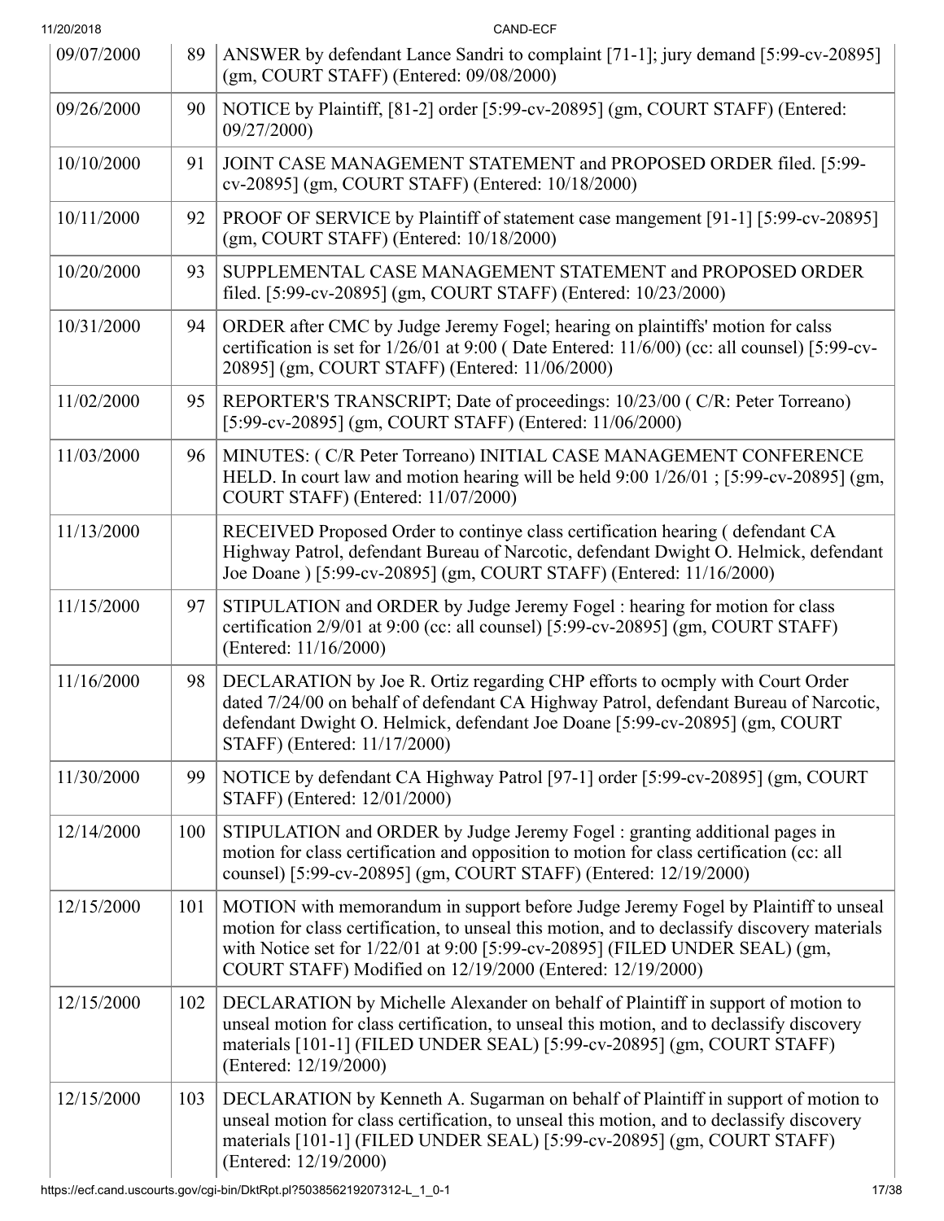| | | |
|---|---|---|
| 09/07/2000 | 89 | ANSWER by defendant Lance Sandri to complaint [71-1]; jury demand [5:99-cv-20895] (gm, COURT STAFF) (Entered: 09/08/2000) |
| 09/26/2000 | 90 | NOTICE by Plaintiff, [81-2] order [5:99-cv-20895] (gm, COURT STAFF) (Entered: 09/27/2000) |
| 10/10/2000 | 91 | JOINT CASE MANAGEMENT STATEMENT and PROPOSED ORDER filed. [5:99-cv-20895] (gm, COURT STAFF) (Entered: 10/18/2000) |
| 10/11/2000 | 92 | PROOF OF SERVICE by Plaintiff of statement case mangement [91-1] [5:99-cv-20895] (gm, COURT STAFF) (Entered: 10/18/2000) |
| 10/20/2000 | 93 | SUPPLEMENTAL CASE MANAGEMENT STATEMENT and PROPOSED ORDER filed. [5:99-cv-20895] (gm, COURT STAFF) (Entered: 10/23/2000) |
| 10/31/2000 | 94 | ORDER after CMC by Judge Jeremy Fogel; hearing on plaintiffs' motion for calss certification is set for 1/26/01 at 9:00 ( Date Entered: 11/6/00) (cc: all counsel) [5:99-cv-20895] (gm, COURT STAFF) (Entered: 11/06/2000) |
| 11/02/2000 | 95 | REPORTER'S TRANSCRIPT; Date of proceedings: 10/23/00 ( C/R: Peter Torreano) [5:99-cv-20895] (gm, COURT STAFF) (Entered: 11/06/2000) |
| 11/03/2000 | 96 | MINUTES: ( C/R Peter Torreano) INITIAL CASE MANAGEMENT CONFERENCE HELD. In court law and motion hearing will be held 9:00 1/26/01 ; [5:99-cv-20895] (gm, COURT STAFF) (Entered: 11/07/2000) |
| 11/13/2000 | | RECEIVED Proposed Order to continye class certification hearing ( defendant CA Highway Patrol, defendant Bureau of Narcotic, defendant Dwight O. Helmick, defendant Joe Doane ) [5:99-cv-20895] (gm, COURT STAFF) (Entered: 11/16/2000) |
| 11/15/2000 | 97 | STIPULATION and ORDER by Judge Jeremy Fogel : hearing for motion for class certification 2/9/01 at 9:00 (cc: all counsel) [5:99-cv-20895] (gm, COURT STAFF) (Entered: 11/16/2000) |
| 11/16/2000 | 98 | DECLARATION by Joe R. Ortiz regarding CHP efforts to ocmply with Court Order dated 7/24/00 on behalf of defendant CA Highway Patrol, defendant Bureau of Narcotic, defendant Dwight O. Helmick, defendant Joe Doane [5:99-cv-20895] (gm, COURT STAFF) (Entered: 11/17/2000) |
| 11/30/2000 | 99 | NOTICE by defendant CA Highway Patrol [97-1] order [5:99-cv-20895] (gm, COURT STAFF) (Entered: 12/01/2000) |
| 12/14/2000 | 100 | STIPULATION and ORDER by Judge Jeremy Fogel : granting additional pages in motion for class certification and opposition to motion for class certification (cc: all counsel) [5:99-cv-20895] (gm, COURT STAFF) (Entered: 12/19/2000) |
| 12/15/2000 | 101 | MOTION with memorandum in support before Judge Jeremy Fogel by Plaintiff to unseal motion for class certification, to unseal this motion, and to declassify discovery materials with Notice set for 1/22/01 at 9:00 [5:99-cv-20895] (FILED UNDER SEAL) (gm, COURT STAFF) Modified on 12/19/2000 (Entered: 12/19/2000) |
| 12/15/2000 | 102 | DECLARATION by Michelle Alexander on behalf of Plaintiff in support of motion to unseal motion for class certification, to unseal this motion, and to declassify discovery materials [101-1] (FILED UNDER SEAL) [5:99-cv-20895] (gm, COURT STAFF) (Entered: 12/19/2000) |
| 12/15/2000 | 103 | DECLARATION by Kenneth A. Sugarman on behalf of Plaintiff in support of motion to unseal motion for class certification, to unseal this motion, and to declassify discovery materials [101-1] (FILED UNDER SEAL) [5:99-cv-20895] (gm, COURT STAFF) (Entered: 12/19/2000) |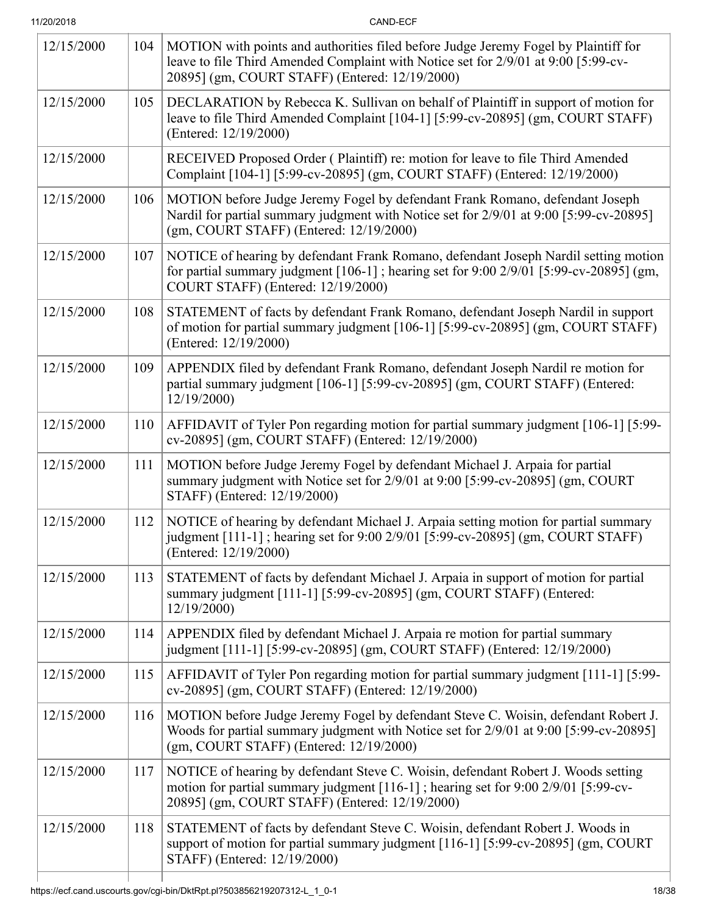| | | |
|---|---|---|
| 12/15/2000 | 104 | MOTION with points and authorities filed before Judge Jeremy Fogel by Plaintiff for leave to file Third Amended Complaint with Notice set for 2/9/01 at 9:00 [5:99-cv-20895] (gm, COURT STAFF) (Entered: 12/19/2000) |
| 12/15/2000 | 105 | DECLARATION by Rebecca K. Sullivan on behalf of Plaintiff in support of motion for leave to file Third Amended Complaint [104-1] [5:99-cv-20895] (gm, COURT STAFF) (Entered: 12/19/2000) |
| 12/15/2000 | | RECEIVED Proposed Order ( Plaintiff) re: motion for leave to file Third Amended Complaint [104-1] [5:99-cv-20895] (gm, COURT STAFF) (Entered: 12/19/2000) |
| 12/15/2000 | 106 | MOTION before Judge Jeremy Fogel by defendant Frank Romano, defendant Joseph Nardil for partial summary judgment with Notice set for 2/9/01 at 9:00 [5:99-cv-20895] (gm, COURT STAFF) (Entered: 12/19/2000) |
| 12/15/2000 | 107 | NOTICE of hearing by defendant Frank Romano, defendant Joseph Nardil setting motion for partial summary judgment [106-1] ; hearing set for 9:00 2/9/01 [5:99-cv-20895] (gm, COURT STAFF) (Entered: 12/19/2000) |
| 12/15/2000 | 108 | STATEMENT of facts by defendant Frank Romano, defendant Joseph Nardil in support of motion for partial summary judgment [106-1] [5:99-cv-20895] (gm, COURT STAFF) (Entered: 12/19/2000) |
| 12/15/2000 | 109 | APPENDIX filed by defendant Frank Romano, defendant Joseph Nardil re motion for partial summary judgment [106-1] [5:99-cv-20895] (gm, COURT STAFF) (Entered: 12/19/2000) |
| 12/15/2000 | 110 | AFFIDAVIT of Tyler Pon regarding motion for partial summary judgment [106-1] [5:99-cv-20895] (gm, COURT STAFF) (Entered: 12/19/2000) |
| 12/15/2000 | 111 | MOTION before Judge Jeremy Fogel by defendant Michael J. Arpaia for partial summary judgment with Notice set for 2/9/01 at 9:00 [5:99-cv-20895] (gm, COURT STAFF) (Entered: 12/19/2000) |
| 12/15/2000 | 112 | NOTICE of hearing by defendant Michael J. Arpaia setting motion for partial summary judgment [111-1] ; hearing set for 9:00 2/9/01 [5:99-cv-20895] (gm, COURT STAFF) (Entered: 12/19/2000) |
| 12/15/2000 | 113 | STATEMENT of facts by defendant Michael J. Arpaia in support of motion for partial summary judgment [111-1] [5:99-cv-20895] (gm, COURT STAFF) (Entered: 12/19/2000) |
| 12/15/2000 | 114 | APPENDIX filed by defendant Michael J. Arpaia re motion for partial summary judgment [111-1] [5:99-cv-20895] (gm, COURT STAFF) (Entered: 12/19/2000) |
| 12/15/2000 | 115 | AFFIDAVIT of Tyler Pon regarding motion for partial summary judgment [111-1] [5:99-cv-20895] (gm, COURT STAFF) (Entered: 12/19/2000) |
| 12/15/2000 | 116 | MOTION before Judge Jeremy Fogel by defendant Steve C. Woisin, defendant Robert J. Woods for partial summary judgment with Notice set for 2/9/01 at 9:00 [5:99-cv-20895] (gm, COURT STAFF) (Entered: 12/19/2000) |
| 12/15/2000 | 117 | NOTICE of hearing by defendant Steve C. Woisin, defendant Robert J. Woods setting motion for partial summary judgment [116-1] ; hearing set for 9:00 2/9/01 [5:99-cv-20895] (gm, COURT STAFF) (Entered: 12/19/2000) |
| 12/15/2000 | 118 | STATEMENT of facts by defendant Steve C. Woisin, defendant Robert J. Woods in support of motion for partial summary judgment [116-1] [5:99-cv-20895] (gm, COURT STAFF) (Entered: 12/19/2000) |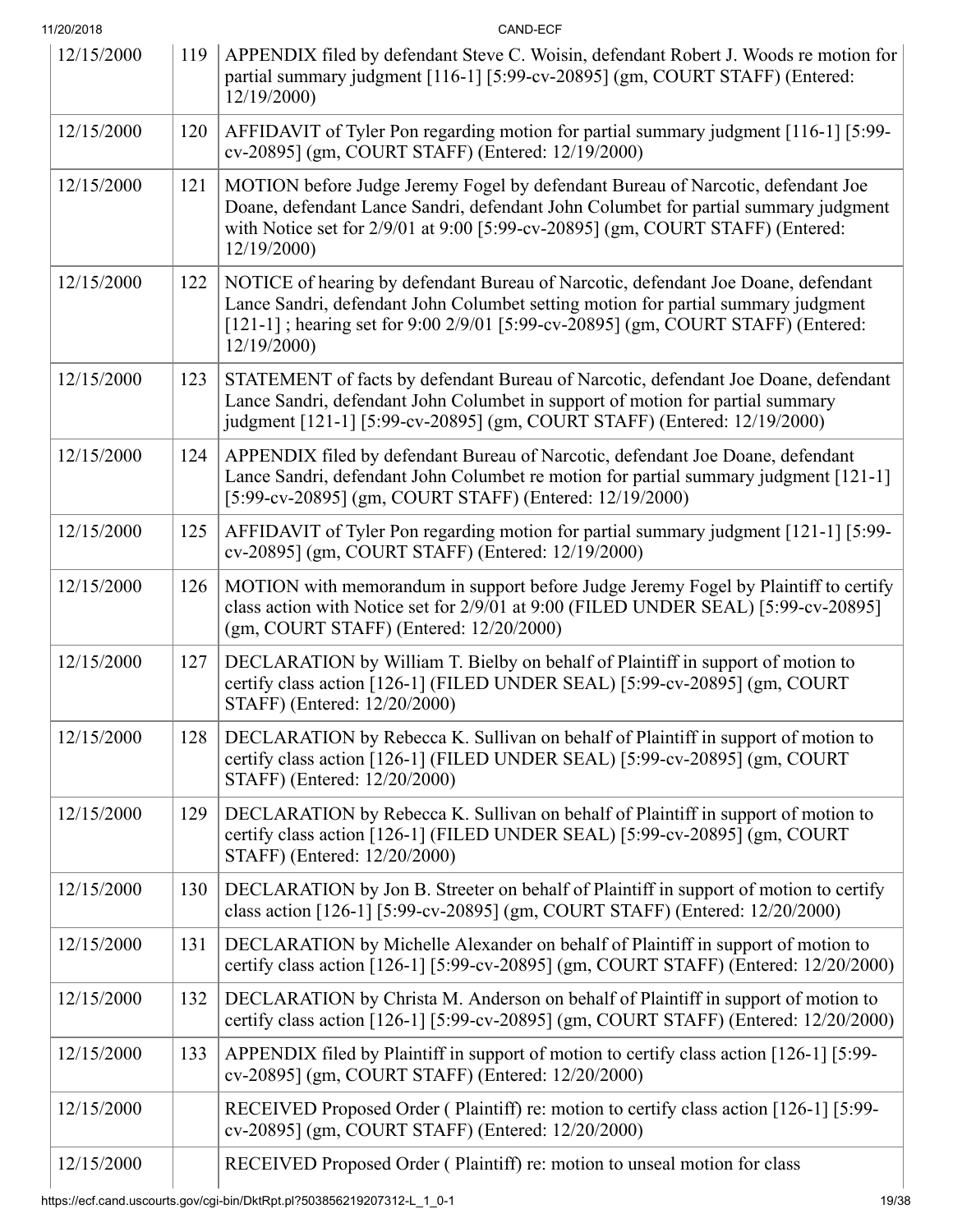| | | |
|---|---|---|
| 12/15/2000 | 119 | APPENDIX filed by defendant Steve C. Woisin, defendant Robert J. Woods re motion for partial summary judgment [116-1] [5:99-cv-20895] (gm, COURT STAFF) (Entered: 12/19/2000) |
| 12/15/2000 | 120 | AFFIDAVIT of Tyler Pon regarding motion for partial summary judgment [116-1] [5:99-cv-20895] (gm, COURT STAFF) (Entered: 12/19/2000) |
| 12/15/2000 | 121 | MOTION before Judge Jeremy Fogel by defendant Bureau of Narcotic, defendant Joe Doane, defendant Lance Sandri, defendant John Columbet for partial summary judgment with Notice set for 2/9/01 at 9:00 [5:99-cv-20895] (gm, COURT STAFF) (Entered: 12/19/2000) |
| 12/15/2000 | 122 | NOTICE of hearing by defendant Bureau of Narcotic, defendant Joe Doane, defendant Lance Sandri, defendant John Columbet setting motion for partial summary judgment [121-1] ; hearing set for 9:00 2/9/01 [5:99-cv-20895] (gm, COURT STAFF) (Entered: 12/19/2000) |
| 12/15/2000 | 123 | STATEMENT of facts by defendant Bureau of Narcotic, defendant Joe Doane, defendant Lance Sandri, defendant John Columbet in support of motion for partial summary judgment [121-1] [5:99-cv-20895] (gm, COURT STAFF) (Entered: 12/19/2000) |
| 12/15/2000 | 124 | APPENDIX filed by defendant Bureau of Narcotic, defendant Joe Doane, defendant Lance Sandri, defendant John Columbet re motion for partial summary judgment [121-1] [5:99-cv-20895] (gm, COURT STAFF) (Entered: 12/19/2000) |
| 12/15/2000 | 125 | AFFIDAVIT of Tyler Pon regarding motion for partial summary judgment [121-1] [5:99-cv-20895] (gm, COURT STAFF) (Entered: 12/19/2000) |
| 12/15/2000 | 126 | MOTION with memorandum in support before Judge Jeremy Fogel by Plaintiff to certify class action with Notice set for 2/9/01 at 9:00 (FILED UNDER SEAL) [5:99-cv-20895] (gm, COURT STAFF) (Entered: 12/20/2000) |
| 12/15/2000 | 127 | DECLARATION by William T. Bielby on behalf of Plaintiff in support of motion to certify class action [126-1] (FILED UNDER SEAL) [5:99-cv-20895] (gm, COURT STAFF) (Entered: 12/20/2000) |
| 12/15/2000 | 128 | DECLARATION by Rebecca K. Sullivan on behalf of Plaintiff in support of motion to certify class action [126-1] (FILED UNDER SEAL) [5:99-cv-20895] (gm, COURT STAFF) (Entered: 12/20/2000) |
| 12/15/2000 | 129 | DECLARATION by Rebecca K. Sullivan on behalf of Plaintiff in support of motion to certify class action [126-1] (FILED UNDER SEAL) [5:99-cv-20895] (gm, COURT STAFF) (Entered: 12/20/2000) |
| 12/15/2000 | 130 | DECLARATION by Jon B. Streeter on behalf of Plaintiff in support of motion to certify class action [126-1] [5:99-cv-20895] (gm, COURT STAFF) (Entered: 12/20/2000) |
| 12/15/2000 | 131 | DECLARATION by Michelle Alexander on behalf of Plaintiff in support of motion to certify class action [126-1] [5:99-cv-20895] (gm, COURT STAFF) (Entered: 12/20/2000) |
| 12/15/2000 | 132 | DECLARATION by Christa M. Anderson on behalf of Plaintiff in support of motion to certify class action [126-1] [5:99-cv-20895] (gm, COURT STAFF) (Entered: 12/20/2000) |
| 12/15/2000 | 133 | APPENDIX filed by Plaintiff in support of motion to certify class action [126-1] [5:99-cv-20895] (gm, COURT STAFF) (Entered: 12/20/2000) |
| 12/15/2000 | | RECEIVED Proposed Order ( Plaintiff) re: motion to certify class action [126-1] [5:99-cv-20895] (gm, COURT STAFF) (Entered: 12/20/2000) |
| 12/15/2000 | | RECEIVED Proposed Order ( Plaintiff) re: motion to unseal motion for class |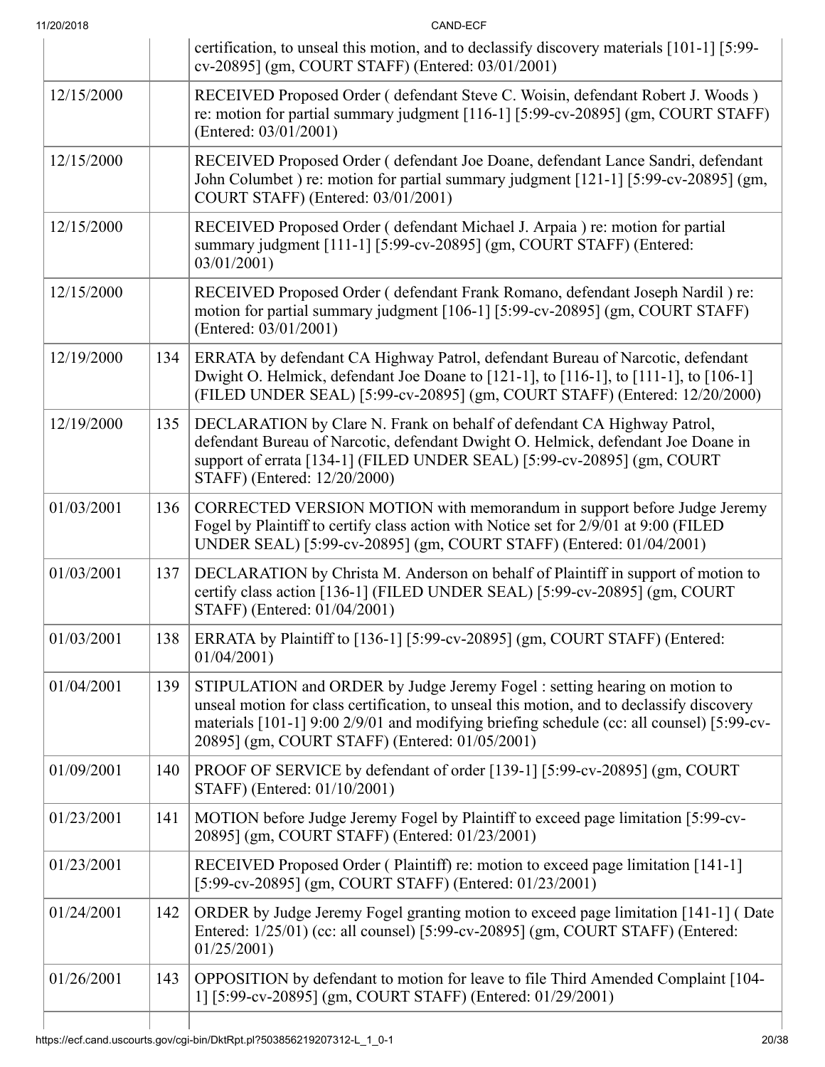| | | |
|---|---|---|
| | | certification, to unseal this motion, and to declassify discovery materials [101-1] [5:99-cv-20895] (gm, COURT STAFF) (Entered: 03/01/2001) |
| 12/15/2000 | | RECEIVED Proposed Order ( defendant Steve C. Woisin, defendant Robert J. Woods ) re: motion for partial summary judgment [116-1] [5:99-cv-20895] (gm, COURT STAFF) (Entered: 03/01/2001) |
| 12/15/2000 | | RECEIVED Proposed Order ( defendant Joe Doane, defendant Lance Sandri, defendant John Columbet ) re: motion for partial summary judgment [121-1] [5:99-cv-20895] (gm, COURT STAFF) (Entered: 03/01/2001) |
| 12/15/2000 | | RECEIVED Proposed Order ( defendant Michael J. Arpaia ) re: motion for partial summary judgment [111-1] [5:99-cv-20895] (gm, COURT STAFF) (Entered: 03/01/2001) |
| 12/15/2000 | | RECEIVED Proposed Order ( defendant Frank Romano, defendant Joseph Nardil ) re: motion for partial summary judgment [106-1] [5:99-cv-20895] (gm, COURT STAFF) (Entered: 03/01/2001) |
| 12/19/2000 | 134 | ERRATA by defendant CA Highway Patrol, defendant Bureau of Narcotic, defendant Dwight O. Helmick, defendant Joe Doane to [121-1], to [116-1], to [111-1], to [106-1] (FILED UNDER SEAL) [5:99-cv-20895] (gm, COURT STAFF) (Entered: 12/20/2000) |
| 12/19/2000 | 135 | DECLARATION by Clare N. Frank on behalf of defendant CA Highway Patrol, defendant Bureau of Narcotic, defendant Dwight O. Helmick, defendant Joe Doane in support of errata [134-1] (FILED UNDER SEAL) [5:99-cv-20895] (gm, COURT STAFF) (Entered: 12/20/2000) |
| 01/03/2001 | 136 | CORRECTED VERSION MOTION with memorandum in support before Judge Jeremy Fogel by Plaintiff to certify class action with Notice set for 2/9/01 at 9:00 (FILED UNDER SEAL) [5:99-cv-20895] (gm, COURT STAFF) (Entered: 01/04/2001) |
| 01/03/2001 | 137 | DECLARATION by Christa M. Anderson on behalf of Plaintiff in support of motion to certify class action [136-1] (FILED UNDER SEAL) [5:99-cv-20895] (gm, COURT STAFF) (Entered: 01/04/2001) |
| 01/03/2001 | 138 | ERRATA by Plaintiff to [136-1] [5:99-cv-20895] (gm, COURT STAFF) (Entered: 01/04/2001) |
| 01/04/2001 | 139 | STIPULATION and ORDER by Judge Jeremy Fogel : setting hearing on motion to unseal motion for class certification, to unseal this motion, and to declassify discovery materials [101-1] 9:00 2/9/01 and modifying briefing schedule (cc: all counsel) [5:99-cv-20895] (gm, COURT STAFF) (Entered: 01/05/2001) |
| 01/09/2001 | 140 | PROOF OF SERVICE by defendant of order [139-1] [5:99-cv-20895] (gm, COURT STAFF) (Entered: 01/10/2001) |
| 01/23/2001 | 141 | MOTION before Judge Jeremy Fogel by Plaintiff to exceed page limitation [5:99-cv-20895] (gm, COURT STAFF) (Entered: 01/23/2001) |
| 01/23/2001 | | RECEIVED Proposed Order ( Plaintiff) re: motion to exceed page limitation [141-1] [5:99-cv-20895] (gm, COURT STAFF) (Entered: 01/23/2001) |
| 01/24/2001 | 142 | ORDER by Judge Jeremy Fogel granting motion to exceed page limitation [141-1] ( Date Entered: 1/25/01) (cc: all counsel) [5:99-cv-20895] (gm, COURT STAFF) (Entered: 01/25/2001) |
| 01/26/2001 | 143 | OPPOSITION by defendant to motion for leave to file Third Amended Complaint [104-1] [5:99-cv-20895] (gm, COURT STAFF) (Entered: 01/29/2001) |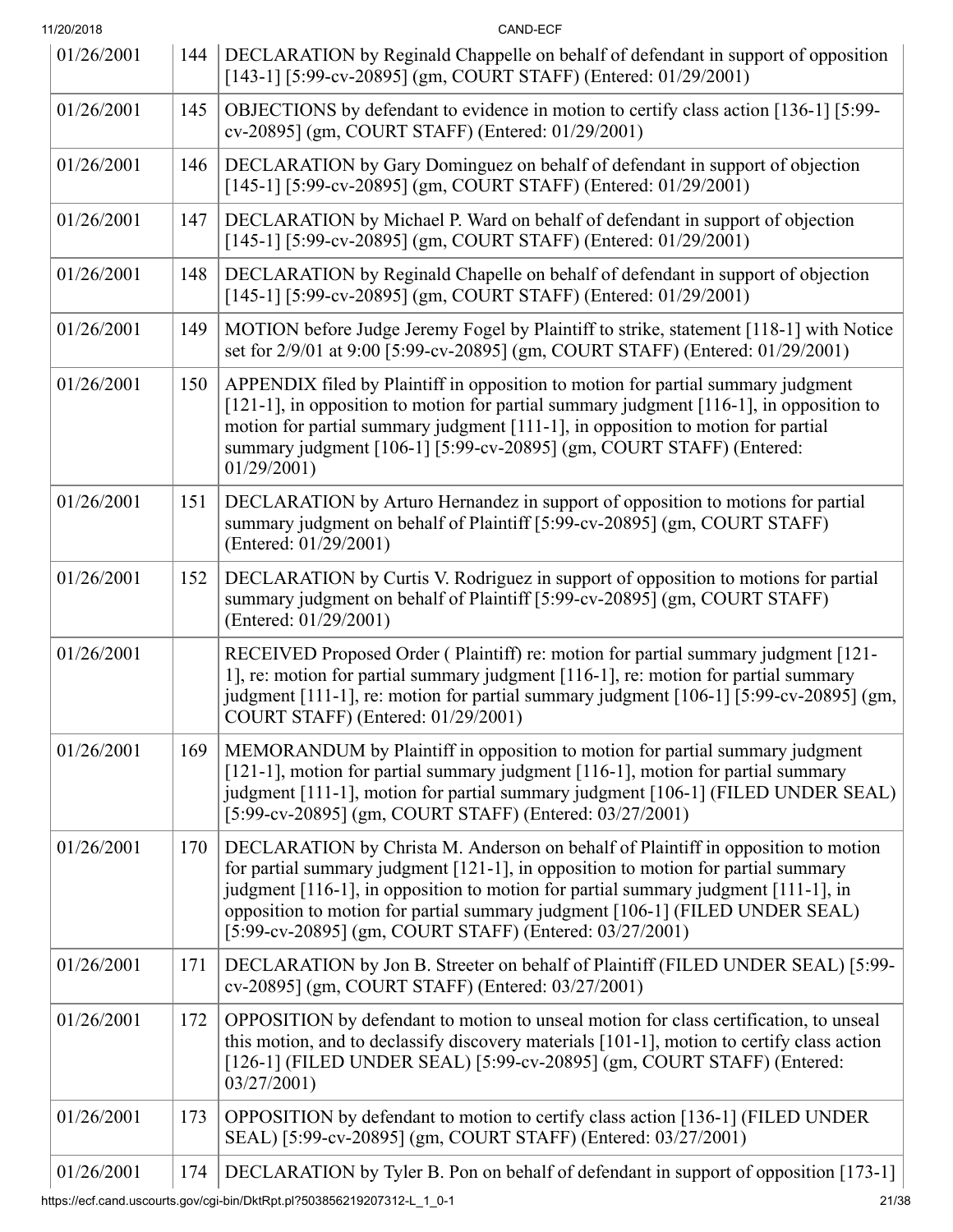| | | |
|---|---|---|
| 01/26/2001 | 144 | DECLARATION by Reginald Chappelle on behalf of defendant in support of opposition [143-1] [5:99-cv-20895] (gm, COURT STAFF) (Entered: 01/29/2001) |
| 01/26/2001 | 145 | OBJECTIONS by defendant to evidence in motion to certify class action [136-1] [5:99-cv-20895] (gm, COURT STAFF) (Entered: 01/29/2001) |
| 01/26/2001 | 146 | DECLARATION by Gary Dominguez on behalf of defendant in support of objection [145-1] [5:99-cv-20895] (gm, COURT STAFF) (Entered: 01/29/2001) |
| 01/26/2001 | 147 | DECLARATION by Michael P. Ward on behalf of defendant in support of objection [145-1] [5:99-cv-20895] (gm, COURT STAFF) (Entered: 01/29/2001) |
| 01/26/2001 | 148 | DECLARATION by Reginald Chapelle on behalf of defendant in support of objection [145-1] [5:99-cv-20895] (gm, COURT STAFF) (Entered: 01/29/2001) |
| 01/26/2001 | 149 | MOTION before Judge Jeremy Fogel by Plaintiff to strike, statement [118-1] with Notice set for 2/9/01 at 9:00 [5:99-cv-20895] (gm, COURT STAFF) (Entered: 01/29/2001) |
| 01/26/2001 | 150 | APPENDIX filed by Plaintiff in opposition to motion for partial summary judgment [121-1], in opposition to motion for partial summary judgment [116-1], in opposition to motion for partial summary judgment [111-1], in opposition to motion for partial summary judgment [106-1] [5:99-cv-20895] (gm, COURT STAFF) (Entered: 01/29/2001) |
| 01/26/2001 | 151 | DECLARATION by Arturo Hernandez in support of opposition to motions for partial summary judgment on behalf of Plaintiff [5:99-cv-20895] (gm, COURT STAFF) (Entered: 01/29/2001) |
| 01/26/2001 | 152 | DECLARATION by Curtis V. Rodriguez in support of opposition to motions for partial summary judgment on behalf of Plaintiff [5:99-cv-20895] (gm, COURT STAFF) (Entered: 01/29/2001) |
| 01/26/2001 | | RECEIVED Proposed Order ( Plaintiff) re: motion for partial summary judgment [121-1], re: motion for partial summary judgment [116-1], re: motion for partial summary judgment [111-1], re: motion for partial summary judgment [106-1] [5:99-cv-20895] (gm, COURT STAFF) (Entered: 01/29/2001) |
| 01/26/2001 | 169 | MEMORANDUM by Plaintiff in opposition to motion for partial summary judgment [121-1], motion for partial summary judgment [116-1], motion for partial summary judgment [111-1], motion for partial summary judgment [106-1] (FILED UNDER SEAL) [5:99-cv-20895] (gm, COURT STAFF) (Entered: 03/27/2001) |
| 01/26/2001 | 170 | DECLARATION by Christa M. Anderson on behalf of Plaintiff in opposition to motion for partial summary judgment [121-1], in opposition to motion for partial summary judgment [116-1], in opposition to motion for partial summary judgment [111-1], in opposition to motion for partial summary judgment [106-1] (FILED UNDER SEAL) [5:99-cv-20895] (gm, COURT STAFF) (Entered: 03/27/2001) |
| 01/26/2001 | 171 | DECLARATION by Jon B. Streeter on behalf of Plaintiff (FILED UNDER SEAL) [5:99-cv-20895] (gm, COURT STAFF) (Entered: 03/27/2001) |
| 01/26/2001 | 172 | OPPOSITION by defendant to motion to unseal motion for class certification, to unseal this motion, and to declassify discovery materials [101-1], motion to certify class action [126-1] (FILED UNDER SEAL) [5:99-cv-20895] (gm, COURT STAFF) (Entered: 03/27/2001) |
| 01/26/2001 | 173 | OPPOSITION by defendant to motion to certify class action [136-1] (FILED UNDER SEAL) [5:99-cv-20895] (gm, COURT STAFF) (Entered: 03/27/2001) |
| 01/26/2001 | 174 | DECLARATION by Tyler B. Pon on behalf of defendant in support of opposition [173-1] |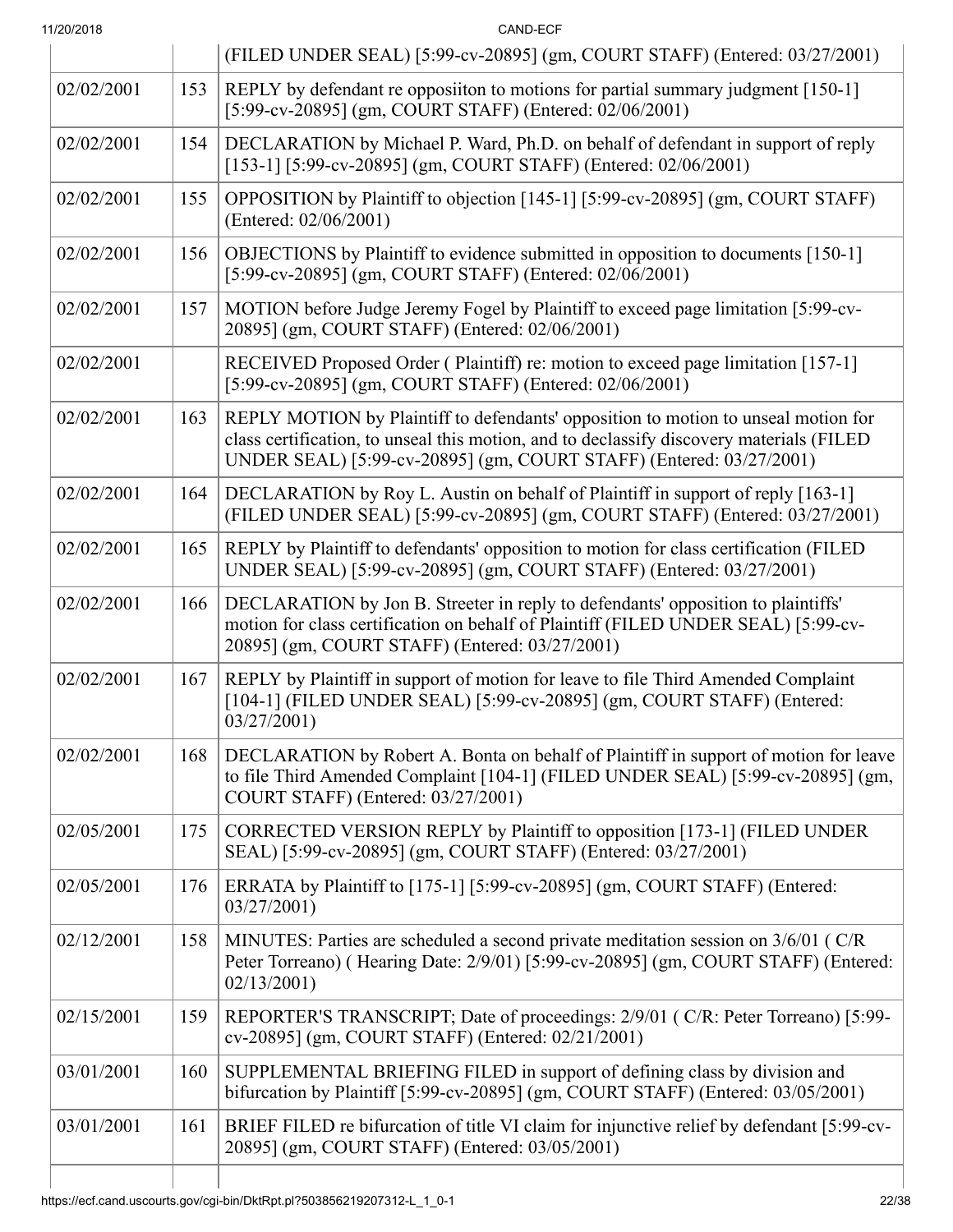| | | |
|---|---|---|
| | | (FILED UNDER SEAL) [5:99-cv-20895] (gm, COURT STAFF) (Entered: 03/27/2001) |
| 02/02/2001 | 153 | REPLY by defendant re oppositon to motions for partial summary judgment [150-1] [5:99-cv-20895] (gm, COURT STAFF) (Entered: 02/06/2001) |
| 02/02/2001 | 154 | DECLARATION by Michael P. Ward, Ph.D. on behalf of defendant in support of reply [153-1] [5:99-cv-20895] (gm, COURT STAFF) (Entered: 02/06/2001) |
| 02/02/2001 | 155 | OPPOSITION by Plaintiff to objection [145-1] [5:99-cv-20895] (gm, COURT STAFF) (Entered: 02/06/2001) |
| 02/02/2001 | 156 | OBJECTIONS by Plaintiff to evidence submitted in opposition to documents [150-1] [5:99-cv-20895] (gm, COURT STAFF) (Entered: 02/06/2001) |
| 02/02/2001 | 157 | MOTION before Judge Jeremy Fogel by Plaintiff to exceed page limitation [5:99-cv-20895] (gm, COURT STAFF) (Entered: 02/06/2001) |
| 02/02/2001 | | RECEIVED Proposed Order ( Plaintiff) re: motion to exceed page limitation [157-1] [5:99-cv-20895] (gm, COURT STAFF) (Entered: 02/06/2001) |
| 02/02/2001 | 163 | REPLY MOTION by Plaintiff to defendants' opposition to motion to unseal motion for class certification, to unseal this motion, and to declassify discovery materials (FILED UNDER SEAL) [5:99-cv-20895] (gm, COURT STAFF) (Entered: 03/27/2001) |
| 02/02/2001 | 164 | DECLARATION by Roy L. Austin on behalf of Plaintiff in support of reply [163-1] (FILED UNDER SEAL) [5:99-cv-20895] (gm, COURT STAFF) (Entered: 03/27/2001) |
| 02/02/2001 | 165 | REPLY by Plaintiff to defendants' opposition to motion for class certification (FILED UNDER SEAL) [5:99-cv-20895] (gm, COURT STAFF) (Entered: 03/27/2001) |
| 02/02/2001 | 166 | DECLARATION by Jon B. Streeter in reply to defendants' opposition to plaintiffs' motion for class certification on behalf of Plaintiff (FILED UNDER SEAL) [5:99-cv-20895] (gm, COURT STAFF) (Entered: 03/27/2001) |
| 02/02/2001 | 167 | REPLY by Plaintiff in support of motion for leave to file Third Amended Complaint [104-1] (FILED UNDER SEAL) [5:99-cv-20895] (gm, COURT STAFF) (Entered: 03/27/2001) |
| 02/02/2001 | 168 | DECLARATION by Robert A. Bonta on behalf of Plaintiff in support of motion for leave to file Third Amended Complaint [104-1] (FILED UNDER SEAL) [5:99-cv-20895] (gm, COURT STAFF) (Entered: 03/27/2001) |
| 02/05/2001 | 175 | CORRECTED VERSION REPLY by Plaintiff to opposition [173-1] (FILED UNDER SEAL) [5:99-cv-20895] (gm, COURT STAFF) (Entered: 03/27/2001) |
| 02/05/2001 | 176 | ERRATA by Plaintiff to [175-1] [5:99-cv-20895] (gm, COURT STAFF) (Entered: 03/27/2001) |
| 02/12/2001 | 158 | MINUTES: Parties are scheduled a second private meditation session on 3/6/01 ( C/R Peter Torreano) ( Hearing Date: 2/9/01) [5:99-cv-20895] (gm, COURT STAFF) (Entered: 02/13/2001) |
| 02/15/2001 | 159 | REPORTER'S TRANSCRIPT; Date of proceedings: 2/9/01 ( C/R: Peter Torreano) [5:99-cv-20895] (gm, COURT STAFF) (Entered: 02/21/2001) |
| 03/01/2001 | 160 | SUPPLEMENTAL BRIEFING FILED in support of defining class by division and bifurcation by Plaintiff [5:99-cv-20895] (gm, COURT STAFF) (Entered: 03/05/2001) |
| 03/01/2001 | 161 | BRIEF FILED re bifurcation of title VI claim for injunctive relief by defendant [5:99-cv-20895] (gm, COURT STAFF) (Entered: 03/05/2001) |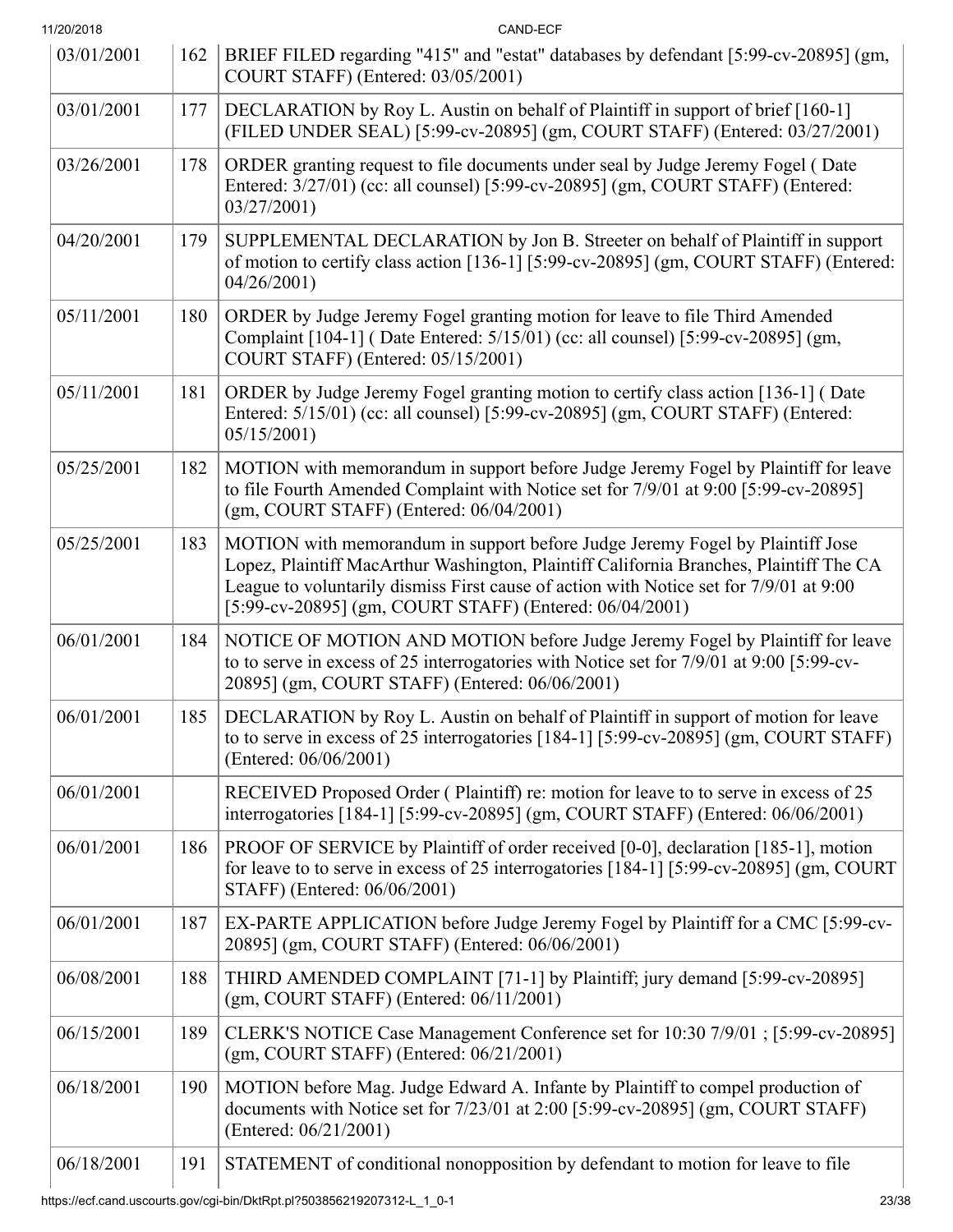| 03/01/2001 | 162 | BRIEF FILED regarding "415" and "estat" databases by defendant [5:99-cv-20895] (gm, COURT STAFF) (Entered: 03/05/2001) |
|---|---|---|
| 03/01/2001 | 177 | DECLARATION by Roy L. Austin on behalf of Plaintiff in support of brief [160-1] (FILED UNDER SEAL) [5:99-cv-20895] (gm, COURT STAFF) (Entered: 03/27/2001) |
| 03/26/2001 | 178 | ORDER granting request to file documents under seal by Judge Jeremy Fogel ( Date Entered: 3/27/01) (cc: all counsel) [5:99-cv-20895] (gm, COURT STAFF) (Entered: 03/27/2001) |
| 04/20/2001 | 179 | SUPPLEMENTAL DECLARATION by Jon B. Streeter on behalf of Plaintiff in support of motion to certify class action [136-1] [5:99-cv-20895] (gm, COURT STAFF) (Entered: 04/26/2001) |
| 05/11/2001 | 180 | ORDER by Judge Jeremy Fogel granting motion for leave to file Third Amended Complaint [104-1] ( Date Entered: 5/15/01) (cc: all counsel) [5:99-cv-20895] (gm, COURT STAFF) (Entered: 05/15/2001) |
| 05/11/2001 | 181 | ORDER by Judge Jeremy Fogel granting motion to certify class action [136-1] ( Date Entered: 5/15/01) (cc: all counsel) [5:99-cv-20895] (gm, COURT STAFF) (Entered: 05/15/2001) |
| 05/25/2001 | 182 | MOTION with memorandum in support before Judge Jeremy Fogel by Plaintiff for leave to file Fourth Amended Complaint with Notice set for 7/9/01 at 9:00 [5:99-cv-20895] (gm, COURT STAFF) (Entered: 06/04/2001) |
| 05/25/2001 | 183 | MOTION with memorandum in support before Judge Jeremy Fogel by Plaintiff Jose Lopez, Plaintiff MacArthur Washington, Plaintiff California Branches, Plaintiff The CA League to voluntarily dismiss First cause of action with Notice set for 7/9/01 at 9:00 [5:99-cv-20895] (gm, COURT STAFF) (Entered: 06/04/2001) |
| 06/01/2001 | 184 | NOTICE OF MOTION AND MOTION before Judge Jeremy Fogel by Plaintiff for leave to to serve in excess of 25 interrogatories with Notice set for 7/9/01 at 9:00 [5:99-cv-20895] (gm, COURT STAFF) (Entered: 06/06/2001) |
| 06/01/2001 | 185 | DECLARATION by Roy L. Austin on behalf of Plaintiff in support of motion for leave to to serve in excess of 25 interrogatories [184-1] [5:99-cv-20895] (gm, COURT STAFF) (Entered: 06/06/2001) |
| 06/01/2001 | | RECEIVED Proposed Order ( Plaintiff) re: motion for leave to to serve in excess of 25 interrogatories [184-1] [5:99-cv-20895] (gm, COURT STAFF) (Entered: 06/06/2001) |
| 06/01/2001 | 186 | PROOF OF SERVICE by Plaintiff of order received [0-0], declaration [185-1], motion for leave to to serve in excess of 25 interrogatories [184-1] [5:99-cv-20895] (gm, COURT STAFF) (Entered: 06/06/2001) |
| 06/01/2001 | 187 | EX-PARTE APPLICATION before Judge Jeremy Fogel by Plaintiff for a CMC [5:99-cv-20895] (gm, COURT STAFF) (Entered: 06/06/2001) |
| 06/08/2001 | 188 | THIRD AMENDED COMPLAINT [71-1] by Plaintiff; jury demand [5:99-cv-20895] (gm, COURT STAFF) (Entered: 06/11/2001) |
| 06/15/2001 | 189 | CLERK'S NOTICE Case Management Conference set for 10:30 7/9/01 ; [5:99-cv-20895] (gm, COURT STAFF) (Entered: 06/21/2001) |
| 06/18/2001 | 190 | MOTION before Mag. Judge Edward A. Infante by Plaintiff to compel production of documents with Notice set for 7/23/01 at 2:00 [5:99-cv-20895] (gm, COURT STAFF) (Entered: 06/21/2001) |
| 06/18/2001 | 191 | STATEMENT of conditional nonopposition by defendant to motion for leave to file |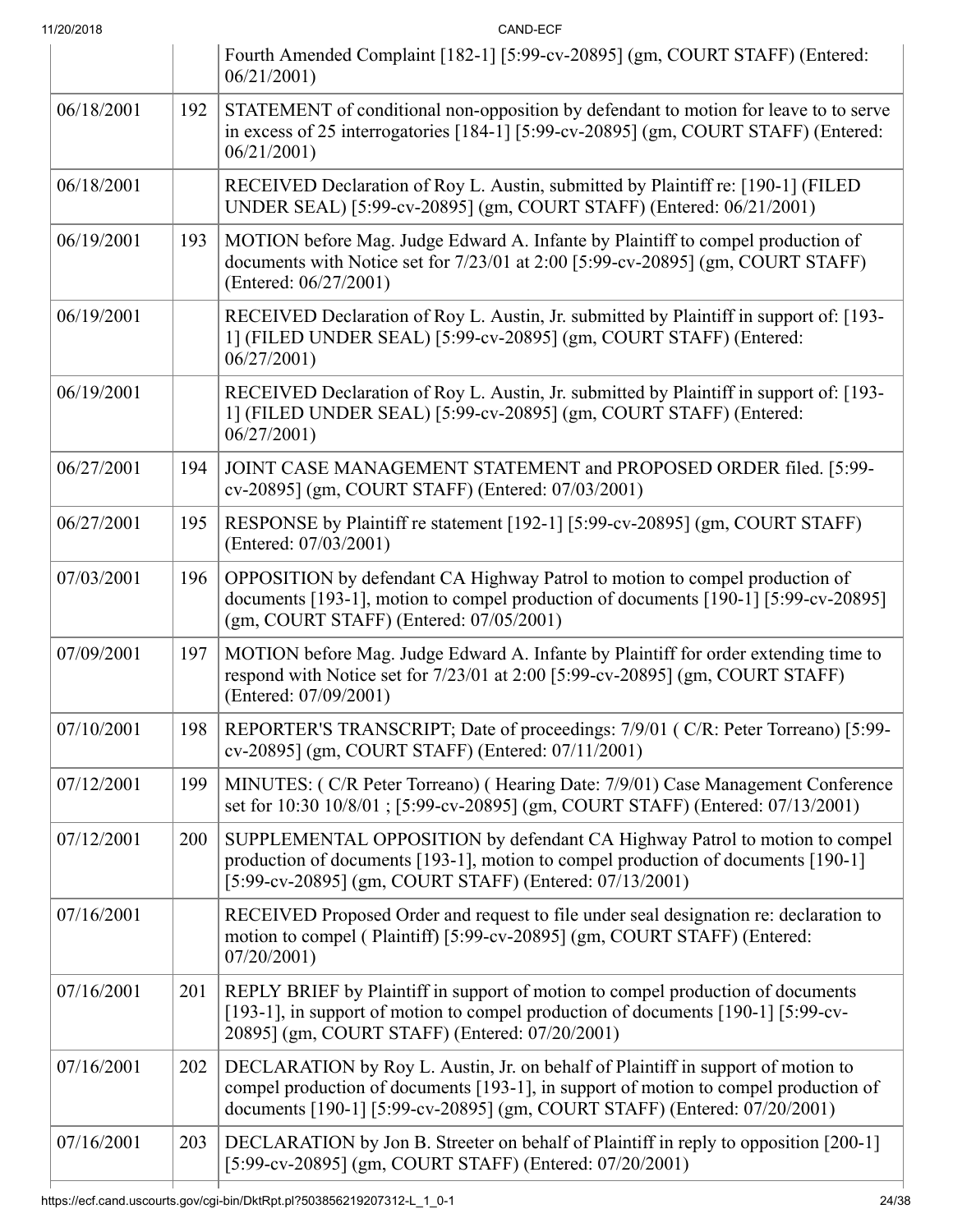| | | |
|---|---|---|
| | | Fourth Amended Complaint [182-1] [5:99-cv-20895] (gm, COURT STAFF) (Entered: 06/21/2001) |
| 06/18/2001 | 192 | STATEMENT of conditional non-opposition by defendant to motion for leave to to serve in excess of 25 interrogatories [184-1] [5:99-cv-20895] (gm, COURT STAFF) (Entered: 06/21/2001) |
| 06/18/2001 | | RECEIVED Declaration of Roy L. Austin, submitted by Plaintiff re: [190-1] (FILED UNDER SEAL) [5:99-cv-20895] (gm, COURT STAFF) (Entered: 06/21/2001) |
| 06/19/2001 | 193 | MOTION before Mag. Judge Edward A. Infante by Plaintiff to compel production of documents with Notice set for 7/23/01 at 2:00 [5:99-cv-20895] (gm, COURT STAFF) (Entered: 06/27/2001) |
| 06/19/2001 | | RECEIVED Declaration of Roy L. Austin, Jr. submitted by Plaintiff in support of: [193-1] (FILED UNDER SEAL) [5:99-cv-20895] (gm, COURT STAFF) (Entered: 06/27/2001) |
| 06/19/2001 | | RECEIVED Declaration of Roy L. Austin, Jr. submitted by Plaintiff in support of: [193-1] (FILED UNDER SEAL) [5:99-cv-20895] (gm, COURT STAFF) (Entered: 06/27/2001) |
| 06/27/2001 | 194 | JOINT CASE MANAGEMENT STATEMENT and PROPOSED ORDER filed. [5:99-cv-20895] (gm, COURT STAFF) (Entered: 07/03/2001) |
| 06/27/2001 | 195 | RESPONSE by Plaintiff re statement [192-1] [5:99-cv-20895] (gm, COURT STAFF) (Entered: 07/03/2001) |
| 07/03/2001 | 196 | OPPOSITION by defendant CA Highway Patrol to motion to compel production of documents [193-1], motion to compel production of documents [190-1] [5:99-cv-20895] (gm, COURT STAFF) (Entered: 07/05/2001) |
| 07/09/2001 | 197 | MOTION before Mag. Judge Edward A. Infante by Plaintiff for order extending time to respond with Notice set for 7/23/01 at 2:00 [5:99-cv-20895] (gm, COURT STAFF) (Entered: 07/09/2001) |
| 07/10/2001 | 198 | REPORTER'S TRANSCRIPT; Date of proceedings: 7/9/01 ( C/R: Peter Torreano) [5:99-cv-20895] (gm, COURT STAFF) (Entered: 07/11/2001) |
| 07/12/2001 | 199 | MINUTES: ( C/R Peter Torreano) ( Hearing Date: 7/9/01) Case Management Conference set for 10:30 10/8/01 ; [5:99-cv-20895] (gm, COURT STAFF) (Entered: 07/13/2001) |
| 07/12/2001 | 200 | SUPPLEMENTAL OPPOSITION by defendant CA Highway Patrol to motion to compel production of documents [193-1], motion to compel production of documents [190-1] [5:99-cv-20895] (gm, COURT STAFF) (Entered: 07/13/2001) |
| 07/16/2001 | | RECEIVED Proposed Order and request to file under seal designation re: declaration to motion to compel ( Plaintiff) [5:99-cv-20895] (gm, COURT STAFF) (Entered: 07/20/2001) |
| 07/16/2001 | 201 | REPLY BRIEF by Plaintiff in support of motion to compel production of documents [193-1], in support of motion to compel production of documents [190-1] [5:99-cv-20895] (gm, COURT STAFF) (Entered: 07/20/2001) |
| 07/16/2001 | 202 | DECLARATION by Roy L. Austin, Jr. on behalf of Plaintiff in support of motion to compel production of documents [193-1], in support of motion to compel production of documents [190-1] [5:99-cv-20895] (gm, COURT STAFF) (Entered: 07/20/2001) |
| 07/16/2001 | 203 | DECLARATION by Jon B. Streeter on behalf of Plaintiff in reply to opposition [200-1] [5:99-cv-20895] (gm, COURT STAFF) (Entered: 07/20/2001) |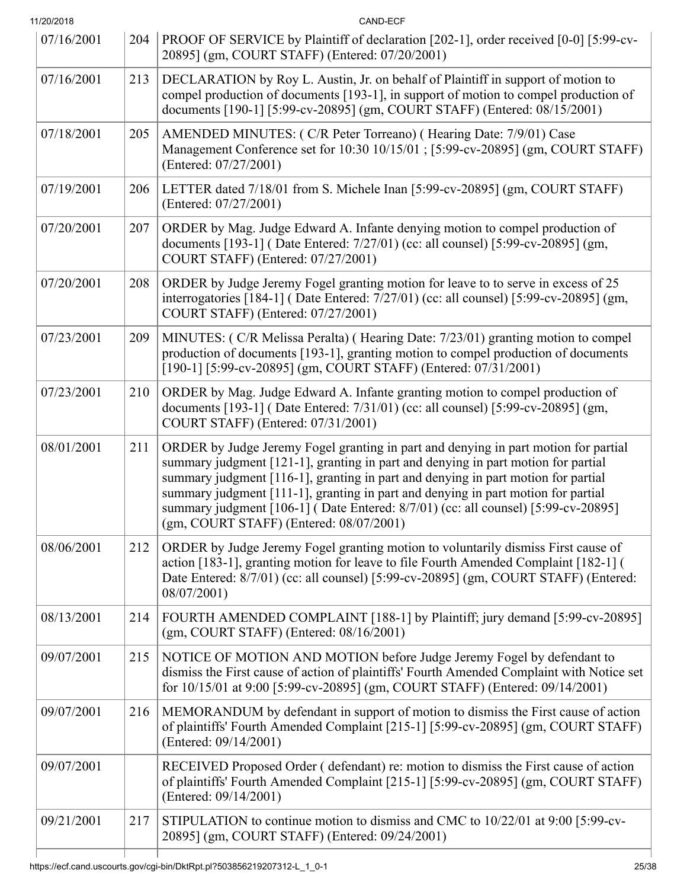| | | |
|---|---|---|
| 07/16/2001 | 204 | PROOF OF SERVICE by Plaintiff of declaration [202-1], order received [0-0] [5:99-cv-20895] (gm, COURT STAFF) (Entered: 07/20/2001) |
| 07/16/2001 | 213 | DECLARATION by Roy L. Austin, Jr. on behalf of Plaintiff in support of motion to compel production of documents [193-1], in support of motion to compel production of documents [190-1] [5:99-cv-20895] (gm, COURT STAFF) (Entered: 08/15/2001) |
| 07/18/2001 | 205 | AMENDED MINUTES: ( C/R Peter Torreano) ( Hearing Date: 7/9/01) Case Management Conference set for 10:30 10/15/01 ; [5:99-cv-20895] (gm, COURT STAFF) (Entered: 07/27/2001) |
| 07/19/2001 | 206 | LETTER dated 7/18/01 from S. Michele Inan [5:99-cv-20895] (gm, COURT STAFF) (Entered: 07/27/2001) |
| 07/20/2001 | 207 | ORDER by Mag. Judge Edward A. Infante denying motion to compel production of documents [193-1] ( Date Entered: 7/27/01) (cc: all counsel) [5:99-cv-20895] (gm, COURT STAFF) (Entered: 07/27/2001) |
| 07/20/2001 | 208 | ORDER by Judge Jeremy Fogel granting motion for leave to to serve in excess of 25 interrogatories [184-1] ( Date Entered: 7/27/01) (cc: all counsel) [5:99-cv-20895] (gm, COURT STAFF) (Entered: 07/27/2001) |
| 07/23/2001 | 209 | MINUTES: ( C/R Melissa Peralta) ( Hearing Date: 7/23/01) granting motion to compel production of documents [193-1], granting motion to compel production of documents [190-1] [5:99-cv-20895] (gm, COURT STAFF) (Entered: 07/31/2001) |
| 07/23/2001 | 210 | ORDER by Mag. Judge Edward A. Infante granting motion to compel production of documents [193-1] ( Date Entered: 7/31/01) (cc: all counsel) [5:99-cv-20895] (gm, COURT STAFF) (Entered: 07/31/2001) |
| 08/01/2001 | 211 | ORDER by Judge Jeremy Fogel granting in part and denying in part motion for partial summary judgment [121-1], granting in part and denying in part motion for partial summary judgment [116-1], granting in part and denying in part motion for partial summary judgment [111-1], granting in part and denying in part motion for partial summary judgment [106-1] ( Date Entered: 8/7/01) (cc: all counsel) [5:99-cv-20895] (gm, COURT STAFF) (Entered: 08/07/2001) |
| 08/06/2001 | 212 | ORDER by Judge Jeremy Fogel granting motion to voluntarily dismiss First cause of action [183-1], granting motion for leave to file Fourth Amended Complaint [182-1] ( Date Entered: 8/7/01) (cc: all counsel) [5:99-cv-20895] (gm, COURT STAFF) (Entered: 08/07/2001) |
| 08/13/2001 | 214 | FOURTH AMENDED COMPLAINT [188-1] by Plaintiff; jury demand [5:99-cv-20895] (gm, COURT STAFF) (Entered: 08/16/2001) |
| 09/07/2001 | 215 | NOTICE OF MOTION AND MOTION before Judge Jeremy Fogel by defendant to dismiss the First cause of action of plaintiffs' Fourth Amended Complaint with Notice set for 10/15/01 at 9:00 [5:99-cv-20895] (gm, COURT STAFF) (Entered: 09/14/2001) |
| 09/07/2001 | 216 | MEMORANDUM by defendant in support of motion to dismiss the First cause of action of plaintiffs' Fourth Amended Complaint [215-1] [5:99-cv-20895] (gm, COURT STAFF) (Entered: 09/14/2001) |
| 09/07/2001 | | RECEIVED Proposed Order ( defendant) re: motion to dismiss the First cause of action of plaintiffs' Fourth Amended Complaint [215-1] [5:99-cv-20895] (gm, COURT STAFF) (Entered: 09/14/2001) |
| 09/21/2001 | 217 | STIPULATION to continue motion to dismiss and CMC to 10/22/01 at 9:00 [5:99-cv-20895] (gm, COURT STAFF) (Entered: 09/24/2001) |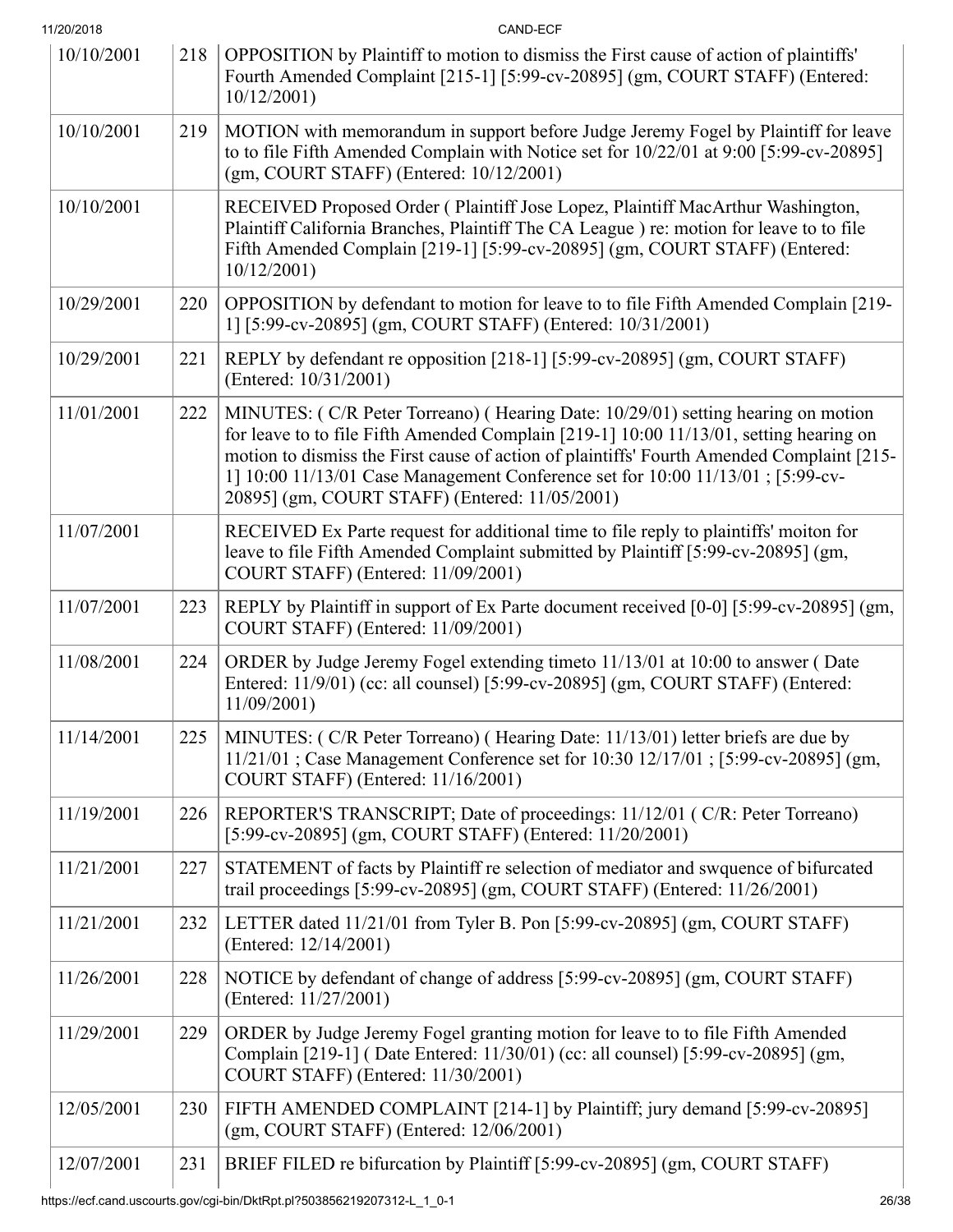| | | |
|---|---|---|
| 10/10/2001 | 218 | OPPOSITION by Plaintiff to motion to dismiss the First cause of action of plaintiffs' Fourth Amended Complaint [215-1] [5:99-cv-20895] (gm, COURT STAFF) (Entered: 10/12/2001) |
| 10/10/2001 | 219 | MOTION with memorandum in support before Judge Jeremy Fogel by Plaintiff for leave to to file Fifth Amended Complain with Notice set for 10/22/01 at 9:00 [5:99-cv-20895] (gm, COURT STAFF) (Entered: 10/12/2001) |
| 10/10/2001 | | RECEIVED Proposed Order ( Plaintiff Jose Lopez, Plaintiff MacArthur Washington, Plaintiff California Branches, Plaintiff The CA League ) re: motion for leave to to file Fifth Amended Complain [219-1] [5:99-cv-20895] (gm, COURT STAFF) (Entered: 10/12/2001) |
| 10/29/2001 | 220 | OPPOSITION by defendant to motion for leave to to file Fifth Amended Complain [219-1] [5:99-cv-20895] (gm, COURT STAFF) (Entered: 10/31/2001) |
| 10/29/2001 | 221 | REPLY by defendant re opposition [218-1] [5:99-cv-20895] (gm, COURT STAFF) (Entered: 10/31/2001) |
| 11/01/2001 | 222 | MINUTES: ( C/R Peter Torreano) ( Hearing Date: 10/29/01) setting hearing on motion for leave to to file Fifth Amended Complain [219-1] 10:00 11/13/01, setting hearing on motion to dismiss the First cause of action of plaintiffs' Fourth Amended Complaint [215-1] 10:00 11/13/01 Case Management Conference set for 10:00 11/13/01 ; [5:99-cv-20895] (gm, COURT STAFF) (Entered: 11/05/2001) |
| 11/07/2001 | | RECEIVED Ex Parte request for additional time to file reply to plaintiffs' moiton for leave to file Fifth Amended Complaint submitted by Plaintiff [5:99-cv-20895] (gm, COURT STAFF) (Entered: 11/09/2001) |
| 11/07/2001 | 223 | REPLY by Plaintiff in support of Ex Parte document received [0-0] [5:99-cv-20895] (gm, COURT STAFF) (Entered: 11/09/2001) |
| 11/08/2001 | 224 | ORDER by Judge Jeremy Fogel extending timeto 11/13/01 at 10:00 to answer ( Date Entered: 11/9/01) (cc: all counsel) [5:99-cv-20895] (gm, COURT STAFF) (Entered: 11/09/2001) |
| 11/14/2001 | 225 | MINUTES: ( C/R Peter Torreano) ( Hearing Date: 11/13/01) letter briefs are due by 11/21/01 ; Case Management Conference set for 10:30 12/17/01 ; [5:99-cv-20895] (gm, COURT STAFF) (Entered: 11/16/2001) |
| 11/19/2001 | 226 | REPORTER'S TRANSCRIPT; Date of proceedings: 11/12/01 ( C/R: Peter Torreano) [5:99-cv-20895] (gm, COURT STAFF) (Entered: 11/20/2001) |
| 11/21/2001 | 227 | STATEMENT of facts by Plaintiff re selection of mediator and swquence of bifurcated trail proceedings [5:99-cv-20895] (gm, COURT STAFF) (Entered: 11/26/2001) |
| 11/21/2001 | 232 | LETTER dated 11/21/01 from Tyler B. Pon [5:99-cv-20895] (gm, COURT STAFF) (Entered: 12/14/2001) |
| 11/26/2001 | 228 | NOTICE by defendant of change of address [5:99-cv-20895] (gm, COURT STAFF) (Entered: 11/27/2001) |
| 11/29/2001 | 229 | ORDER by Judge Jeremy Fogel granting motion for leave to to file Fifth Amended Complain [219-1] ( Date Entered: 11/30/01) (cc: all counsel) [5:99-cv-20895] (gm, COURT STAFF) (Entered: 11/30/2001) |
| 12/05/2001 | 230 | FIFTH AMENDED COMPLAINT [214-1] by Plaintiff; jury demand [5:99-cv-20895] (gm, COURT STAFF) (Entered: 12/06/2001) |
| 12/07/2001 | 231 | BRIEF FILED re bifurcation by Plaintiff [5:99-cv-20895] (gm, COURT STAFF) |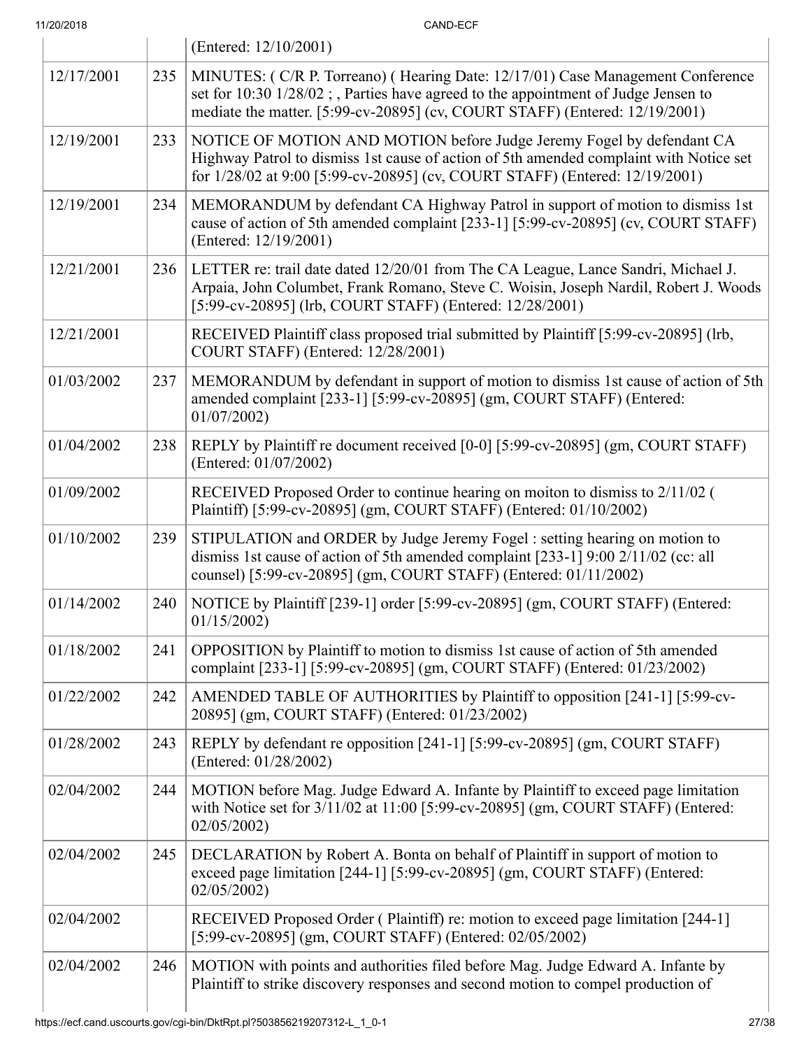| | | (Entered: 12/10/2001) |
|---|---|---|
| 12/17/2001 | 235 | MINUTES: ( C/R P. Torreano) ( Hearing Date: 12/17/01) Case Management Conference set for 10:30 1/28/02 ; , Parties have agreed to the appointment of Judge Jensen to mediate the matter. [5:99-cv-20895] (cv, COURT STAFF) (Entered: 12/19/2001) |
| 12/19/2001 | 233 | NOTICE OF MOTION AND MOTION before Judge Jeremy Fogel by defendant CA Highway Patrol to dismiss 1st cause of action of 5th amended complaint with Notice set for 1/28/02 at 9:00 [5:99-cv-20895] (cv, COURT STAFF) (Entered: 12/19/2001) |
| 12/19/2001 | 234 | MEMORANDUM by defendant CA Highway Patrol in support of motion to dismiss 1st cause of action of 5th amended complaint [233-1] [5:99-cv-20895] (cv, COURT STAFF) (Entered: 12/19/2001) |
| 12/21/2001 | 236 | LETTER re: trail date dated 12/20/01 from The CA League, Lance Sandri, Michael J. Arpaia, John Columbet, Frank Romano, Steve C. Woisin, Joseph Nardil, Robert J. Woods [5:99-cv-20895] (lrb, COURT STAFF) (Entered: 12/28/2001) |
| 12/21/2001 | | RECEIVED Plaintiff class proposed trial submitted by Plaintiff [5:99-cv-20895] (lrb, COURT STAFF) (Entered: 12/28/2001) |
| 01/03/2002 | 237 | MEMORANDUM by defendant in support of motion to dismiss 1st cause of action of 5th amended complaint [233-1] [5:99-cv-20895] (gm, COURT STAFF) (Entered: 01/07/2002) |
| 01/04/2002 | 238 | REPLY by Plaintiff re document received [0-0] [5:99-cv-20895] (gm, COURT STAFF) (Entered: 01/07/2002) |
| 01/09/2002 | | RECEIVED Proposed Order to continue hearing on moiton to dismiss to 2/11/02 ( Plaintiff) [5:99-cv-20895] (gm, COURT STAFF) (Entered: 01/10/2002) |
| 01/10/2002 | 239 | STIPULATION and ORDER by Judge Jeremy Fogel : setting hearing on motion to dismiss 1st cause of action of 5th amended complaint [233-1] 9:00 2/11/02 (cc: all counsel) [5:99-cv-20895] (gm, COURT STAFF) (Entered: 01/11/2002) |
| 01/14/2002 | 240 | NOTICE by Plaintiff [239-1] order [5:99-cv-20895] (gm, COURT STAFF) (Entered: 01/15/2002) |
| 01/18/2002 | 241 | OPPOSITION by Plaintiff to motion to dismiss 1st cause of action of 5th amended complaint [233-1] [5:99-cv-20895] (gm, COURT STAFF) (Entered: 01/23/2002) |
| 01/22/2002 | 242 | AMENDED TABLE OF AUTHORITIES by Plaintiff to opposition [241-1] [5:99-cv-20895] (gm, COURT STAFF) (Entered: 01/23/2002) |
| 01/28/2002 | 243 | REPLY by defendant re opposition [241-1] [5:99-cv-20895] (gm, COURT STAFF) (Entered: 01/28/2002) |
| 02/04/2002 | 244 | MOTION before Mag. Judge Edward A. Infante by Plaintiff to exceed page limitation with Notice set for 3/11/02 at 11:00 [5:99-cv-20895] (gm, COURT STAFF) (Entered: 02/05/2002) |
| 02/04/2002 | 245 | DECLARATION by Robert A. Bonta on behalf of Plaintiff in support of motion to exceed page limitation [244-1] [5:99-cv-20895] (gm, COURT STAFF) (Entered: 02/05/2002) |
| 02/04/2002 | | RECEIVED Proposed Order ( Plaintiff) re: motion to exceed page limitation [244-1] [5:99-cv-20895] (gm, COURT STAFF) (Entered: 02/05/2002) |
| 02/04/2002 | 246 | MOTION with points and authorities filed before Mag. Judge Edward A. Infante by Plaintiff to strike discovery responses and second motion to compel production of |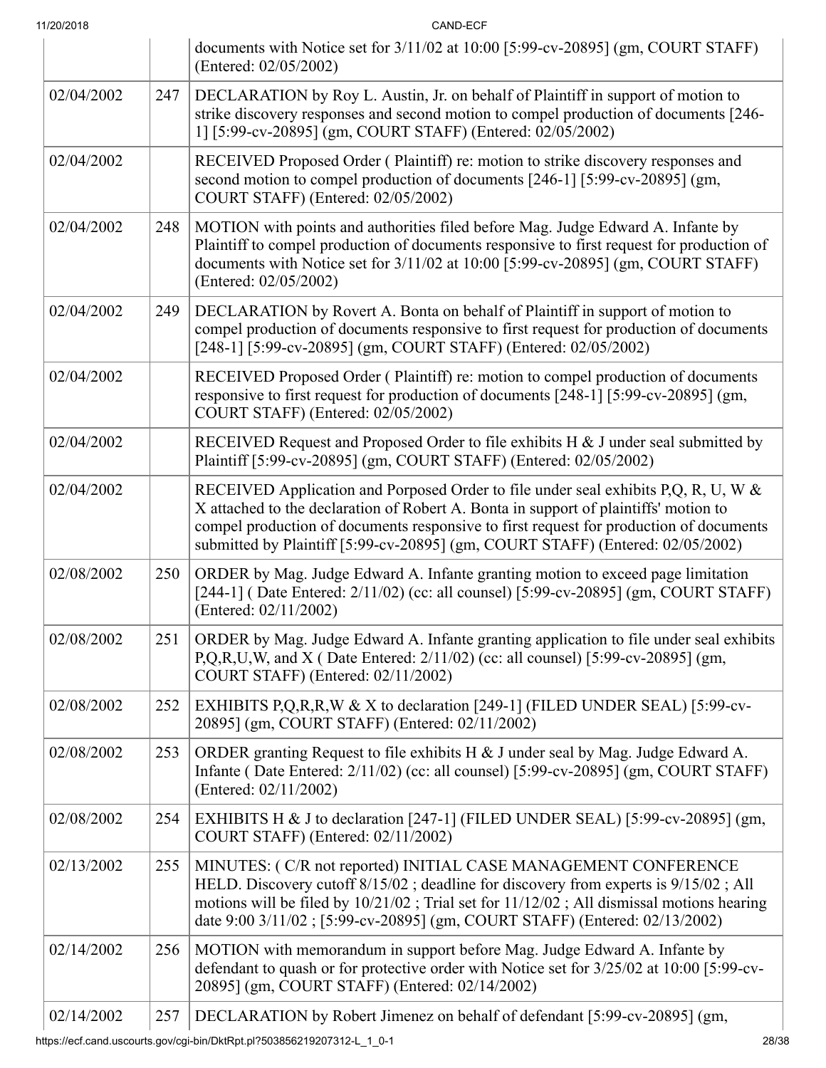| | | |
|---|---|---|
| | | documents with Notice set for 3/11/02 at 10:00 [5:99-cv-20895] (gm, COURT STAFF) (Entered: 02/05/2002) |
| 02/04/2002 | 247 | DECLARATION by Roy L. Austin, Jr. on behalf of Plaintiff in support of motion to strike discovery responses and second motion to compel production of documents [246-1] [5:99-cv-20895] (gm, COURT STAFF) (Entered: 02/05/2002) |
| 02/04/2002 | | RECEIVED Proposed Order ( Plaintiff) re: motion to strike discovery responses and second motion to compel production of documents [246-1] [5:99-cv-20895] (gm, COURT STAFF) (Entered: 02/05/2002) |
| 02/04/2002 | 248 | MOTION with points and authorities filed before Mag. Judge Edward A. Infante by Plaintiff to compel production of documents responsive to first request for production of documents with Notice set for 3/11/02 at 10:00 [5:99-cv-20895] (gm, COURT STAFF) (Entered: 02/05/2002) |
| 02/04/2002 | 249 | DECLARATION by Rovert A. Bonta on behalf of Plaintiff in support of motion to compel production of documents responsive to first request for production of documents [248-1] [5:99-cv-20895] (gm, COURT STAFF) (Entered: 02/05/2002) |
| 02/04/2002 | | RECEIVED Proposed Order ( Plaintiff) re: motion to compel production of documents responsive to first request for production of documents [248-1] [5:99-cv-20895] (gm, COURT STAFF) (Entered: 02/05/2002) |
| 02/04/2002 | | RECEIVED Request and Proposed Order to file exhibits H & J under seal submitted by Plaintiff [5:99-cv-20895] (gm, COURT STAFF) (Entered: 02/05/2002) |
| 02/04/2002 | | RECEIVED Application and Porposed Order to file under seal exhibits P,Q, R, U, W & X attached to the declaration of Robert A. Bonta in support of plaintiffs' motion to compel production of documents responsive to first request for production of documents submitted by Plaintiff [5:99-cv-20895] (gm, COURT STAFF) (Entered: 02/05/2002) |
| 02/08/2002 | 250 | ORDER by Mag. Judge Edward A. Infante granting motion to exceed page limitation [244-1] ( Date Entered: 2/11/02) (cc: all counsel) [5:99-cv-20895] (gm, COURT STAFF) (Entered: 02/11/2002) |
| 02/08/2002 | 251 | ORDER by Mag. Judge Edward A. Infante granting application to file under seal exhibits P,Q,R,U,W, and X ( Date Entered: 2/11/02) (cc: all counsel) [5:99-cv-20895] (gm, COURT STAFF) (Entered: 02/11/2002) |
| 02/08/2002 | 252 | EXHIBITS P,Q,R,R,W & X to declaration [249-1] (FILED UNDER SEAL) [5:99-cv-20895] (gm, COURT STAFF) (Entered: 02/11/2002) |
| 02/08/2002 | 253 | ORDER granting Request to file exhibits H & J under seal by Mag. Judge Edward A. Infante ( Date Entered: 2/11/02) (cc: all counsel) [5:99-cv-20895] (gm, COURT STAFF) (Entered: 02/11/2002) |
| 02/08/2002 | 254 | EXHIBITS H & J to declaration [247-1] (FILED UNDER SEAL) [5:99-cv-20895] (gm, COURT STAFF) (Entered: 02/11/2002) |
| 02/13/2002 | 255 | MINUTES: ( C/R not reported) INITIAL CASE MANAGEMENT CONFERENCE HELD. Discovery cutoff 8/15/02 ; deadline for discovery from experts is 9/15/02 ; All motions will be filed by 10/21/02 ; Trial set for 11/12/02 ; All dismissal motions hearing date 9:00 3/11/02 ; [5:99-cv-20895] (gm, COURT STAFF) (Entered: 02/13/2002) |
| 02/14/2002 | 256 | MOTION with memorandum in support before Mag. Judge Edward A. Infante by defendant to quash or for protective order with Notice set for 3/25/02 at 10:00 [5:99-cv-20895] (gm, COURT STAFF) (Entered: 02/14/2002) |
| 02/14/2002 | 257 | DECLARATION by Robert Jimenez on behalf of defendant [5:99-cv-20895] (gm, |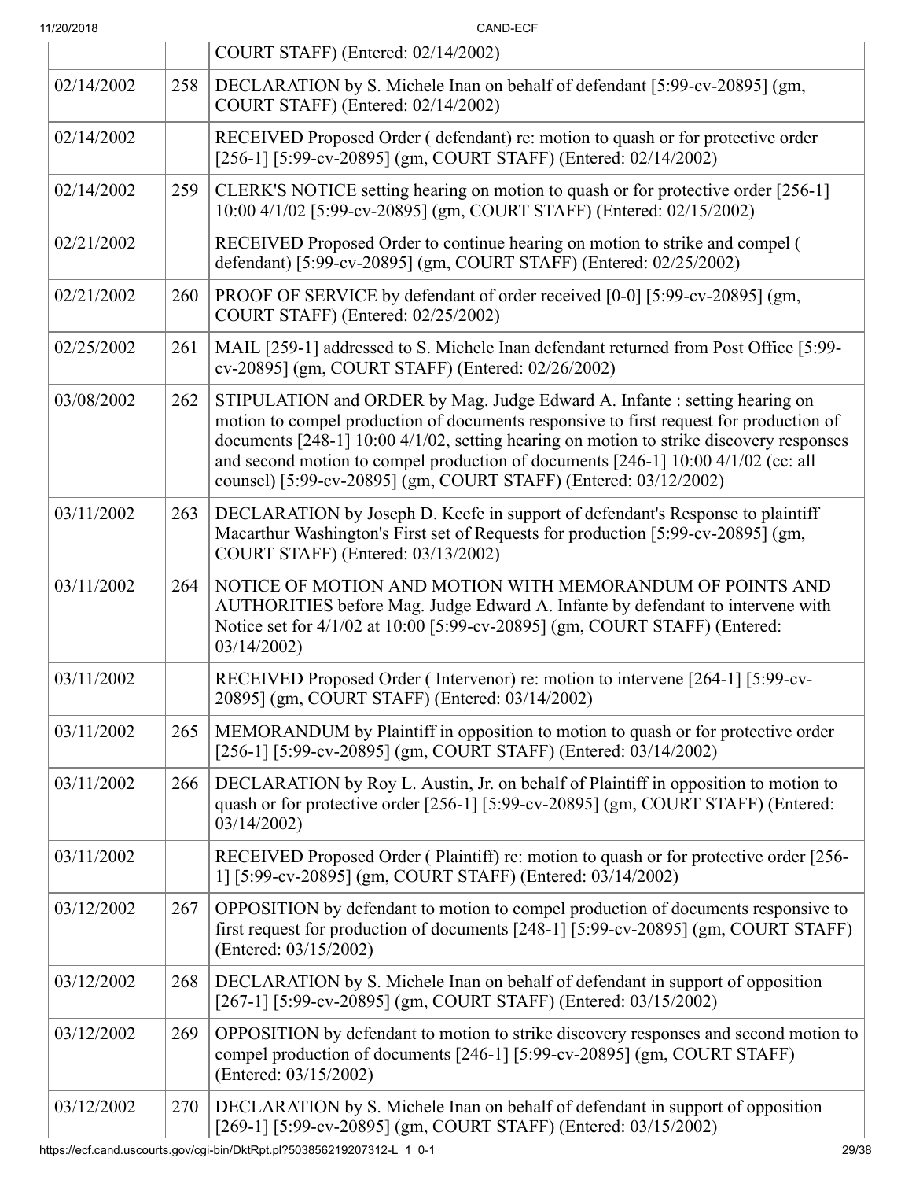| | | |
|---|---|---|
| | | COURT STAFF) (Entered: 02/14/2002) |
| 02/14/2002 | 258 | DECLARATION by S. Michele Inan on behalf of defendant [5:99-cv-20895] (gm, COURT STAFF) (Entered: 02/14/2002) |
| 02/14/2002 | | RECEIVED Proposed Order ( defendant) re: motion to quash or for protective order [256-1] [5:99-cv-20895] (gm, COURT STAFF) (Entered: 02/14/2002) |
| 02/14/2002 | 259 | CLERK'S NOTICE setting hearing on motion to quash or for protective order [256-1] 10:00 4/1/02 [5:99-cv-20895] (gm, COURT STAFF) (Entered: 02/15/2002) |
| 02/21/2002 | | RECEIVED Proposed Order to continue hearing on motion to strike and compel ( defendant) [5:99-cv-20895] (gm, COURT STAFF) (Entered: 02/25/2002) |
| 02/21/2002 | 260 | PROOF OF SERVICE by defendant of order received [0-0] [5:99-cv-20895] (gm, COURT STAFF) (Entered: 02/25/2002) |
| 02/25/2002 | 261 | MAIL [259-1] addressed to S. Michele Inan defendant returned from Post Office [5:99-cv-20895] (gm, COURT STAFF) (Entered: 02/26/2002) |
| 03/08/2002 | 262 | STIPULATION and ORDER by Mag. Judge Edward A. Infante : setting hearing on motion to compel production of documents responsive to first request for production of documents [248-1] 10:00 4/1/02, setting hearing on motion to strike discovery responses and second motion to compel production of documents [246-1] 10:00 4/1/02 (cc: all counsel) [5:99-cv-20895] (gm, COURT STAFF) (Entered: 03/12/2002) |
| 03/11/2002 | 263 | DECLARATION by Joseph D. Keefe in support of defendant's Response to plaintiff Macarthur Washington's First set of Requests for production [5:99-cv-20895] (gm, COURT STAFF) (Entered: 03/13/2002) |
| 03/11/2002 | 264 | NOTICE OF MOTION AND MOTION WITH MEMORANDUM OF POINTS AND AUTHORITIES before Mag. Judge Edward A. Infante by defendant to intervene with Notice set for 4/1/02 at 10:00 [5:99-cv-20895] (gm, COURT STAFF) (Entered: 03/14/2002) |
| 03/11/2002 | | RECEIVED Proposed Order ( Intervenor) re: motion to intervene [264-1] [5:99-cv-20895] (gm, COURT STAFF) (Entered: 03/14/2002) |
| 03/11/2002 | 265 | MEMORANDUM by Plaintiff in opposition to motion to quash or for protective order [256-1] [5:99-cv-20895] (gm, COURT STAFF) (Entered: 03/14/2002) |
| 03/11/2002 | 266 | DECLARATION by Roy L. Austin, Jr. on behalf of Plaintiff in opposition to motion to quash or for protective order [256-1] [5:99-cv-20895] (gm, COURT STAFF) (Entered: 03/14/2002) |
| 03/11/2002 | | RECEIVED Proposed Order ( Plaintiff) re: motion to quash or for protective order [256-1] [5:99-cv-20895] (gm, COURT STAFF) (Entered: 03/14/2002) |
| 03/12/2002 | 267 | OPPOSITION by defendant to motion to compel production of documents responsive to first request for production of documents [248-1] [5:99-cv-20895] (gm, COURT STAFF) (Entered: 03/15/2002) |
| 03/12/2002 | 268 | DECLARATION by S. Michele Inan on behalf of defendant in support of opposition [267-1] [5:99-cv-20895] (gm, COURT STAFF) (Entered: 03/15/2002) |
| 03/12/2002 | 269 | OPPOSITION by defendant to motion to strike discovery responses and second motion to compel production of documents [246-1] [5:99-cv-20895] (gm, COURT STAFF) (Entered: 03/15/2002) |
| 03/12/2002 | 270 | DECLARATION by S. Michele Inan on behalf of defendant in support of opposition [269-1] [5:99-cv-20895] (gm, COURT STAFF) (Entered: 03/15/2002) |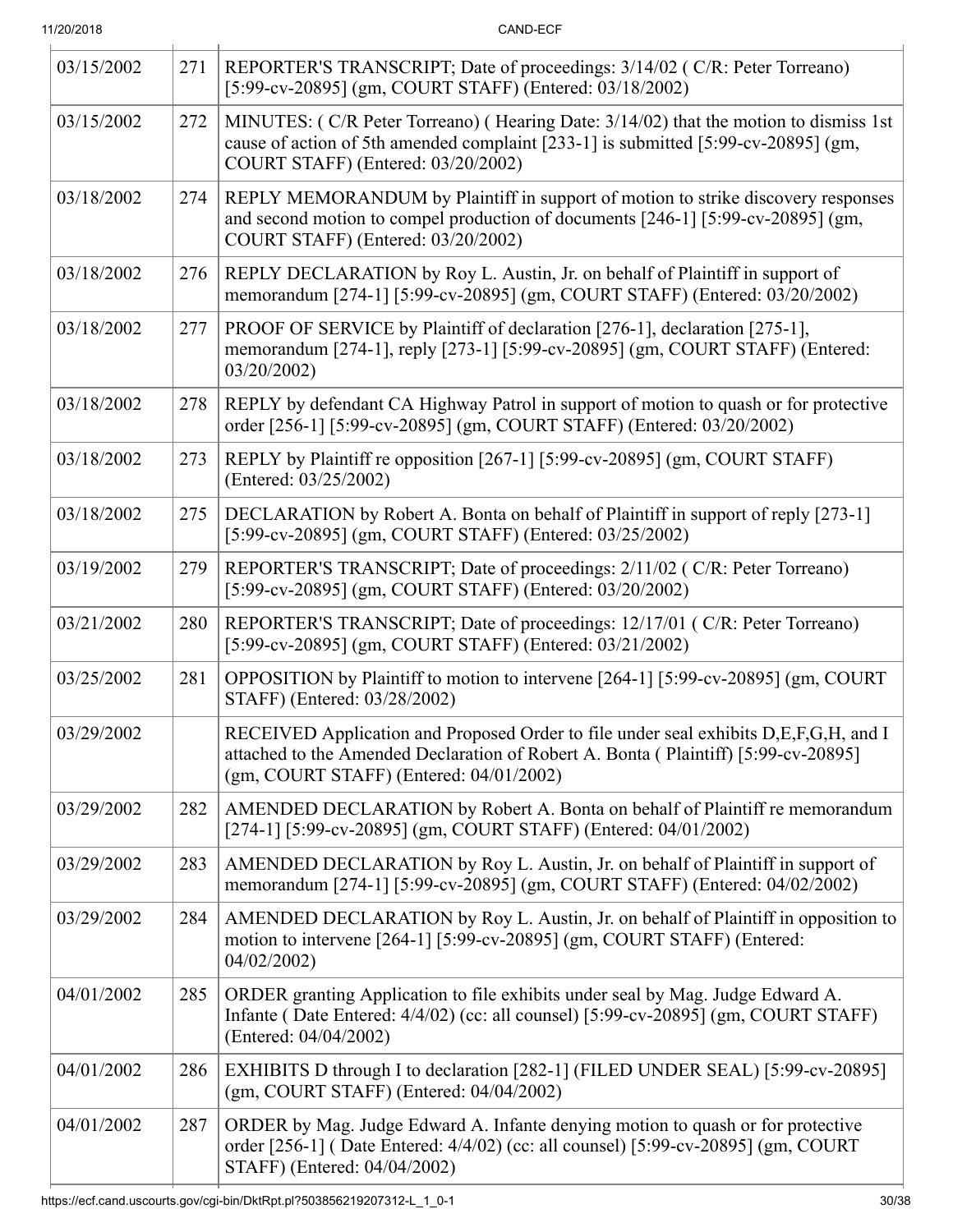| | | |
|---|---|---|
| 03/15/2002 | 271 | REPORTER'S TRANSCRIPT; Date of proceedings: 3/14/02 ( C/R: Peter Torreano) [5:99-cv-20895] (gm, COURT STAFF) (Entered: 03/18/2002) |
| 03/15/2002 | 272 | MINUTES: ( C/R Peter Torreano) ( Hearing Date: 3/14/02) that the motion to dismiss 1st cause of action of 5th amended complaint [233-1] is submitted [5:99-cv-20895] (gm, COURT STAFF) (Entered: 03/20/2002) |
| 03/18/2002 | 274 | REPLY MEMORANDUM by Plaintiff in support of motion to strike discovery responses and second motion to compel production of documents [246-1] [5:99-cv-20895] (gm, COURT STAFF) (Entered: 03/20/2002) |
| 03/18/2002 | 276 | REPLY DECLARATION by Roy L. Austin, Jr. on behalf of Plaintiff in support of memorandum [274-1] [5:99-cv-20895] (gm, COURT STAFF) (Entered: 03/20/2002) |
| 03/18/2002 | 277 | PROOF OF SERVICE by Plaintiff of declaration [276-1], declaration [275-1], memorandum [274-1], reply [273-1] [5:99-cv-20895] (gm, COURT STAFF) (Entered: 03/20/2002) |
| 03/18/2002 | 278 | REPLY by defendant CA Highway Patrol in support of motion to quash or for protective order [256-1] [5:99-cv-20895] (gm, COURT STAFF) (Entered: 03/20/2002) |
| 03/18/2002 | 273 | REPLY by Plaintiff re opposition [267-1] [5:99-cv-20895] (gm, COURT STAFF) (Entered: 03/25/2002) |
| 03/18/2002 | 275 | DECLARATION by Robert A. Bonta on behalf of Plaintiff in support of reply [273-1] [5:99-cv-20895] (gm, COURT STAFF) (Entered: 03/25/2002) |
| 03/19/2002 | 279 | REPORTER'S TRANSCRIPT; Date of proceedings: 2/11/02 ( C/R: Peter Torreano) [5:99-cv-20895] (gm, COURT STAFF) (Entered: 03/20/2002) |
| 03/21/2002 | 280 | REPORTER'S TRANSCRIPT; Date of proceedings: 12/17/01 ( C/R: Peter Torreano) [5:99-cv-20895] (gm, COURT STAFF) (Entered: 03/21/2002) |
| 03/25/2002 | 281 | OPPOSITION by Plaintiff to motion to intervene [264-1] [5:99-cv-20895] (gm, COURT STAFF) (Entered: 03/28/2002) |
| 03/29/2002 | | RECEIVED Application and Proposed Order to file under seal exhibits D,E,F,G,H, and I attached to the Amended Declaration of Robert A. Bonta ( Plaintiff) [5:99-cv-20895] (gm, COURT STAFF) (Entered: 04/01/2002) |
| 03/29/2002 | 282 | AMENDED DECLARATION by Robert A. Bonta on behalf of Plaintiff re memorandum [274-1] [5:99-cv-20895] (gm, COURT STAFF) (Entered: 04/01/2002) |
| 03/29/2002 | 283 | AMENDED DECLARATION by Roy L. Austin, Jr. on behalf of Plaintiff in support of memorandum [274-1] [5:99-cv-20895] (gm, COURT STAFF) (Entered: 04/02/2002) |
| 03/29/2002 | 284 | AMENDED DECLARATION by Roy L. Austin, Jr. on behalf of Plaintiff in opposition to motion to intervene [264-1] [5:99-cv-20895] (gm, COURT STAFF) (Entered: 04/02/2002) |
| 04/01/2002 | 285 | ORDER granting Application to file exhibits under seal by Mag. Judge Edward A. Infante ( Date Entered: 4/4/02) (cc: all counsel) [5:99-cv-20895] (gm, COURT STAFF) (Entered: 04/04/2002) |
| 04/01/2002 | 286 | EXHIBITS D through I to declaration [282-1] (FILED UNDER SEAL) [5:99-cv-20895] (gm, COURT STAFF) (Entered: 04/04/2002) |
| 04/01/2002 | 287 | ORDER by Mag. Judge Edward A. Infante denying motion to quash or for protective order [256-1] ( Date Entered: 4/4/02) (cc: all counsel) [5:99-cv-20895] (gm, COURT STAFF) (Entered: 04/04/2002) |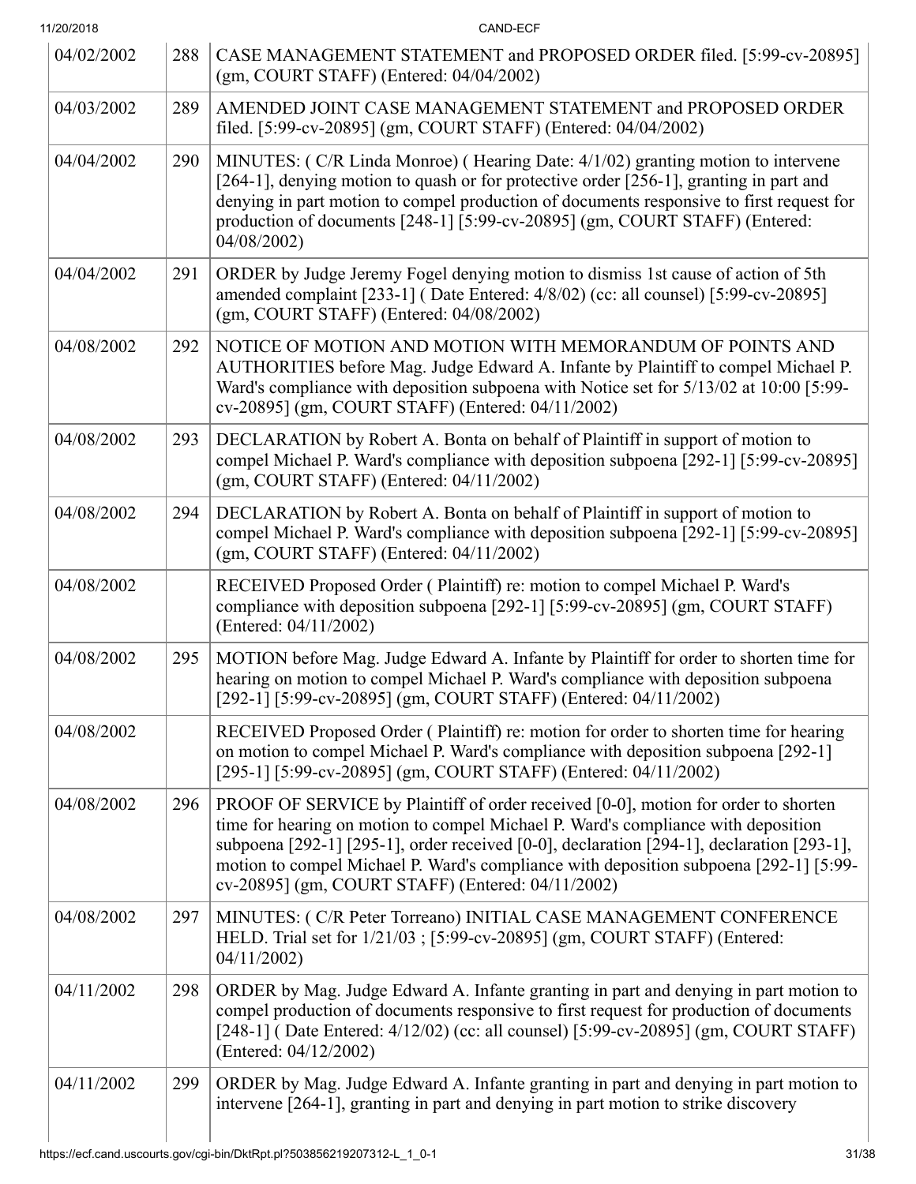| | | |
|---|---|---|
| 04/02/2002 | 288 | CASE MANAGEMENT STATEMENT and PROPOSED ORDER filed. [5:99-cv-20895] (gm, COURT STAFF) (Entered: 04/04/2002) |
| 04/03/2002 | 289 | AMENDED JOINT CASE MANAGEMENT STATEMENT and PROPOSED ORDER filed. [5:99-cv-20895] (gm, COURT STAFF) (Entered: 04/04/2002) |
| 04/04/2002 | 290 | MINUTES: ( C/R Linda Monroe) ( Hearing Date: 4/1/02) granting motion to intervene [264-1], denying motion to quash or for protective order [256-1], granting in part and denying in part motion to compel production of documents responsive to first request for production of documents [248-1] [5:99-cv-20895] (gm, COURT STAFF) (Entered: 04/08/2002) |
| 04/04/2002 | 291 | ORDER by Judge Jeremy Fogel denying motion to dismiss 1st cause of action of 5th amended complaint [233-1] ( Date Entered: 4/8/02) (cc: all counsel) [5:99-cv-20895] (gm, COURT STAFF) (Entered: 04/08/2002) |
| 04/08/2002 | 292 | NOTICE OF MOTION AND MOTION WITH MEMORANDUM OF POINTS AND AUTHORITIES before Mag. Judge Edward A. Infante by Plaintiff to compel Michael P. Ward's compliance with deposition subpoena with Notice set for 5/13/02 at 10:00 [5:99-cv-20895] (gm, COURT STAFF) (Entered: 04/11/2002) |
| 04/08/2002 | 293 | DECLARATION by Robert A. Bonta on behalf of Plaintiff in support of motion to compel Michael P. Ward's compliance with deposition subpoena [292-1] [5:99-cv-20895] (gm, COURT STAFF) (Entered: 04/11/2002) |
| 04/08/2002 | 294 | DECLARATION by Robert A. Bonta on behalf of Plaintiff in support of motion to compel Michael P. Ward's compliance with deposition subpoena [292-1] [5:99-cv-20895] (gm, COURT STAFF) (Entered: 04/11/2002) |
| 04/08/2002 | | RECEIVED Proposed Order ( Plaintiff) re: motion to compel Michael P. Ward's compliance with deposition subpoena [292-1] [5:99-cv-20895] (gm, COURT STAFF) (Entered: 04/11/2002) |
| 04/08/2002 | 295 | MOTION before Mag. Judge Edward A. Infante by Plaintiff for order to shorten time for hearing on motion to compel Michael P. Ward's compliance with deposition subpoena [292-1] [5:99-cv-20895] (gm, COURT STAFF) (Entered: 04/11/2002) |
| 04/08/2002 | | RECEIVED Proposed Order ( Plaintiff) re: motion for order to shorten time for hearing on motion to compel Michael P. Ward's compliance with deposition subpoena [292-1] [295-1] [5:99-cv-20895] (gm, COURT STAFF) (Entered: 04/11/2002) |
| 04/08/2002 | 296 | PROOF OF SERVICE by Plaintiff of order received [0-0], motion for order to shorten time for hearing on motion to compel Michael P. Ward's compliance with deposition subpoena [292-1] [295-1], order received [0-0], declaration [294-1], declaration [293-1], motion to compel Michael P. Ward's compliance with deposition subpoena [292-1] [5:99-cv-20895] (gm, COURT STAFF) (Entered: 04/11/2002) |
| 04/08/2002 | 297 | MINUTES: ( C/R Peter Torreano) INITIAL CASE MANAGEMENT CONFERENCE HELD. Trial set for 1/21/03 ; [5:99-cv-20895] (gm, COURT STAFF) (Entered: 04/11/2002) |
| 04/11/2002 | 298 | ORDER by Mag. Judge Edward A. Infante granting in part and denying in part motion to compel production of documents responsive to first request for production of documents [248-1] ( Date Entered: 4/12/02) (cc: all counsel) [5:99-cv-20895] (gm, COURT STAFF) (Entered: 04/12/2002) |
| 04/11/2002 | 299 | ORDER by Mag. Judge Edward A. Infante granting in part and denying in part motion to intervene [264-1], granting in part and denying in part motion to strike discovery |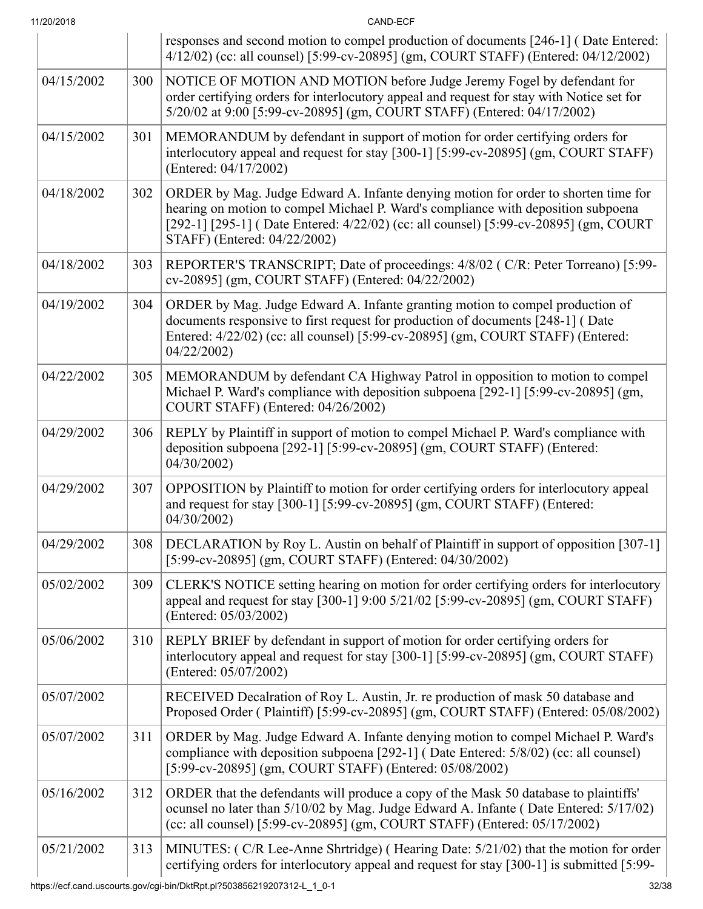| | | |
|---|---|---|
| | | responses and second motion to compel production of documents [246-1] ( Date Entered: 4/12/02) (cc: all counsel) [5:99-cv-20895] (gm, COURT STAFF) (Entered: 04/12/2002) |
| 04/15/2002 | 300 | NOTICE OF MOTION AND MOTION before Judge Jeremy Fogel by defendant for order certifying orders for interlocutory appeal and request for stay with Notice set for 5/20/02 at 9:00 [5:99-cv-20895] (gm, COURT STAFF) (Entered: 04/17/2002) |
| 04/15/2002 | 301 | MEMORANDUM by defendant in support of motion for order certifying orders for interlocutory appeal and request for stay [300-1] [5:99-cv-20895] (gm, COURT STAFF) (Entered: 04/17/2002) |
| 04/18/2002 | 302 | ORDER by Mag. Judge Edward A. Infante denying motion for order to shorten time for hearing on motion to compel Michael P. Ward's compliance with deposition subpoena [292-1] [295-1] ( Date Entered: 4/22/02) (cc: all counsel) [5:99-cv-20895] (gm, COURT STAFF) (Entered: 04/22/2002) |
| 04/18/2002 | 303 | REPORTER'S TRANSCRIPT; Date of proceedings: 4/8/02 ( C/R: Peter Torreano) [5:99-cv-20895] (gm, COURT STAFF) (Entered: 04/22/2002) |
| 04/19/2002 | 304 | ORDER by Mag. Judge Edward A. Infante granting motion to compel production of documents responsive to first request for production of documents [248-1] ( Date Entered: 4/22/02) (cc: all counsel) [5:99-cv-20895] (gm, COURT STAFF) (Entered: 04/22/2002) |
| 04/22/2002 | 305 | MEMORANDUM by defendant CA Highway Patrol in opposition to motion to compel Michael P. Ward's compliance with deposition subpoena [292-1] [5:99-cv-20895] (gm, COURT STAFF) (Entered: 04/26/2002) |
| 04/29/2002 | 306 | REPLY by Plaintiff in support of motion to compel Michael P. Ward's compliance with deposition subpoena [292-1] [5:99-cv-20895] (gm, COURT STAFF) (Entered: 04/30/2002) |
| 04/29/2002 | 307 | OPPOSITION by Plaintiff to motion for order certifying orders for interlocutory appeal and request for stay [300-1] [5:99-cv-20895] (gm, COURT STAFF) (Entered: 04/30/2002) |
| 04/29/2002 | 308 | DECLARATION by Roy L. Austin on behalf of Plaintiff in support of opposition [307-1] [5:99-cv-20895] (gm, COURT STAFF) (Entered: 04/30/2002) |
| 05/02/2002 | 309 | CLERK'S NOTICE setting hearing on motion for order certifying orders for interlocutory appeal and request for stay [300-1] 9:00 5/21/02 [5:99-cv-20895] (gm, COURT STAFF) (Entered: 05/03/2002) |
| 05/06/2002 | 310 | REPLY BRIEF by defendant in support of motion for order certifying orders for interlocutory appeal and request for stay [300-1] [5:99-cv-20895] (gm, COURT STAFF) (Entered: 05/07/2002) |
| 05/07/2002 | | RECEIVED Decalration of Roy L. Austin, Jr. re production of mask 50 database and Proposed Order ( Plaintiff) [5:99-cv-20895] (gm, COURT STAFF) (Entered: 05/08/2002) |
| 05/07/2002 | 311 | ORDER by Mag. Judge Edward A. Infante denying motion to compel Michael P. Ward's compliance with deposition subpoena [292-1] ( Date Entered: 5/8/02) (cc: all counsel) [5:99-cv-20895] (gm, COURT STAFF) (Entered: 05/08/2002) |
| 05/16/2002 | 312 | ORDER that the defendants will produce a copy of the Mask 50 database to plaintiffs' ocunsel no later than 5/10/02 by Mag. Judge Edward A. Infante ( Date Entered: 5/17/02) (cc: all counsel) [5:99-cv-20895] (gm, COURT STAFF) (Entered: 05/17/2002) |
| 05/21/2002 | 313 | MINUTES: ( C/R Lee-Anne Shrtridge) ( Hearing Date: 5/21/02) that the motion for order certifying orders for interlocutory appeal and request for stay [300-1] is submitted [5:99- |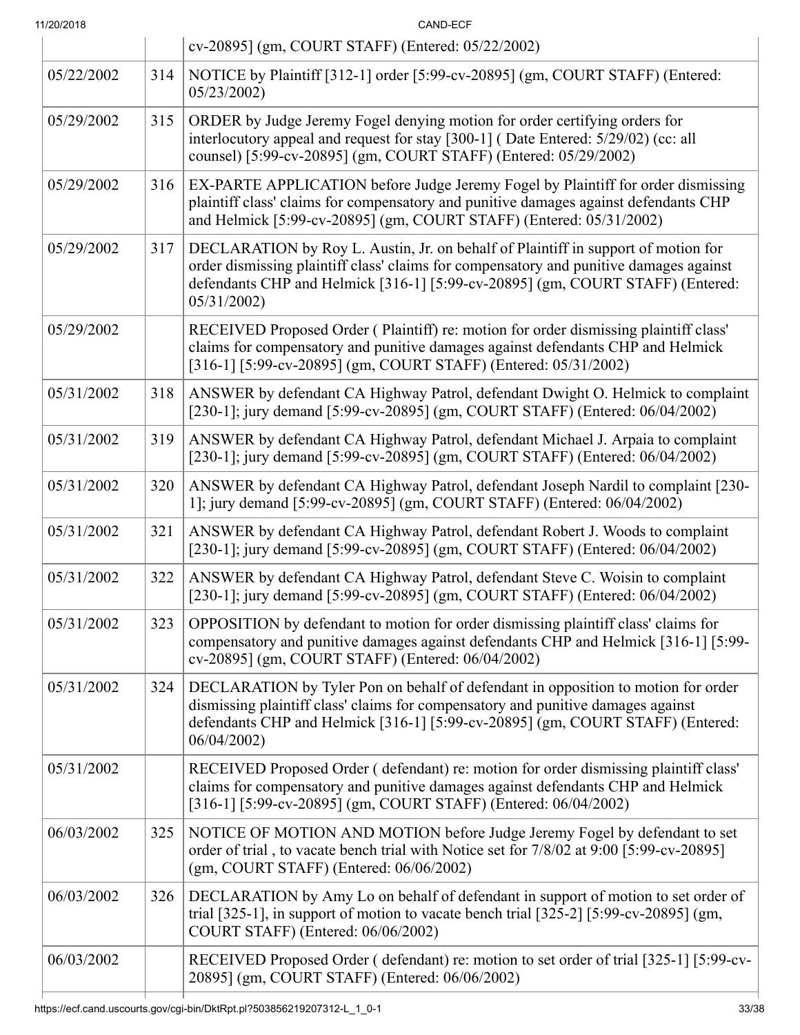| | | |
|---|---|---|
| | | cv-20895] (gm, COURT STAFF) (Entered: 05/22/2002) |
| 05/22/2002 | 314 | NOTICE by Plaintiff [312-1] order [5:99-cv-20895] (gm, COURT STAFF) (Entered: 05/23/2002) |
| 05/29/2002 | 315 | ORDER by Judge Jeremy Fogel denying motion for order certifying orders for interlocutory appeal and request for stay [300-1] ( Date Entered: 5/29/02) (cc: all counsel) [5:99-cv-20895] (gm, COURT STAFF) (Entered: 05/29/2002) |
| 05/29/2002 | 316 | EX-PARTE APPLICATION before Judge Jeremy Fogel by Plaintiff for order dismissing plaintiff class' claims for compensatory and punitive damages against defendants CHP and Helmick [5:99-cv-20895] (gm, COURT STAFF) (Entered: 05/31/2002) |
| 05/29/2002 | 317 | DECLARATION by Roy L. Austin, Jr. on behalf of Plaintiff in support of motion for order dismissing plaintiff class' claims for compensatory and punitive damages against defendants CHP and Helmick [316-1] [5:99-cv-20895] (gm, COURT STAFF) (Entered: 05/31/2002) |
| 05/29/2002 | | RECEIVED Proposed Order ( Plaintiff) re: motion for order dismissing plaintiff class' claims for compensatory and punitive damages against defendants CHP and Helmick [316-1] [5:99-cv-20895] (gm, COURT STAFF) (Entered: 05/31/2002) |
| 05/31/2002 | 318 | ANSWER by defendant CA Highway Patrol, defendant Dwight O. Helmick to complaint [230-1]; jury demand [5:99-cv-20895] (gm, COURT STAFF) (Entered: 06/04/2002) |
| 05/31/2002 | 319 | ANSWER by defendant CA Highway Patrol, defendant Michael J. Arpaia to complaint [230-1]; jury demand [5:99-cv-20895] (gm, COURT STAFF) (Entered: 06/04/2002) |
| 05/31/2002 | 320 | ANSWER by defendant CA Highway Patrol, defendant Joseph Nardil to complaint [230-1]; jury demand [5:99-cv-20895] (gm, COURT STAFF) (Entered: 06/04/2002) |
| 05/31/2002 | 321 | ANSWER by defendant CA Highway Patrol, defendant Robert J. Woods to complaint [230-1]; jury demand [5:99-cv-20895] (gm, COURT STAFF) (Entered: 06/04/2002) |
| 05/31/2002 | 322 | ANSWER by defendant CA Highway Patrol, defendant Steve C. Woisin to complaint [230-1]; jury demand [5:99-cv-20895] (gm, COURT STAFF) (Entered: 06/04/2002) |
| 05/31/2002 | 323 | OPPOSITION by defendant to motion for order dismissing plaintiff class' claims for compensatory and punitive damages against defendants CHP and Helmick [316-1] [5:99-cv-20895] (gm, COURT STAFF) (Entered: 06/04/2002) |
| 05/31/2002 | 324 | DECLARATION by Tyler Pon on behalf of defendant in opposition to motion for order dismissing plaintiff class' claims for compensatory and punitive damages against defendants CHP and Helmick [316-1] [5:99-cv-20895] (gm, COURT STAFF) (Entered: 06/04/2002) |
| 05/31/2002 | | RECEIVED Proposed Order ( defendant) re: motion for order dismissing plaintiff class' claims for compensatory and punitive damages against defendants CHP and Helmick [316-1] [5:99-cv-20895] (gm, COURT STAFF) (Entered: 06/04/2002) |
| 06/03/2002 | 325 | NOTICE OF MOTION AND MOTION before Judge Jeremy Fogel by defendant to set order of trial , to vacate bench trial with Notice set for 7/8/02 at 9:00 [5:99-cv-20895] (gm, COURT STAFF) (Entered: 06/06/2002) |
| 06/03/2002 | 326 | DECLARATION by Amy Lo on behalf of defendant in support of motion to set order of trial [325-1], in support of motion to vacate bench trial [325-2] [5:99-cv-20895] (gm, COURT STAFF) (Entered: 06/06/2002) |
| 06/03/2002 | | RECEIVED Proposed Order ( defendant) re: motion to set order of trial [325-1] [5:99-cv-20895] (gm, COURT STAFF) (Entered: 06/06/2002) |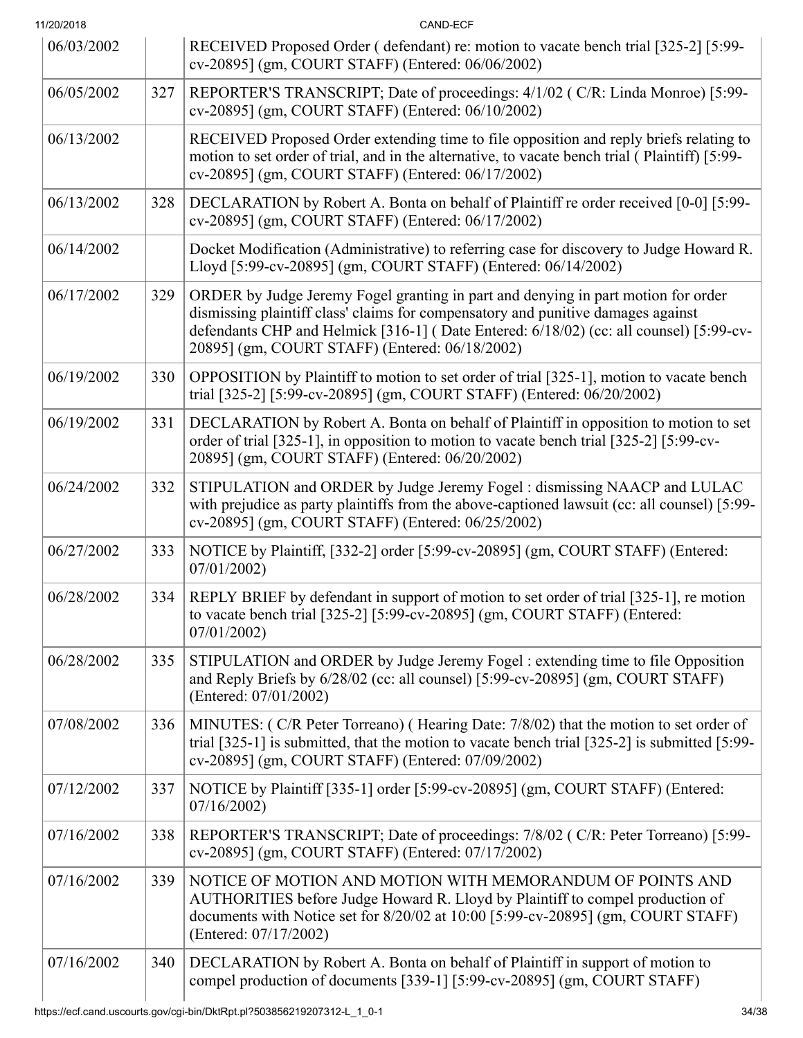| | | |
|---|---|---|
| 06/03/2002 | | RECEIVED Proposed Order ( defendant) re: motion to vacate bench trial [325-2] [5:99-cv-20895] (gm, COURT STAFF) (Entered: 06/06/2002) |
| 06/05/2002 | 327 | REPORTER'S TRANSCRIPT; Date of proceedings: 4/1/02 ( C/R: Linda Monroe) [5:99-cv-20895] (gm, COURT STAFF) (Entered: 06/10/2002) |
| 06/13/2002 | | RECEIVED Proposed Order extending time to file opposition and reply briefs relating to motion to set order of trial, and in the alternative, to vacate bench trial ( Plaintiff) [5:99-cv-20895] (gm, COURT STAFF) (Entered: 06/17/2002) |
| 06/13/2002 | 328 | DECLARATION by Robert A. Bonta on behalf of Plaintiff re order received [0-0] [5:99-cv-20895] (gm, COURT STAFF) (Entered: 06/17/2002) |
| 06/14/2002 | | Docket Modification (Administrative) to referring case for discovery to Judge Howard R. Lloyd [5:99-cv-20895] (gm, COURT STAFF) (Entered: 06/14/2002) |
| 06/17/2002 | 329 | ORDER by Judge Jeremy Fogel granting in part and denying in part motion for order dismissing plaintiff class' claims for compensatory and punitive damages against defendants CHP and Helmick [316-1] ( Date Entered: 6/18/02) (cc: all counsel) [5:99-cv-20895] (gm, COURT STAFF) (Entered: 06/18/2002) |
| 06/19/2002 | 330 | OPPOSITION by Plaintiff to motion to set order of trial [325-1], motion to vacate bench trial [325-2] [5:99-cv-20895] (gm, COURT STAFF) (Entered: 06/20/2002) |
| 06/19/2002 | 331 | DECLARATION by Robert A. Bonta on behalf of Plaintiff in opposition to motion to set order of trial [325-1], in opposition to motion to vacate bench trial [325-2] [5:99-cv-20895] (gm, COURT STAFF) (Entered: 06/20/2002) |
| 06/24/2002 | 332 | STIPULATION and ORDER by Judge Jeremy Fogel : dismissing NAACP and LULAC with prejudice as party plaintiffs from the above-captioned lawsuit (cc: all counsel) [5:99-cv-20895] (gm, COURT STAFF) (Entered: 06/25/2002) |
| 06/27/2002 | 333 | NOTICE by Plaintiff, [332-2] order [5:99-cv-20895] (gm, COURT STAFF) (Entered: 07/01/2002) |
| 06/28/2002 | 334 | REPLY BRIEF by defendant in support of motion to set order of trial [325-1], re motion to vacate bench trial [325-2] [5:99-cv-20895] (gm, COURT STAFF) (Entered: 07/01/2002) |
| 06/28/2002 | 335 | STIPULATION and ORDER by Judge Jeremy Fogel : extending time to file Opposition and Reply Briefs by 6/28/02 (cc: all counsel) [5:99-cv-20895] (gm, COURT STAFF) (Entered: 07/01/2002) |
| 07/08/2002 | 336 | MINUTES: ( C/R Peter Torreano) ( Hearing Date: 7/8/02) that the motion to set order of trial [325-1] is submitted, that the motion to vacate bench trial [325-2] is submitted [5:99-cv-20895] (gm, COURT STAFF) (Entered: 07/09/2002) |
| 07/12/2002 | 337 | NOTICE by Plaintiff [335-1] order [5:99-cv-20895] (gm, COURT STAFF) (Entered: 07/16/2002) |
| 07/16/2002 | 338 | REPORTER'S TRANSCRIPT; Date of proceedings: 7/8/02 ( C/R: Peter Torreano) [5:99-cv-20895] (gm, COURT STAFF) (Entered: 07/17/2002) |
| 07/16/2002 | 339 | NOTICE OF MOTION AND MOTION WITH MEMORANDUM OF POINTS AND AUTHORITIES before Judge Howard R. Lloyd by Plaintiff to compel production of documents with Notice set for 8/20/02 at 10:00 [5:99-cv-20895] (gm, COURT STAFF) (Entered: 07/17/2002) |
| 07/16/2002 | 340 | DECLARATION by Robert A. Bonta on behalf of Plaintiff in support of motion to compel production of documents [339-1] [5:99-cv-20895] (gm, COURT STAFF) |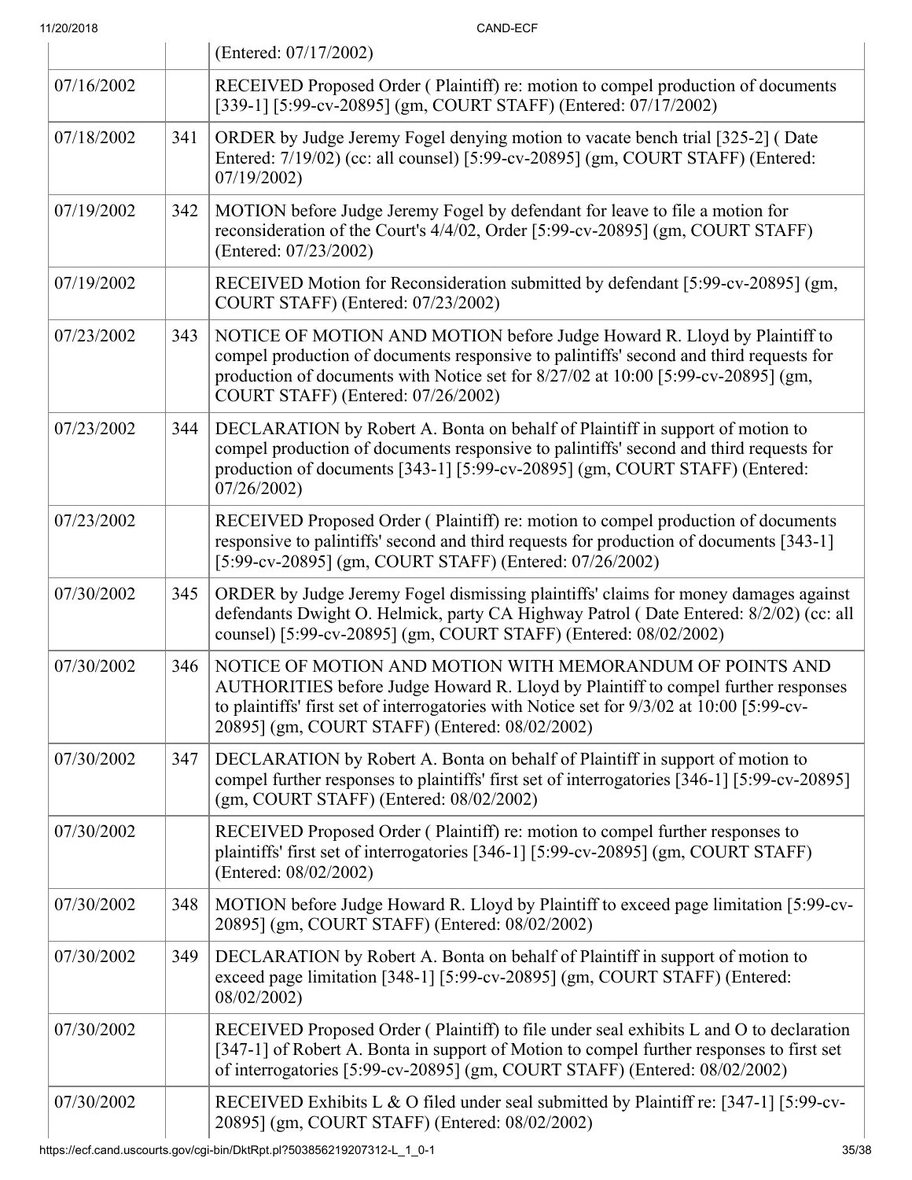| | | |
|---|---|---|
| | | (Entered: 07/17/2002) |
| 07/16/2002 | | RECEIVED Proposed Order ( Plaintiff) re: motion to compel production of documents [339-1] [5:99-cv-20895] (gm, COURT STAFF) (Entered: 07/17/2002) |
| 07/18/2002 | 341 | ORDER by Judge Jeremy Fogel denying motion to vacate bench trial [325-2] ( Date Entered: 7/19/02) (cc: all counsel) [5:99-cv-20895] (gm, COURT STAFF) (Entered: 07/19/2002) |
| 07/19/2002 | 342 | MOTION before Judge Jeremy Fogel by defendant for leave to file a motion for reconsideration of the Court's 4/4/02, Order [5:99-cv-20895] (gm, COURT STAFF) (Entered: 07/23/2002) |
| 07/19/2002 | | RECEIVED Motion for Reconsideration submitted by defendant [5:99-cv-20895] (gm, COURT STAFF) (Entered: 07/23/2002) |
| 07/23/2002 | 343 | NOTICE OF MOTION AND MOTION before Judge Howard R. Lloyd by Plaintiff to compel production of documents responsive to palintiffs' second and third requests for production of documents with Notice set for 8/27/02 at 10:00 [5:99-cv-20895] (gm, COURT STAFF) (Entered: 07/26/2002) |
| 07/23/2002 | 344 | DECLARATION by Robert A. Bonta on behalf of Plaintiff in support of motion to compel production of documents responsive to palintiffs' second and third requests for production of documents [343-1] [5:99-cv-20895] (gm, COURT STAFF) (Entered: 07/26/2002) |
| 07/23/2002 | | RECEIVED Proposed Order ( Plaintiff) re: motion to compel production of documents responsive to palintiffs' second and third requests for production of documents [343-1] [5:99-cv-20895] (gm, COURT STAFF) (Entered: 07/26/2002) |
| 07/30/2002 | 345 | ORDER by Judge Jeremy Fogel dismissing plaintiffs' claims for money damages against defendants Dwight O. Helmick, party CA Highway Patrol ( Date Entered: 8/2/02) (cc: all counsel) [5:99-cv-20895] (gm, COURT STAFF) (Entered: 08/02/2002) |
| 07/30/2002 | 346 | NOTICE OF MOTION AND MOTION WITH MEMORANDUM OF POINTS AND AUTHORITIES before Judge Howard R. Lloyd by Plaintiff to compel further responses to plaintiffs' first set of interrogatories with Notice set for 9/3/02 at 10:00 [5:99-cv-20895] (gm, COURT STAFF) (Entered: 08/02/2002) |
| 07/30/2002 | 347 | DECLARATION by Robert A. Bonta on behalf of Plaintiff in support of motion to compel further responses to plaintiffs' first set of interrogatories [346-1] [5:99-cv-20895] (gm, COURT STAFF) (Entered: 08/02/2002) |
| 07/30/2002 | | RECEIVED Proposed Order ( Plaintiff) re: motion to compel further responses to plaintiffs' first set of interrogatories [346-1] [5:99-cv-20895] (gm, COURT STAFF) (Entered: 08/02/2002) |
| 07/30/2002 | 348 | MOTION before Judge Howard R. Lloyd by Plaintiff to exceed page limitation [5:99-cv-20895] (gm, COURT STAFF) (Entered: 08/02/2002) |
| 07/30/2002 | 349 | DECLARATION by Robert A. Bonta on behalf of Plaintiff in support of motion to exceed page limitation [348-1] [5:99-cv-20895] (gm, COURT STAFF) (Entered: 08/02/2002) |
| 07/30/2002 | | RECEIVED Proposed Order ( Plaintiff) to file under seal exhibits L and O to declaration [347-1] of Robert A. Bonta in support of Motion to compel further responses to first set of interrogatories [5:99-cv-20895] (gm, COURT STAFF) (Entered: 08/02/2002) |
| 07/30/2002 | | RECEIVED Exhibits L & O filed under seal submitted by Plaintiff re: [347-1] [5:99-cv-20895] (gm, COURT STAFF) (Entered: 08/02/2002) |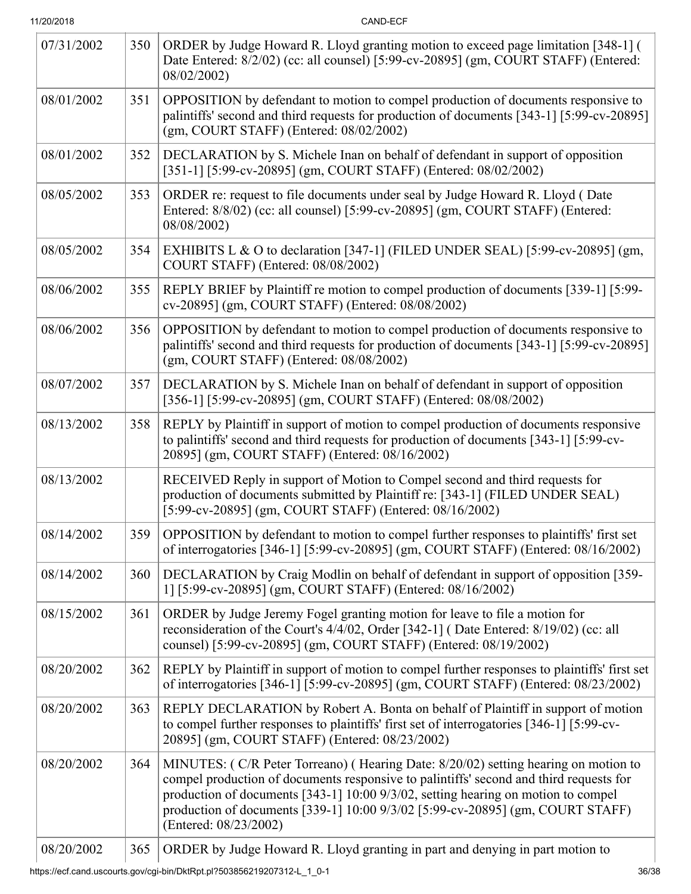| | | |
|---|---|---|
| 07/31/2002 | 350 | ORDER by Judge Howard R. Lloyd granting motion to exceed page limitation [348-1] ( Date Entered: 8/2/02) (cc: all counsel) [5:99-cv-20895] (gm, COURT STAFF) (Entered: 08/02/2002) |
| 08/01/2002 | 351 | OPPOSITION by defendant to motion to compel production of documents responsive to palintiffs' second and third requests for production of documents [343-1] [5:99-cv-20895] (gm, COURT STAFF) (Entered: 08/02/2002) |
| 08/01/2002 | 352 | DECLARATION by S. Michele Inan on behalf of defendant in support of opposition [351-1] [5:99-cv-20895] (gm, COURT STAFF) (Entered: 08/02/2002) |
| 08/05/2002 | 353 | ORDER re: request to file documents under seal by Judge Howard R. Lloyd ( Date Entered: 8/8/02) (cc: all counsel) [5:99-cv-20895] (gm, COURT STAFF) (Entered: 08/08/2002) |
| 08/05/2002 | 354 | EXHIBITS L & O to declaration [347-1] (FILED UNDER SEAL) [5:99-cv-20895] (gm, COURT STAFF) (Entered: 08/08/2002) |
| 08/06/2002 | 355 | REPLY BRIEF by Plaintiff re motion to compel production of documents [339-1] [5:99-cv-20895] (gm, COURT STAFF) (Entered: 08/08/2002) |
| 08/06/2002 | 356 | OPPOSITION by defendant to motion to compel production of documents responsive to palintiffs' second and third requests for production of documents [343-1] [5:99-cv-20895] (gm, COURT STAFF) (Entered: 08/08/2002) |
| 08/07/2002 | 357 | DECLARATION by S. Michele Inan on behalf of defendant in support of opposition [356-1] [5:99-cv-20895] (gm, COURT STAFF) (Entered: 08/08/2002) |
| 08/13/2002 | 358 | REPLY by Plaintiff in support of motion to compel production of documents responsive to palintiffs' second and third requests for production of documents [343-1] [5:99-cv-20895] (gm, COURT STAFF) (Entered: 08/16/2002) |
| 08/13/2002 | | RECEIVED Reply in support of Motion to Compel second and third requests for production of documents submitted by Plaintiff re: [343-1] (FILED UNDER SEAL) [5:99-cv-20895] (gm, COURT STAFF) (Entered: 08/16/2002) |
| 08/14/2002 | 359 | OPPOSITION by defendant to motion to compel further responses to plaintiffs' first set of interrogatories [346-1] [5:99-cv-20895] (gm, COURT STAFF) (Entered: 08/16/2002) |
| 08/14/2002 | 360 | DECLARATION by Craig Modlin on behalf of defendant in support of opposition [359-1] [5:99-cv-20895] (gm, COURT STAFF) (Entered: 08/16/2002) |
| 08/15/2002 | 361 | ORDER by Judge Jeremy Fogel granting motion for leave to file a motion for reconsideration of the Court's 4/4/02, Order [342-1] ( Date Entered: 8/19/02) (cc: all counsel) [5:99-cv-20895] (gm, COURT STAFF) (Entered: 08/19/2002) |
| 08/20/2002 | 362 | REPLY by Plaintiff in support of motion to compel further responses to plaintiffs' first set of interrogatories [346-1] [5:99-cv-20895] (gm, COURT STAFF) (Entered: 08/23/2002) |
| 08/20/2002 | 363 | REPLY DECLARATION by Robert A. Bonta on behalf of Plaintiff in support of motion to compel further responses to plaintiffs' first set of interrogatories [346-1] [5:99-cv-20895] (gm, COURT STAFF) (Entered: 08/23/2002) |
| 08/20/2002 | 364 | MINUTES: ( C/R Peter Torreano) ( Hearing Date: 8/20/02) setting hearing on motion to compel production of documents responsive to palintiffs' second and third requests for production of documents [343-1] 10:00 9/3/02, setting hearing on motion to compel production of documents [339-1] 10:00 9/3/02 [5:99-cv-20895] (gm, COURT STAFF) (Entered: 08/23/2002) |
| 08/20/2002 | 365 | ORDER by Judge Howard R. Lloyd granting in part and denying in part motion to |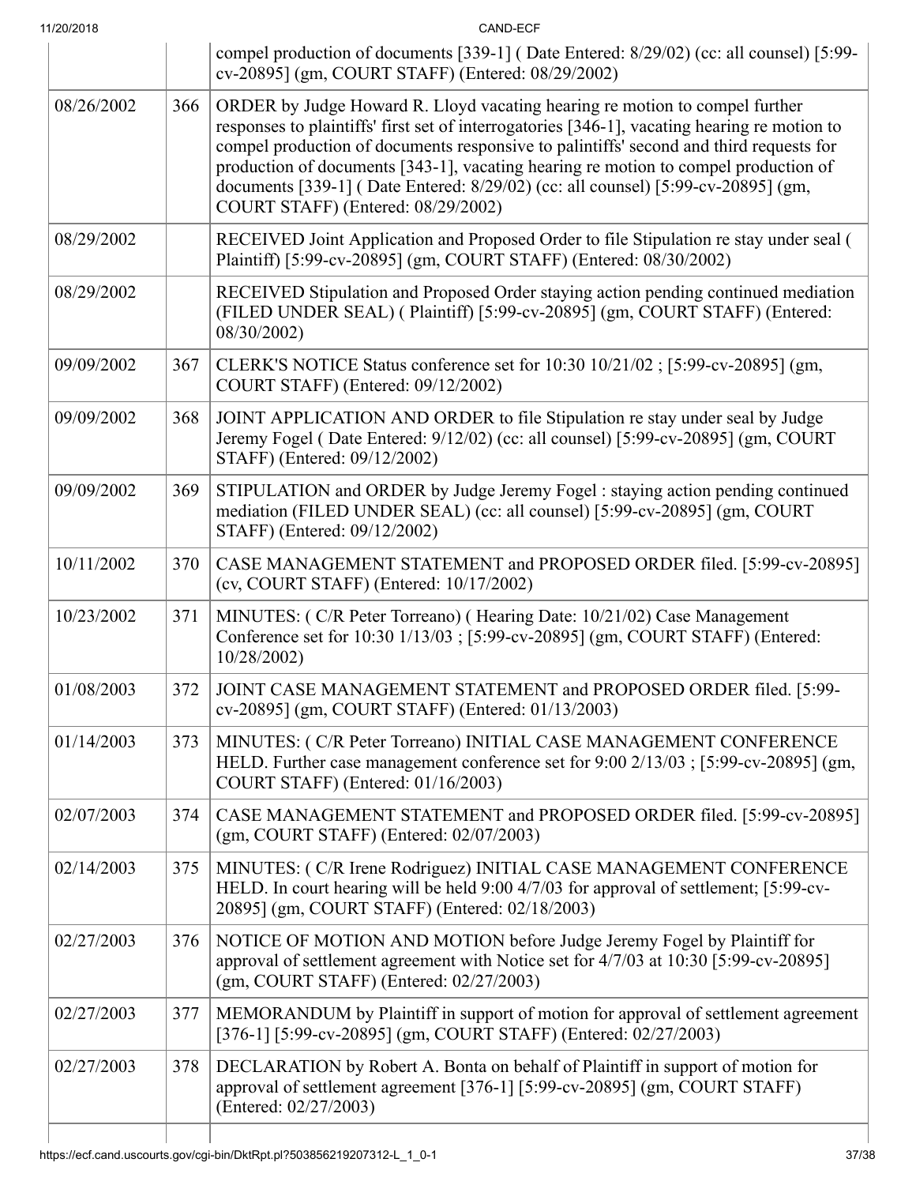| | | compel production of documents [339-1] ( Date Entered: 8/29/02) (cc: all counsel) [5:99-cv-20895] (gm, COURT STAFF) (Entered: 08/29/2002) |
|---|---|---|
| 08/26/2002 | 366 | ORDER by Judge Howard R. Lloyd vacating hearing re motion to compel further responses to plaintiffs' first set of interrogatories [346-1], vacating hearing re motion to compel production of documents responsive to palintiffs' second and third requests for production of documents [343-1], vacating hearing re motion to compel production of documents [339-1] ( Date Entered: 8/29/02) (cc: all counsel) [5:99-cv-20895] (gm, COURT STAFF) (Entered: 08/29/2002) |
| 08/29/2002 | | RECEIVED Joint Application and Proposed Order to file Stipulation re stay under seal ( Plaintiff) [5:99-cv-20895] (gm, COURT STAFF) (Entered: 08/30/2002) |
| 08/29/2002 | | RECEIVED Stipulation and Proposed Order staying action pending continued mediation (FILED UNDER SEAL) ( Plaintiff) [5:99-cv-20895] (gm, COURT STAFF) (Entered: 08/30/2002) |
| 09/09/2002 | 367 | CLERK'S NOTICE Status conference set for 10:30 10/21/02 ; [5:99-cv-20895] (gm, COURT STAFF) (Entered: 09/12/2002) |
| 09/09/2002 | 368 | JOINT APPLICATION AND ORDER to file Stipulation re stay under seal by Judge Jeremy Fogel ( Date Entered: 9/12/02) (cc: all counsel) [5:99-cv-20895] (gm, COURT STAFF) (Entered: 09/12/2002) |
| 09/09/2002 | 369 | STIPULATION and ORDER by Judge Jeremy Fogel : staying action pending continued mediation (FILED UNDER SEAL) (cc: all counsel) [5:99-cv-20895] (gm, COURT STAFF) (Entered: 09/12/2002) |
| 10/11/2002 | 370 | CASE MANAGEMENT STATEMENT and PROPOSED ORDER filed. [5:99-cv-20895] (cv, COURT STAFF) (Entered: 10/17/2002) |
| 10/23/2002 | 371 | MINUTES: ( C/R Peter Torreano) ( Hearing Date: 10/21/02) Case Management Conference set for 10:30 1/13/03 ; [5:99-cv-20895] (gm, COURT STAFF) (Entered: 10/28/2002) |
| 01/08/2003 | 372 | JOINT CASE MANAGEMENT STATEMENT and PROPOSED ORDER filed. [5:99-cv-20895] (gm, COURT STAFF) (Entered: 01/13/2003) |
| 01/14/2003 | 373 | MINUTES: ( C/R Peter Torreano) INITIAL CASE MANAGEMENT CONFERENCE HELD. Further case management conference set for 9:00 2/13/03 ; [5:99-cv-20895] (gm, COURT STAFF) (Entered: 01/16/2003) |
| 02/07/2003 | 374 | CASE MANAGEMENT STATEMENT and PROPOSED ORDER filed. [5:99-cv-20895] (gm, COURT STAFF) (Entered: 02/07/2003) |
| 02/14/2003 | 375 | MINUTES: ( C/R Irene Rodriguez) INITIAL CASE MANAGEMENT CONFERENCE HELD. In court hearing will be held 9:00 4/7/03 for approval of settlement; [5:99-cv-20895] (gm, COURT STAFF) (Entered: 02/18/2003) |
| 02/27/2003 | 376 | NOTICE OF MOTION AND MOTION before Judge Jeremy Fogel by Plaintiff for approval of settlement agreement with Notice set for 4/7/03 at 10:30 [5:99-cv-20895] (gm, COURT STAFF) (Entered: 02/27/2003) |
| 02/27/2003 | 377 | MEMORANDUM by Plaintiff in support of motion for approval of settlement agreement [376-1] [5:99-cv-20895] (gm, COURT STAFF) (Entered: 02/27/2003) |
| 02/27/2003 | 378 | DECLARATION by Robert A. Bonta on behalf of Plaintiff in support of motion for approval of settlement agreement [376-1] [5:99-cv-20895] (gm, COURT STAFF) (Entered: 02/27/2003) |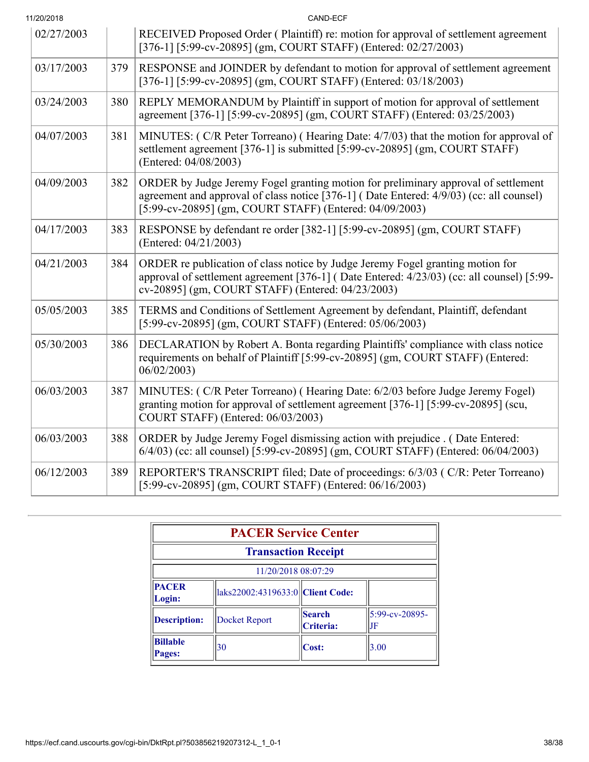| | | |
|---|---|---|
| 02/27/2003 | | RECEIVED Proposed Order ( Plaintiff) re: motion for approval of settlement agreement [376-1] [5:99-cv-20895] (gm, COURT STAFF) (Entered: 02/27/2003) |
| 03/17/2003 | 379 | RESPONSE and JOINDER by defendant to motion for approval of settlement agreement [376-1] [5:99-cv-20895] (gm, COURT STAFF) (Entered: 03/18/2003) |
| 03/24/2003 | 380 | REPLY MEMORANDUM by Plaintiff in support of motion for approval of settlement agreement [376-1] [5:99-cv-20895] (gm, COURT STAFF) (Entered: 03/25/2003) |
| 04/07/2003 | 381 | MINUTES: ( C/R Peter Torreano) ( Hearing Date: 4/7/03) that the motion for approval of settlement agreement [376-1] is submitted [5:99-cv-20895] (gm, COURT STAFF) (Entered: 04/08/2003) |
| 04/09/2003 | 382 | ORDER by Judge Jeremy Fogel granting motion for preliminary approval of settlement agreement and approval of class notice [376-1] ( Date Entered: 4/9/03) (cc: all counsel) [5:99-cv-20895] (gm, COURT STAFF) (Entered: 04/09/2003) |
| 04/17/2003 | 383 | RESPONSE by defendant re order [382-1] [5:99-cv-20895] (gm, COURT STAFF) (Entered: 04/21/2003) |
| 04/21/2003 | 384 | ORDER re publication of class notice by Judge Jeremy Fogel granting motion for approval of settlement agreement [376-1] ( Date Entered: 4/23/03) (cc: all counsel) [5:99-cv-20895] (gm, COURT STAFF) (Entered: 04/23/2003) |
| 05/05/2003 | 385 | TERMS and Conditions of Settlement Agreement by defendant, Plaintiff, defendant [5:99-cv-20895] (gm, COURT STAFF) (Entered: 05/06/2003) |
| 05/30/2003 | 386 | DECLARATION by Robert A. Bonta regarding Plaintiffs' compliance with class notice requirements on behalf of Plaintiff [5:99-cv-20895] (gm, COURT STAFF) (Entered: 06/02/2003) |
| 06/03/2003 | 387 | MINUTES: ( C/R Peter Torreano) ( Hearing Date: 6/2/03 before Judge Jeremy Fogel) granting motion for approval of settlement agreement [376-1] [5:99-cv-20895] (scu, COURT STAFF) (Entered: 06/03/2003) |
| 06/03/2003 | 388 | ORDER by Judge Jeremy Fogel dismissing action with prejudice . ( Date Entered: 6/4/03) (cc: all counsel) [5:99-cv-20895] (gm, COURT STAFF) (Entered: 06/04/2003) |
| 06/12/2003 | 389 | REPORTER'S TRANSCRIPT filed; Date of proceedings: 6/3/03 ( C/R: Peter Torreano) [5:99-cv-20895] (gm, COURT STAFF) (Entered: 06/16/2003) |

**PACER Service Center**

**Transaction Receipt**

11/20/2018 08:07:29

| | | | |
|---|---|---|---|
| **PACER Login:** | laks22002:4319633:0 | **Client Code:** | |
| **Description:** | Docket Report | **Search Criteria:** | 5:99-cv-20895-JF |
| **Billable Pages:** | 30 | **Cost:** | 3.00 |